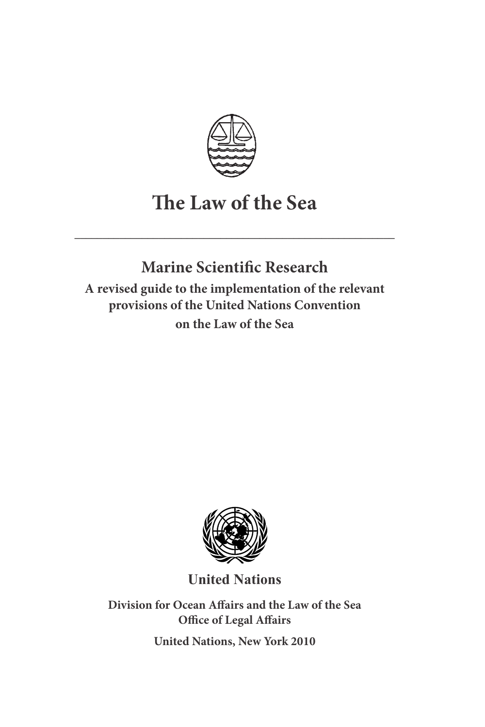# The Law of the Sea

## Marine Scientific Research

**A revised guide to the implementation of the relevant provisions of the United Nations Convention on the Law of the Sea**

**United Nations**

**Division for Ocean Affairs and the Law of the Sea**
**Office of Legal Affairs**

**United Nations, New York 2010**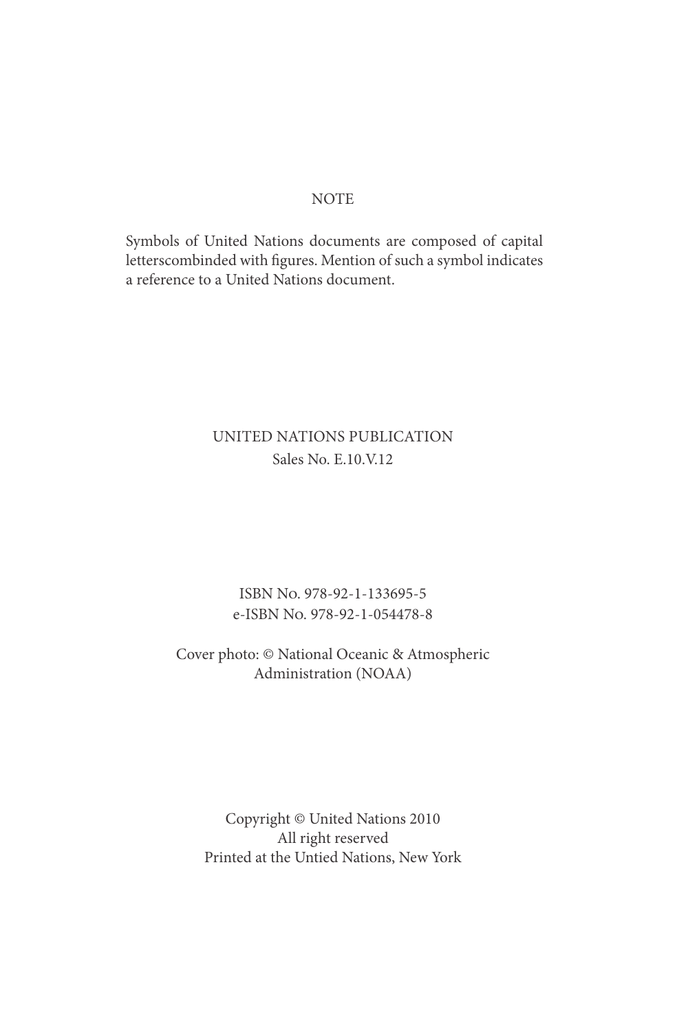NOTE

Symbols of United Nations documents are composed of capital letterscombinded with figures. Mention of such a symbol indicates a reference to a United Nations document.

UNITED NATIONS PUBLICATION
Sales No. E.10.V.12

ISBN No. 978-92-1-133695-5
e-ISBN No. 978-92-1-054478-8

Cover photo: © National Oceanic & Atmospheric Administration (NOAA)

Copyright © United Nations 2010
All right reserved
Printed at the Untied Nations, New York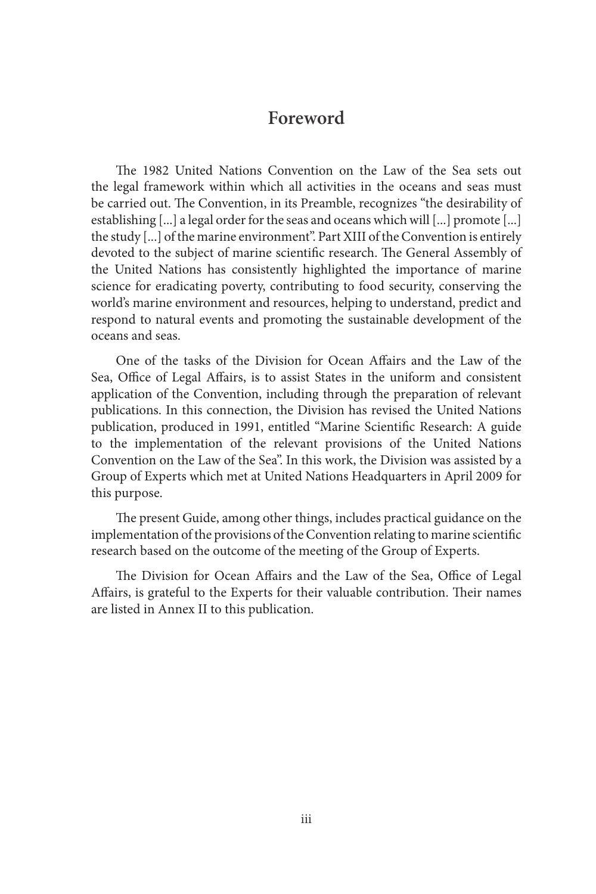# Foreword

The 1982 United Nations Convention on the Law of the Sea sets out the legal framework within which all activities in the oceans and seas must be carried out. The Convention, in its Preamble, recognizes "the desirability of establishing [...] a legal order for the seas and oceans which will [...] promote [...] the study [...] of the marine environment". Part XIII of the Convention is entirely devoted to the subject of marine scientific research. The General Assembly of the United Nations has consistently highlighted the importance of marine science for eradicating poverty, contributing to food security, conserving the world's marine environment and resources, helping to understand, predict and respond to natural events and promoting the sustainable development of the oceans and seas.

One of the tasks of the Division for Ocean Affairs and the Law of the Sea, Office of Legal Affairs, is to assist States in the uniform and consistent application of the Convention, including through the preparation of relevant publications. In this connection, the Division has revised the United Nations publication, produced in 1991, entitled "Marine Scientific Research: A guide to the implementation of the relevant provisions of the United Nations Convention on the Law of the Sea". In this work, the Division was assisted by a Group of Experts which met at United Nations Headquarters in April 2009 for this purpose.

The present Guide, among other things, includes practical guidance on the implementation of the provisions of the Convention relating to marine scientific research based on the outcome of the meeting of the Group of Experts.

The Division for Ocean Affairs and the Law of the Sea, Office of Legal Affairs, is grateful to the Experts for their valuable contribution. Their names are listed in Annex II to this publication.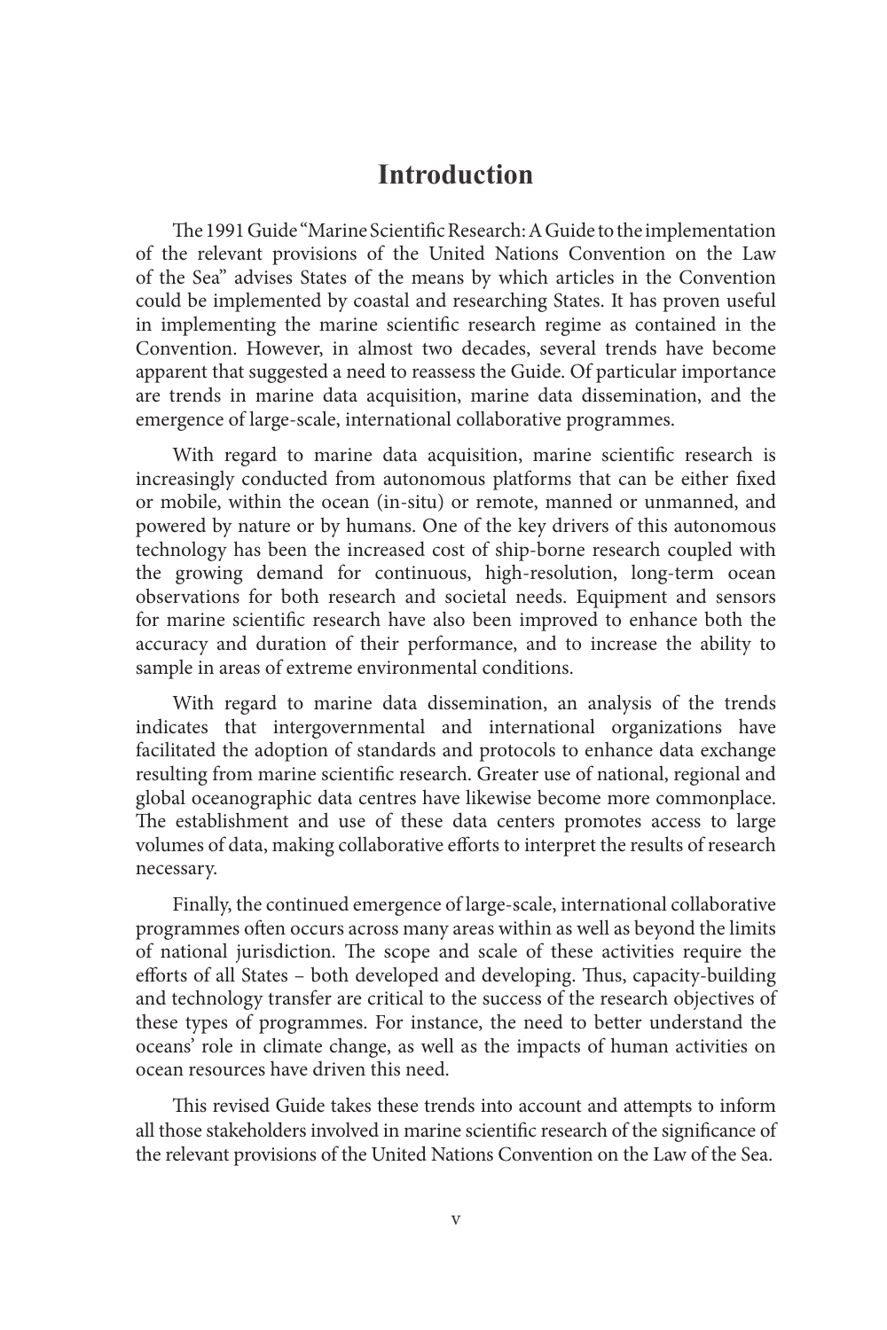# Introduction

The 1991 Guide "Marine Scientific Research: A Guide to the implementation of the relevant provisions of the United Nations Convention on the Law of the Sea" advises States of the means by which articles in the Convention could be implemented by coastal and researching States. It has proven useful in implementing the marine scientific research regime as contained in the Convention. However, in almost two decades, several trends have become apparent that suggested a need to reassess the Guide. Of particular importance are trends in marine data acquisition, marine data dissemination, and the emergence of large-scale, international collaborative programmes.

With regard to marine data acquisition, marine scientific research is increasingly conducted from autonomous platforms that can be either fixed or mobile, within the ocean (in-situ) or remote, manned or unmanned, and powered by nature or by humans. One of the key drivers of this autonomous technology has been the increased cost of ship-borne research coupled with the growing demand for continuous, high-resolution, long-term ocean observations for both research and societal needs. Equipment and sensors for marine scientific research have also been improved to enhance both the accuracy and duration of their performance, and to increase the ability to sample in areas of extreme environmental conditions.

With regard to marine data dissemination, an analysis of the trends indicates that intergovernmental and international organizations have facilitated the adoption of standards and protocols to enhance data exchange resulting from marine scientific research. Greater use of national, regional and global oceanographic data centres have likewise become more commonplace. The establishment and use of these data centers promotes access to large volumes of data, making collaborative efforts to interpret the results of research necessary.

Finally, the continued emergence of large-scale, international collaborative programmes often occurs across many areas within as well as beyond the limits of national jurisdiction. The scope and scale of these activities require the efforts of all States – both developed and developing. Thus, capacity-building and technology transfer are critical to the success of the research objectives of these types of programmes. For instance, the need to better understand the oceans' role in climate change, as well as the impacts of human activities on ocean resources have driven this need.

This revised Guide takes these trends into account and attempts to inform all those stakeholders involved in marine scientific research of the significance of the relevant provisions of the United Nations Convention on the Law of the Sea.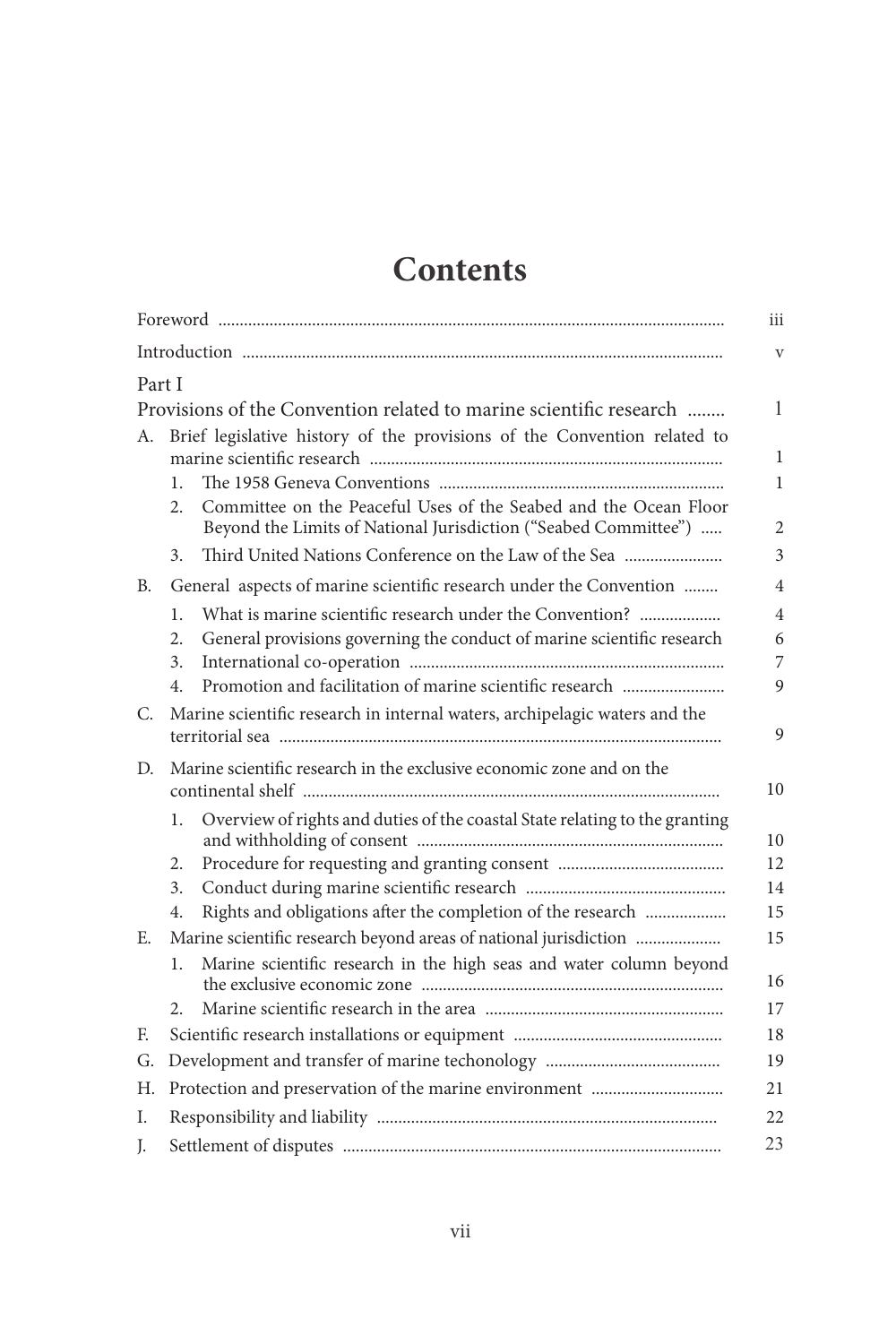# Contents

| | |
|---|---|
| Foreword | iii |
| Introduction | v |
| Part I<br>Provisions of the Convention related to marine scientific research | 1 |
| A. Brief legislative history of the provisions of the Convention related to marine scientific research | 1 |
| 1. The 1958 Geneva Conventions | 1 |
| 2. Committee on the Peaceful Uses of the Seabed and the Ocean Floor Beyond the Limits of National Jurisdiction ("Seabed Committee") | 2 |
| 3. Third United Nations Conference on the Law of the Sea | 3 |
| B. General aspects of marine scientific research under the Convention | 4 |
| 1. What is marine scientific research under the Convention? | 4 |
| 2. General provisions governing the conduct of marine scientific research | 6 |
| 3. International co-operation | 7 |
| 4. Promotion and facilitation of marine scientific research | 9 |
| C. Marine scientific research in internal waters, archipelagic waters and the territorial sea | 9 |
| D. Marine scientific research in the exclusive economic zone and on the continental shelf | 10 |
| 1. Overview of rights and duties of the coastal State relating to the granting and withholding of consent | 10 |
| 2. Procedure for requesting and granting consent | 12 |
| 3. Conduct during marine scientific research | 14 |
| 4. Rights and obligations after the completion of the research | 15 |
| E. Marine scientific research beyond areas of national jurisdiction | 15 |
| 1. Marine scientific research in the high seas and water column beyond the exclusive economic zone | 16 |
| 2. Marine scientific research in the area | 17 |
| F. Scientific research installations or equipment | 18 |
| G. Development and transfer of marine techonology | 19 |
| H. Protection and preservation of the marine environment | 21 |
| I. Responsibility and liability | 22 |
| J. Settlement of disputes | 23 |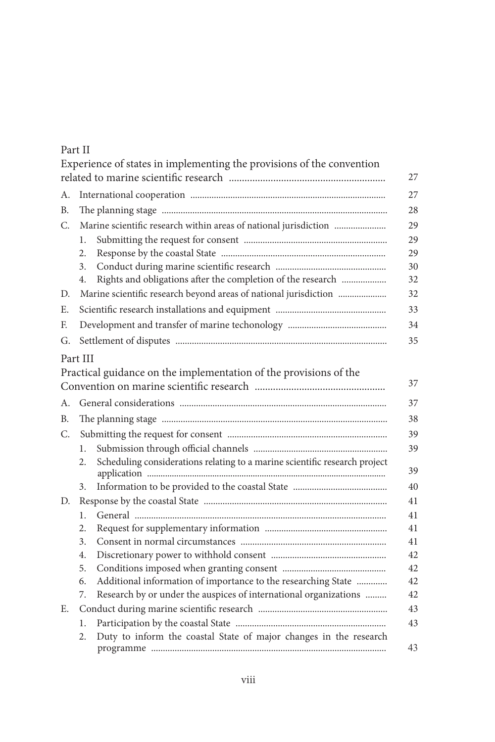Part II

Experience of states in implementing the provisions of the convention related to marine scientific research ........................................................... 27

A. International cooperation ........................................................................... 27

B. The planning stage ........................................................................................ 28

C. Marine scientific research within areas of national jurisdiction ...................... 29

   1. Submitting the request for consent ............................................................ 29
   2. Response by the coastal State ..................................................................... 29
   3. Conduct during marine scientific research .............................................. 30
   4. Rights and obligations after the completion of the research .................. 32

D. Marine scientific research beyond areas of national jurisdiction ..................... 32

E. Scientific research installations and equipment ............................................. 33

F. Development and transfer of marine techonology .......................................... 34

G. Settlement of disputes ......................................................................................... 35

Part III

Practical guidance on the implementation of the provisions of the Convention on marine scientific research ................................................. 37

A. General considerations ....................................................................................... 37

B. The planning stage ............................................................................................... 38

C. Submitting the request for consent ................................................................... 39

   1. Submission through official channels ......................................................... 39
   2. Scheduling considerations relating to a marine scientific research project application ....................................................................................... 39
   3. Information to be provided to the coastal State ........................................ 40

D. Response by the coastal State ............................................................................. 41

   1. General ........................................................................................................... 41
   2. Request for supplementary information .................................................... 41
   3. Consent in normal circumstances ............................................................. 41
   4. Discretionary power to withhold consent ................................................ 42
   5. Conditions imposed when granting consent ............................................ 42
   6. Additional information of importance to the researching State ............. 42
   7. Research by or under the auspices of international organizations ......... 42

E. Conduct during marine scientific research ....................................................... 43

   1. Participation by the coastal State ............................................................... 43
   2. Duty to inform the coastal State of major changes in the research programme ................................................................................................... 43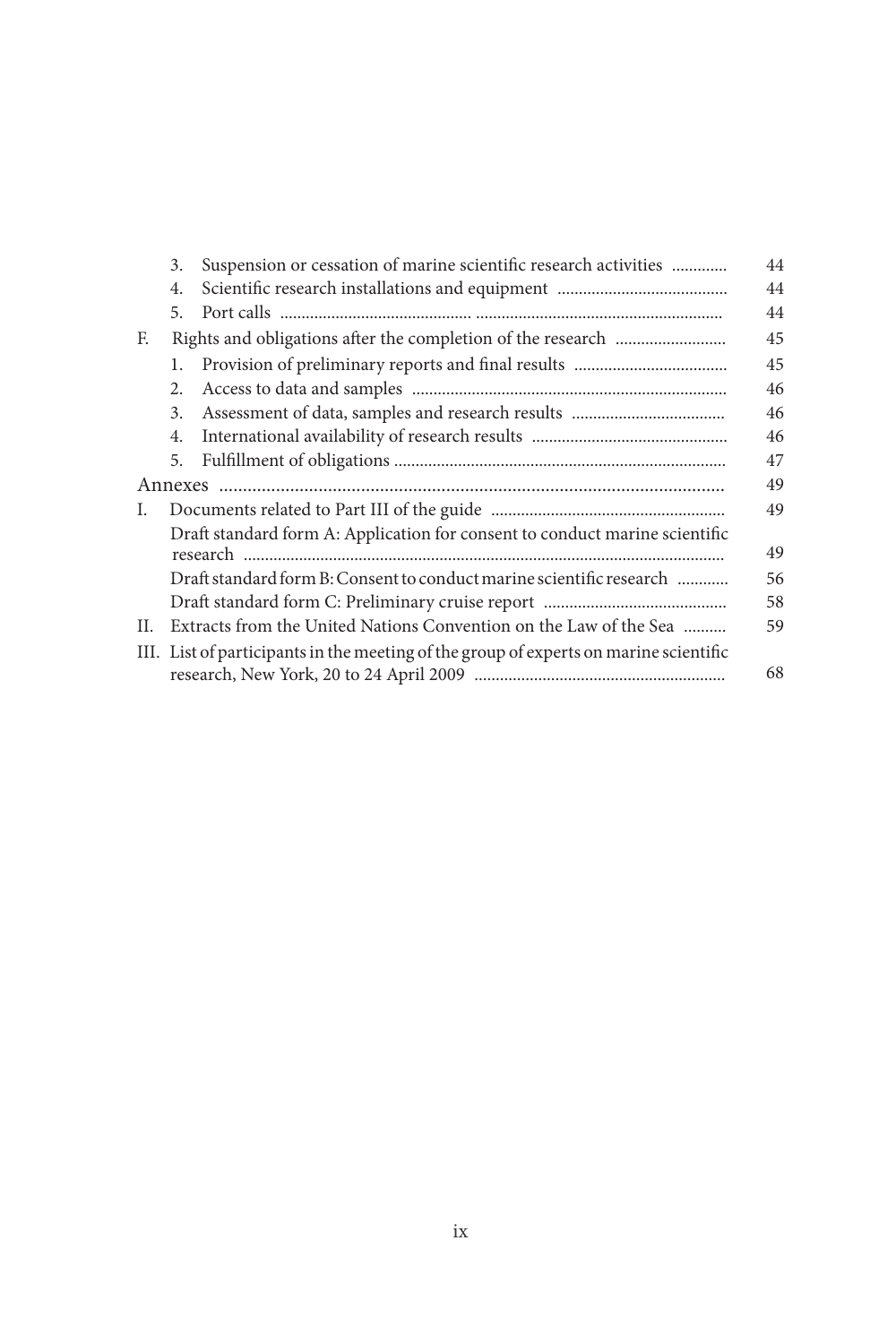| | | |
|---|---|---|
| | 3. Suspension or cessation of marine scientific research activities | 44 |
| | 4. Scientific research installations and equipment | 44 |
| | 5. Port calls | 44 |
| F. | Rights and obligations after the completion of the research | 45 |
| | 1. Provision of preliminary reports and final results | 45 |
| | 2. Access to data and samples | 46 |
| | 3. Assessment of data, samples and research results | 46 |
| | 4. International availability of research results | 46 |
| | 5. Fulfillment of obligations | 47 |
| Annexes | | 49 |
| I. | Documents related to Part III of the guide | 49 |
| | Draft standard form A: Application for consent to conduct marine scientific research | 49 |
| | Draft standard form B: Consent to conduct marine scientific research | 56 |
| | Draft standard form C: Preliminary cruise report | 58 |
| II. | Extracts from the United Nations Convention on the Law of the Sea | 59 |
| III. | List of participants in the meeting of the group of experts on marine scientific research, New York, 20 to 24 April 2009 | 68 |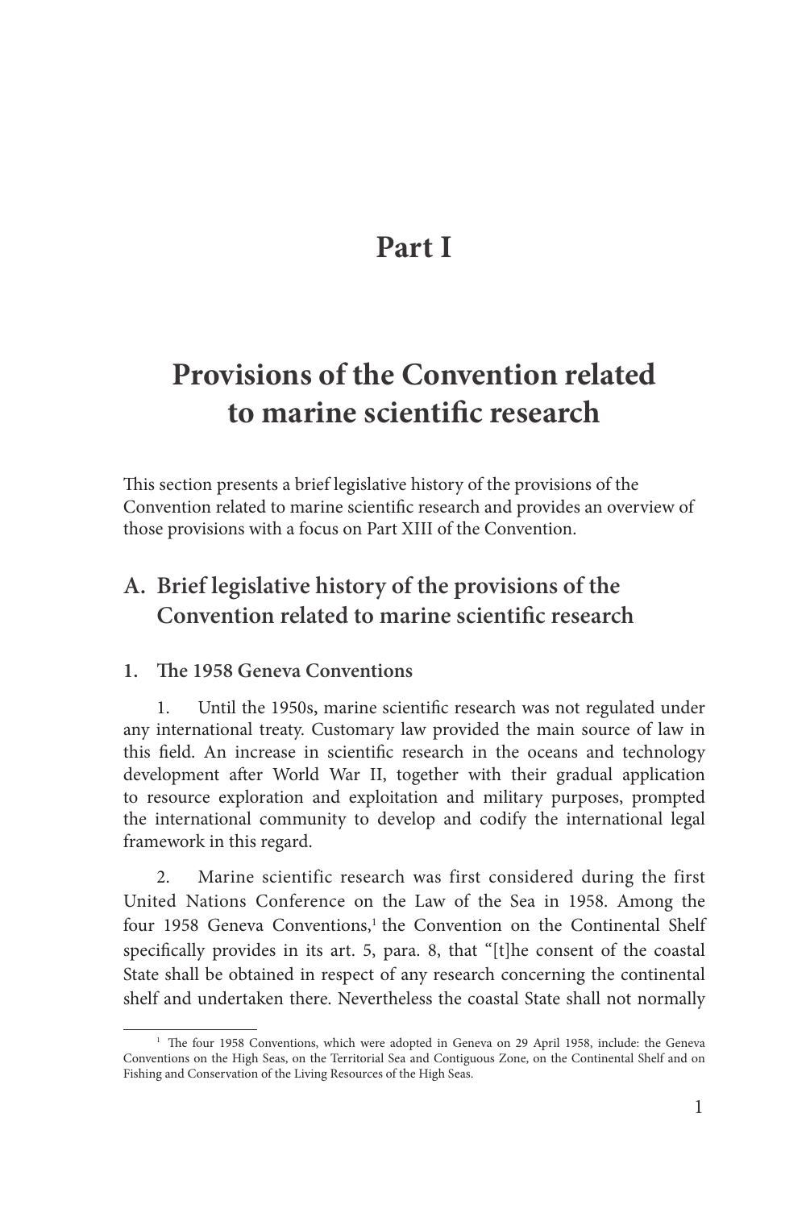# Part I

# Provisions of the Convention related to marine scientific research

This section presents a brief legislative history of the provisions of the Convention related to marine scientific research and provides an overview of those provisions with a focus on Part XIII of the Convention.

## A. Brief legislative history of the provisions of the Convention related to marine scientific research

### 1. The 1958 Geneva Conventions

1. Until the 1950s, marine scientific research was not regulated under any international treaty. Customary law provided the main source of law in this field. An increase in scientific research in the oceans and technology development after World War II, together with their gradual application to resource exploration and exploitation and military purposes, prompted the international community to develop and codify the international legal framework in this regard.

2. Marine scientific research was first considered during the first United Nations Conference on the Law of the Sea in 1958. Among the four 1958 Geneva Conventions,[1] the Convention on the Continental Shelf specifically provides in its art. 5, para. 8, that "[t]he consent of the coastal State shall be obtained in respect of any research concerning the continental shelf and undertaken there. Nevertheless the coastal State shall not normally

---

[1] The four 1958 Conventions, which were adopted in Geneva on 29 April 1958, include: the Geneva Conventions on the High Seas, on the Territorial Sea and Contiguous Zone, on the Continental Shelf and on Fishing and Conservation of the Living Resources of the High Seas.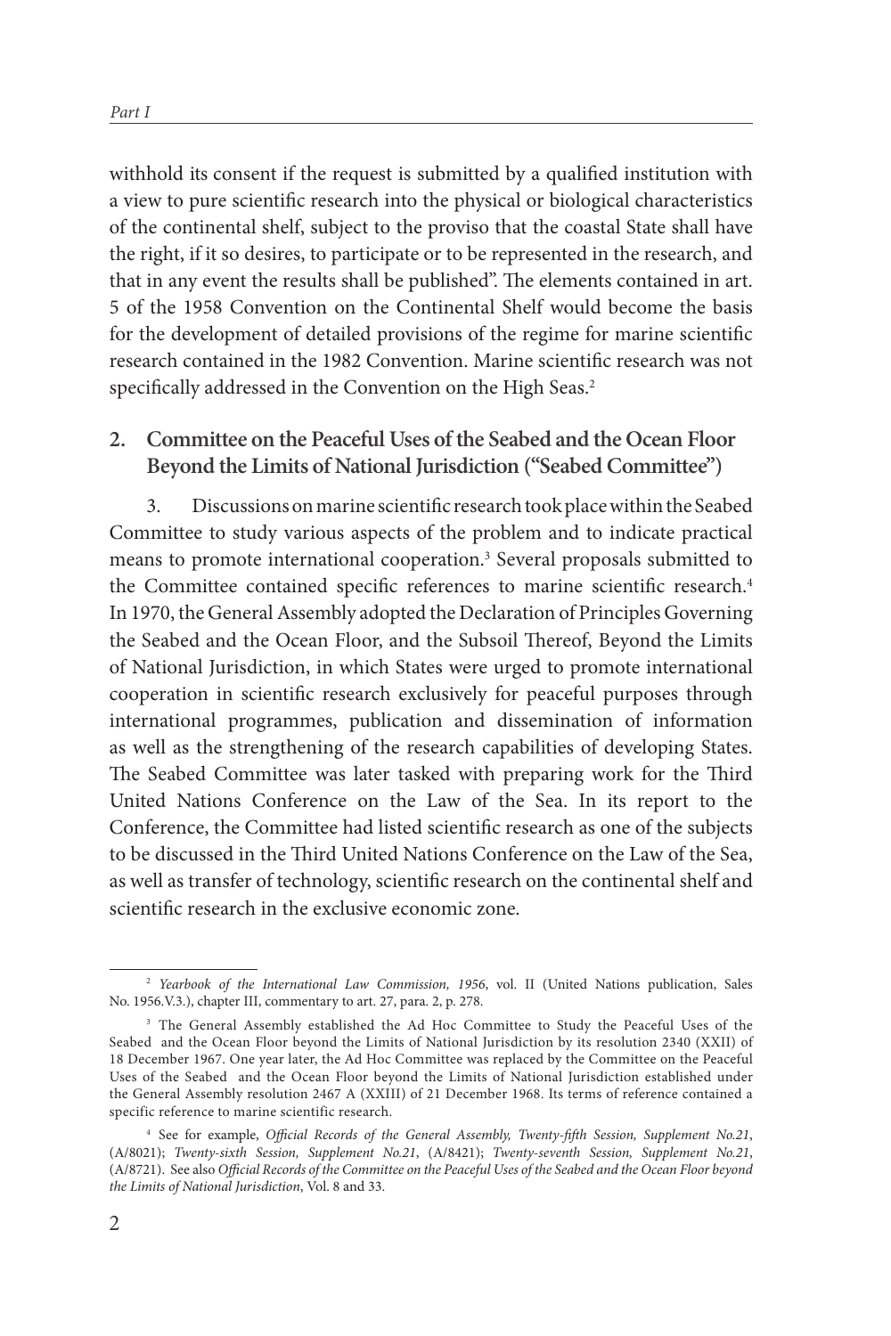withhold its consent if the request is submitted by a qualified institution with a view to pure scientific research into the physical or biological characteristics of the continental shelf, subject to the proviso that the coastal State shall have the right, if it so desires, to participate or to be represented in the research, and that in any event the results shall be published". The elements contained in art. 5 of the 1958 Convention on the Continental Shelf would become the basis for the development of detailed provisions of the regime for marine scientific research contained in the 1982 Convention. Marine scientific research was not specifically addressed in the Convention on the High Seas.[2]

## 2. Committee on the Peaceful Uses of the Seabed and the Ocean Floor Beyond the Limits of National Jurisdiction ("Seabed Committee")

3. Discussions on marine scientific research took place within the Seabed Committee to study various aspects of the problem and to indicate practical means to promote international cooperation.[3] Several proposals submitted to the Committee contained specific references to marine scientific research.[4] In 1970, the General Assembly adopted the Declaration of Principles Governing the Seabed and the Ocean Floor, and the Subsoil Thereof, Beyond the Limits of National Jurisdiction, in which States were urged to promote international cooperation in scientific research exclusively for peaceful purposes through international programmes, publication and dissemination of information as well as the strengthening of the research capabilities of developing States. The Seabed Committee was later tasked with preparing work for the Third United Nations Conference on the Law of the Sea. In its report to the Conference, the Committee had listed scientific research as one of the subjects to be discussed in the Third United Nations Conference on the Law of the Sea, as well as transfer of technology, scientific research on the continental shelf and scientific research in the exclusive economic zone.

---

[2] *Yearbook of the International Law Commission, 1956*, vol. II (United Nations publication, Sales No. 1956.V.3.), chapter III, commentary to art. 27, para. 2, p. 278.

[3] The General Assembly established the Ad Hoc Committee to Study the Peaceful Uses of the Seabed and the Ocean Floor beyond the Limits of National Jurisdiction by its resolution 2340 (XXII) of 18 December 1967. One year later, the Ad Hoc Committee was replaced by the Committee on the Peaceful Uses of the Seabed and the Ocean Floor beyond the Limits of National Jurisdiction established under the General Assembly resolution 2467 A (XXIII) of 21 December 1968. Its terms of reference contained a specific reference to marine scientific research.

[4] See for example, *Official Records of the General Assembly, Twenty-fifth Session, Supplement No.21*, (A/8021); *Twenty-sixth Session, Supplement No.21*, (A/8421); *Twenty-seventh Session, Supplement No.21*, (A/8721). See also *Official Records of the Committee on the Peaceful Uses of the Seabed and the Ocean Floor beyond the Limits of National Jurisdiction*, Vol. 8 and 33.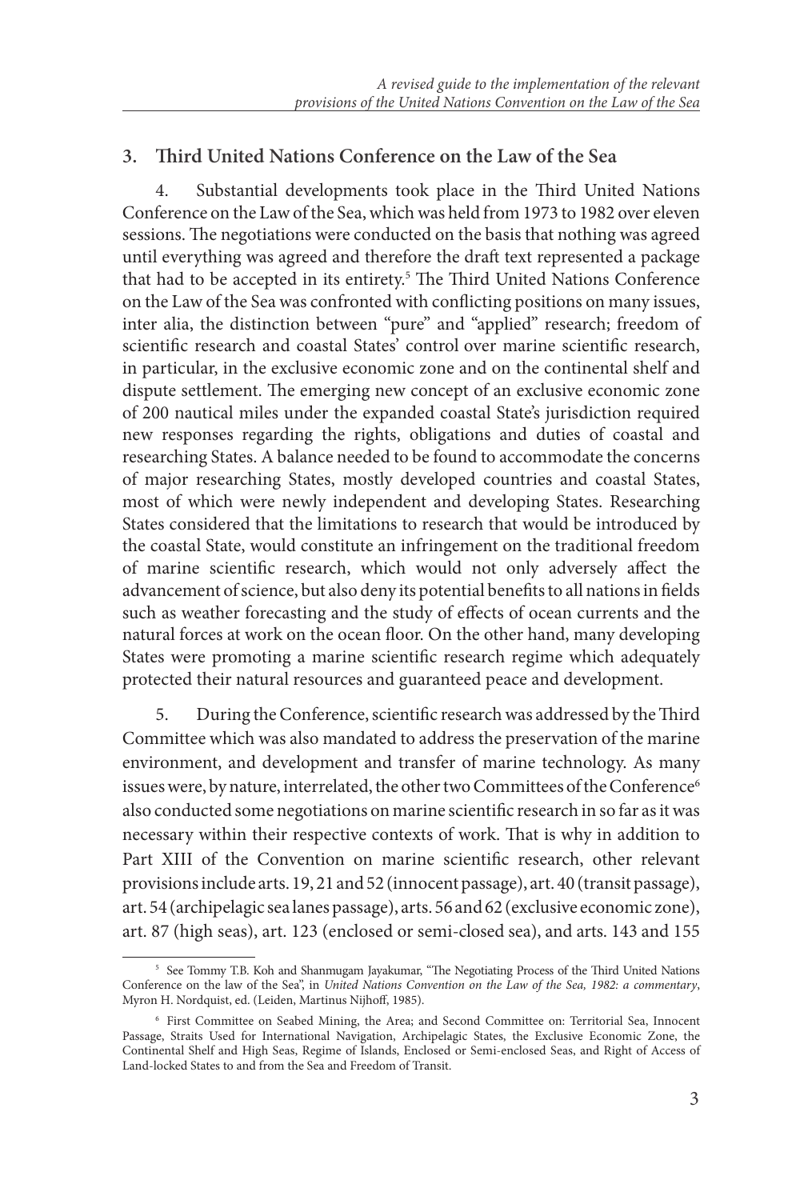## 3. Third United Nations Conference on the Law of the Sea

4. Substantial developments took place in the Third United Nations Conference on the Law of the Sea, which was held from 1973 to 1982 over eleven sessions. The negotiations were conducted on the basis that nothing was agreed until everything was agreed and therefore the draft text represented a package that had to be accepted in its entirety.[5] The Third United Nations Conference on the Law of the Sea was confronted with conflicting positions on many issues, inter alia, the distinction between "pure" and "applied" research; freedom of scientific research and coastal States' control over marine scientific research, in particular, in the exclusive economic zone and on the continental shelf and dispute settlement. The emerging new concept of an exclusive economic zone of 200 nautical miles under the expanded coastal State's jurisdiction required new responses regarding the rights, obligations and duties of coastal and researching States. A balance needed to be found to accommodate the concerns of major researching States, mostly developed countries and coastal States, most of which were newly independent and developing States. Researching States considered that the limitations to research that would be introduced by the coastal State, would constitute an infringement on the traditional freedom of marine scientific research, which would not only adversely affect the advancement of science, but also deny its potential benefits to all nations in fields such as weather forecasting and the study of effects of ocean currents and the natural forces at work on the ocean floor. On the other hand, many developing States were promoting a marine scientific research regime which adequately protected their natural resources and guaranteed peace and development.

5. During the Conference, scientific research was addressed by the Third Committee which was also mandated to address the preservation of the marine environment, and development and transfer of marine technology. As many issues were, by nature, interrelated, the other two Committees of the Conference[6] also conducted some negotiations on marine scientific research in so far as it was necessary within their respective contexts of work. That is why in addition to Part XIII of the Convention on marine scientific research, other relevant provisions include arts. 19, 21 and 52 (innocent passage), art. 40 (transit passage), art. 54 (archipelagic sea lanes passage), arts. 56 and 62 (exclusive economic zone), art. 87 (high seas), art. 123 (enclosed or semi-closed sea), and arts. 143 and 155

---

[5] See Tommy T.B. Koh and Shanmugam Jayakumar, "The Negotiating Process of the Third United Nations Conference on the law of the Sea", in *United Nations Convention on the Law of the Sea, 1982: a commentary*, Myron H. Nordquist, ed. (Leiden, Martinus Nijhoff, 1985).

[6] First Committee on Seabed Mining, the Area; and Second Committee on: Territorial Sea, Innocent Passage, Straits Used for International Navigation, Archipelagic States, the Exclusive Economic Zone, the Continental Shelf and High Seas, Regime of Islands, Enclosed or Semi-enclosed Seas, and Right of Access of Land-locked States to and from the Sea and Freedom of Transit.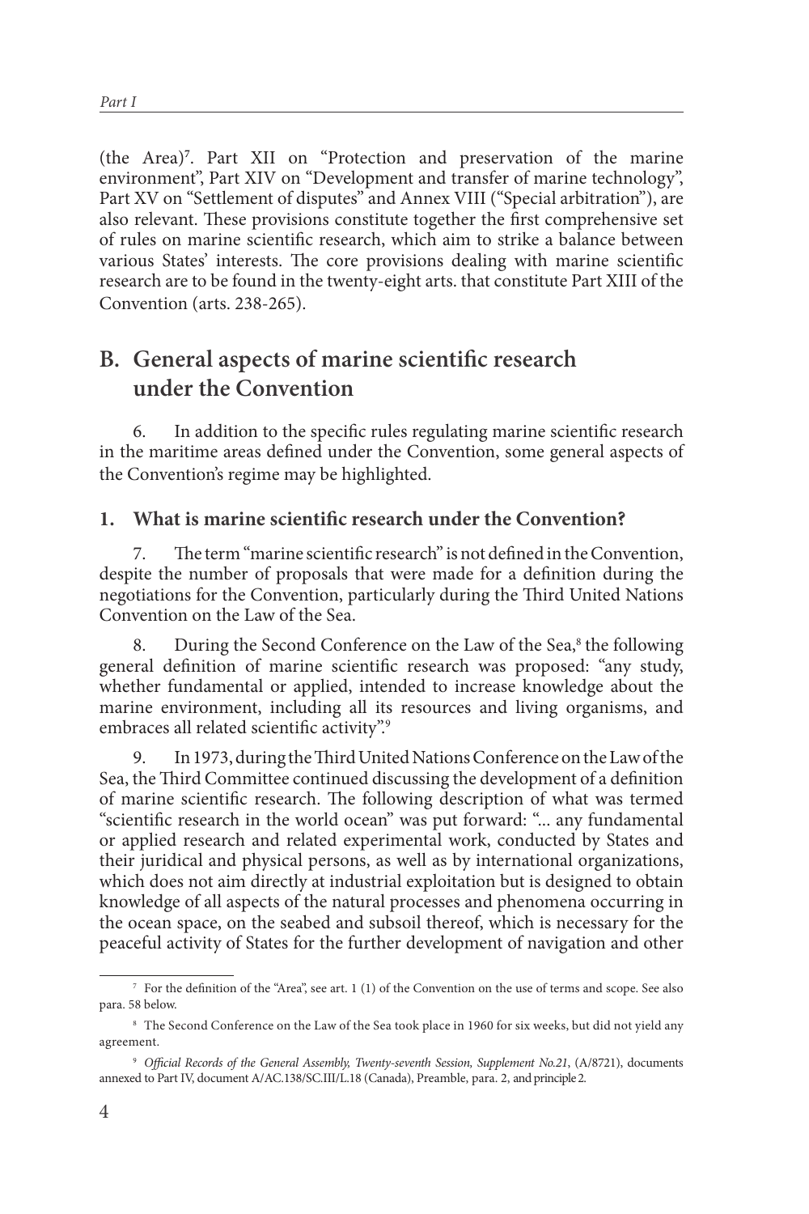(the Area)[7]. Part XII on "Protection and preservation of the marine environment", Part XIV on "Development and transfer of marine technology", Part XV on "Settlement of disputes" and Annex VIII ("Special arbitration"), are also relevant. These provisions constitute together the first comprehensive set of rules on marine scientific research, which aim to strike a balance between various States' interests. The core provisions dealing with marine scientific research are to be found in the twenty-eight arts. that constitute Part XIII of the Convention (arts. 238-265).

## B. General aspects of marine scientific research under the Convention

6. In addition to the specific rules regulating marine scientific research in the maritime areas defined under the Convention, some general aspects of the Convention's regime may be highlighted.

### 1. What is marine scientific research under the Convention?

7. The term "marine scientific research" is not defined in the Convention, despite the number of proposals that were made for a definition during the negotiations for the Convention, particularly during the Third United Nations Convention on the Law of the Sea.

8. During the Second Conference on the Law of the Sea,[8] the following general definition of marine scientific research was proposed: "any study, whether fundamental or applied, intended to increase knowledge about the marine environment, including all its resources and living organisms, and embraces all related scientific activity".[9]

9. In 1973, during the Third United Nations Conference on the Law of the Sea, the Third Committee continued discussing the development of a definition of marine scientific research. The following description of what was termed "scientific research in the world ocean" was put forward: "... any fundamental or applied research and related experimental work, conducted by States and their juridical and physical persons, as well as by international organizations, which does not aim directly at industrial exploitation but is designed to obtain knowledge of all aspects of the natural processes and phenomena occurring in the ocean space, on the seabed and subsoil thereof, which is necessary for the peaceful activity of States for the further development of navigation and other

---

[7] For the definition of the "Area", see art. 1 (1) of the Convention on the use of terms and scope. See also para. 58 below.

[8] The Second Conference on the Law of the Sea took place in 1960 for six weeks, but did not yield any agreement.

[9] *Official Records of the General Assembly, Twenty-seventh Session, Supplement No.21*, (A/8721), documents annexed to Part IV, document A/AC.138/SC.III/L.18 (Canada), Preamble, para. 2, and principle 2.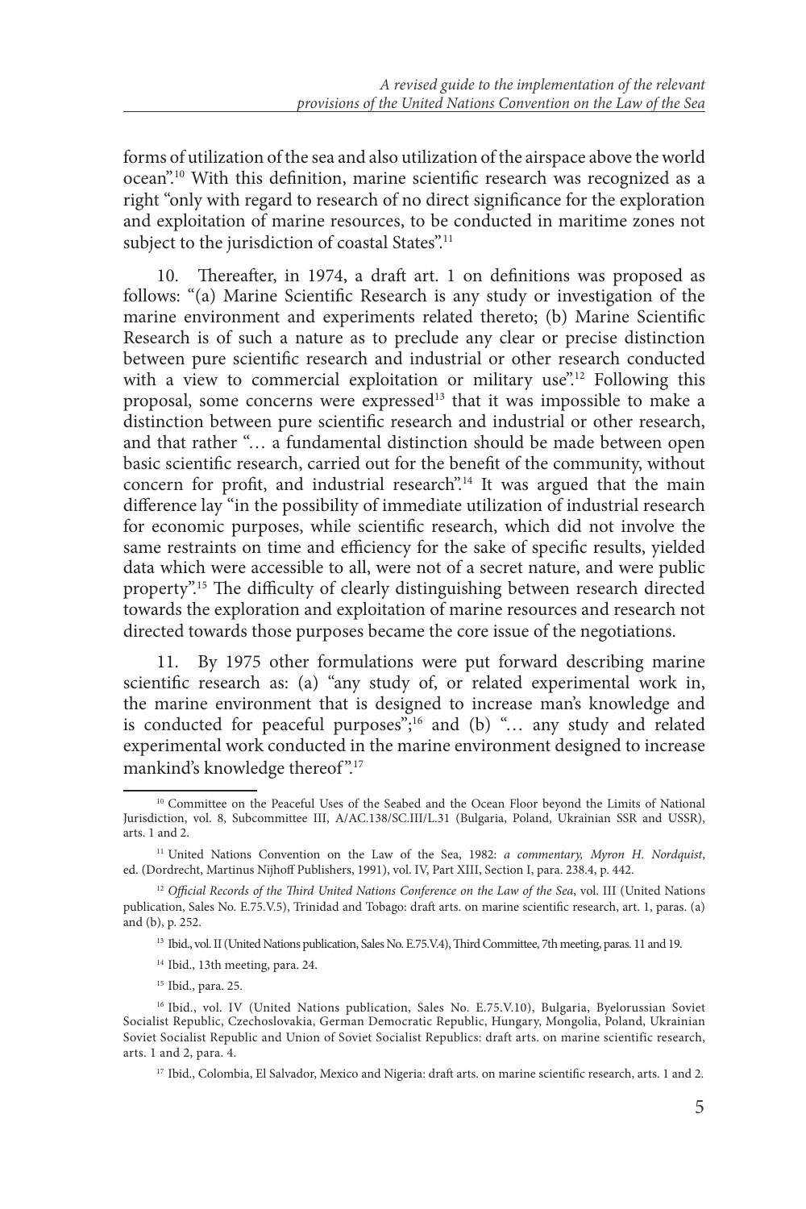forms of utilization of the sea and also utilization of the airspace above the world ocean".[10] With this definition, marine scientific research was recognized as a right "only with regard to research of no direct significance for the exploration and exploitation of marine resources, to be conducted in maritime zones not subject to the jurisdiction of coastal States".[11]

10. Thereafter, in 1974, a draft art. 1 on definitions was proposed as follows: "(a) Marine Scientific Research is any study or investigation of the marine environment and experiments related thereto; (b) Marine Scientific Research is of such a nature as to preclude any clear or precise distinction between pure scientific research and industrial or other research conducted with a view to commercial exploitation or military use".[12] Following this proposal, some concerns were expressed[13] that it was impossible to make a distinction between pure scientific research and industrial or other research, and that rather "… a fundamental distinction should be made between open basic scientific research, carried out for the benefit of the community, without concern for profit, and industrial research".[14] It was argued that the main difference lay "in the possibility of immediate utilization of industrial research for economic purposes, while scientific research, which did not involve the same restraints on time and efficiency for the sake of specific results, yielded data which were accessible to all, were not of a secret nature, and were public property".[15] The difficulty of clearly distinguishing between research directed towards the exploration and exploitation of marine resources and research not directed towards those purposes became the core issue of the negotiations.

11. By 1975 other formulations were put forward describing marine scientific research as: (a) "any study of, or related experimental work in, the marine environment that is designed to increase man's knowledge and is conducted for peaceful purposes";[16] and (b) "… any study and related experimental work conducted in the marine environment designed to increase mankind's knowledge thereof".[17]

---

[10] Committee on the Peaceful Uses of the Seabed and the Ocean Floor beyond the Limits of National Jurisdiction, vol. 8, Subcommittee III, A/AC.138/SC.III/L.31 (Bulgaria, Poland, Ukrainian SSR and USSR), arts. 1 and 2.

[11] United Nations Convention on the Law of the Sea, 1982: *a commentary, Myron H. Nordquist*, ed. (Dordrecht, Martinus Nijhoff Publishers, 1991), vol. IV, Part XIII, Section I, para. 238.4, p. 442.

[12] *Official Records of the Third United Nations Conference on the Law of the Sea*, vol. III (United Nations publication, Sales No. E.75.V.5), Trinidad and Tobago: draft arts. on marine scientific research, art. 1, paras. (a) and (b), p. 252.

[13] Ibid., vol. II (United Nations publication, Sales No. E.75.V.4), Third Committee, 7th meeting, paras. 11 and 19.

[14] Ibid., 13th meeting, para. 24.

[15] Ibid., para. 25.

[16] Ibid., vol. IV (United Nations publication, Sales No. E.75.V.10), Bulgaria, Byelorussian Soviet Socialist Republic, Czechoslovakia, German Democratic Republic, Hungary, Mongolia, Poland, Ukrainian Soviet Socialist Republic and Union of Soviet Socialist Republics: draft arts. on marine scientific research, arts. 1 and 2, para. 4.

[17] Ibid., Colombia, El Salvador, Mexico and Nigeria: draft arts. on marine scientific research, arts. 1 and 2.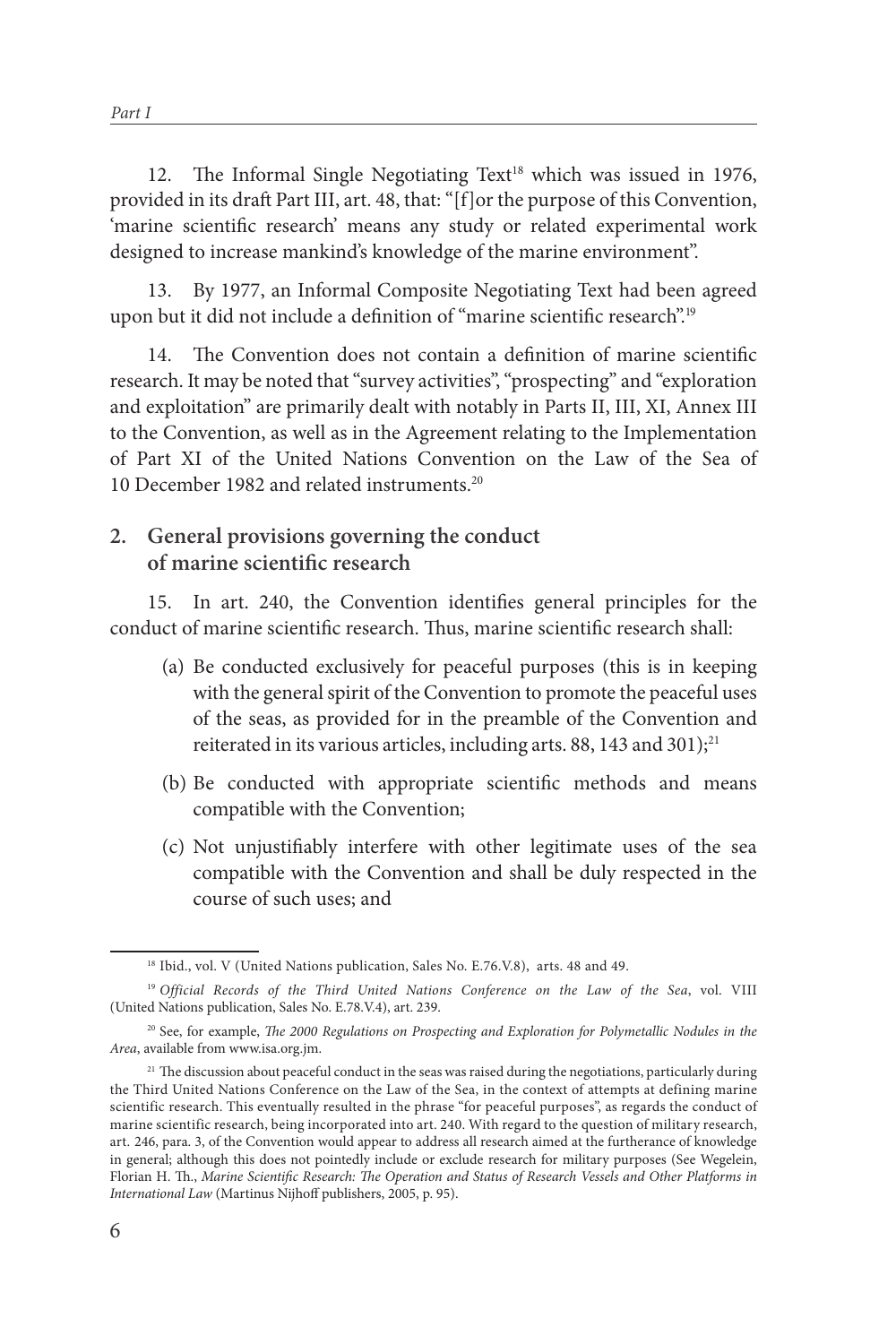12. The Informal Single Negotiating Text[18] which was issued in 1976, provided in its draft Part III, art. 48, that: "[f]or the purpose of this Convention, 'marine scientific research' means any study or related experimental work designed to increase mankind's knowledge of the marine environment".

13. By 1977, an Informal Composite Negotiating Text had been agreed upon but it did not include a definition of "marine scientific research".[19]

14. The Convention does not contain a definition of marine scientific research. It may be noted that "survey activities", "prospecting" and "exploration and exploitation" are primarily dealt with notably in Parts II, III, XI, Annex III to the Convention, as well as in the Agreement relating to the Implementation of Part XI of the United Nations Convention on the Law of the Sea of 10 December 1982 and related instruments.[20]

## 2. General provisions governing the conduct of marine scientific research

15. In art. 240, the Convention identifies general principles for the conduct of marine scientific research. Thus, marine scientific research shall:

(a) Be conducted exclusively for peaceful purposes (this is in keeping with the general spirit of the Convention to promote the peaceful uses of the seas, as provided for in the preamble of the Convention and reiterated in its various articles, including arts. 88, 143 and 301);[21]

(b) Be conducted with appropriate scientific methods and means compatible with the Convention;

(c) Not unjustifiably interfere with other legitimate uses of the sea compatible with the Convention and shall be duly respected in the course of such uses; and

---

[18] Ibid., vol. V (United Nations publication, Sales No. E.76.V.8), arts. 48 and 49.

[19] *Official Records of the Third United Nations Conference on the Law of the Sea*, vol. VIII (United Nations publication, Sales No. E.78.V.4), art. 239.

[20] See, for example, *The 2000 Regulations on Prospecting and Exploration for Polymetallic Nodules in the Area*, available from www.isa.org.jm.

[21] The discussion about peaceful conduct in the seas was raised during the negotiations, particularly during the Third United Nations Conference on the Law of the Sea, in the context of attempts at defining marine scientific research. This eventually resulted in the phrase "for peaceful purposes", as regards the conduct of marine scientific research, being incorporated into art. 240. With regard to the question of military research, art. 246, para. 3, of the Convention would appear to address all research aimed at the furtherance of knowledge in general; although this does not pointedly include or exclude research for military purposes (See Wegelein, Florian H. Th., *Marine Scientific Research: The Operation and Status of Research Vessels and Other Platforms in International Law* (Martinus Nijhoff publishers, 2005, p. 95).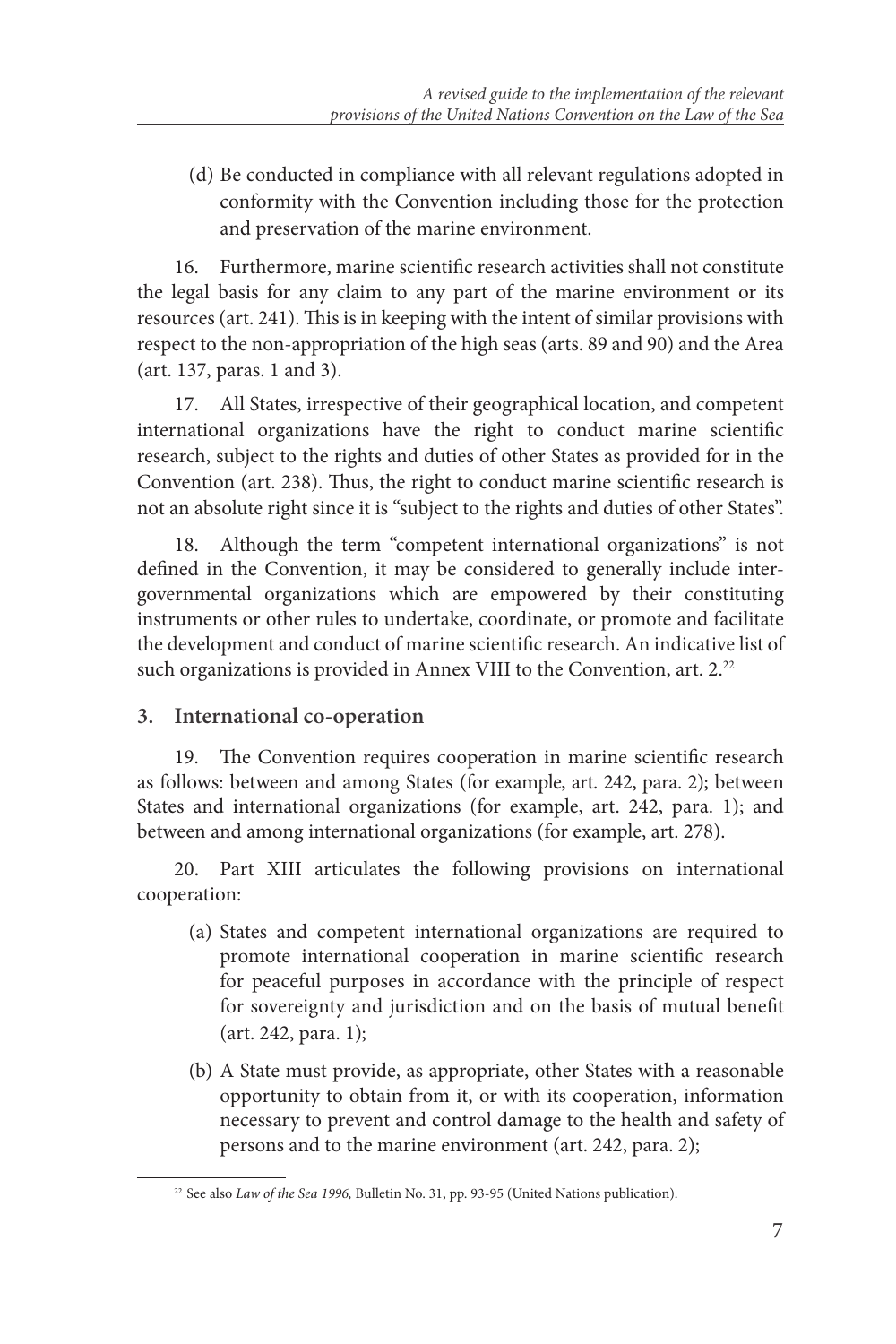(d) Be conducted in compliance with all relevant regulations adopted in conformity with the Convention including those for the protection and preservation of the marine environment.

16. Furthermore, marine scientific research activities shall not constitute the legal basis for any claim to any part of the marine environment or its resources (art. 241). This is in keeping with the intent of similar provisions with respect to the non-appropriation of the high seas (arts. 89 and 90) and the Area (art. 137, paras. 1 and 3).

17. All States, irrespective of their geographical location, and competent international organizations have the right to conduct marine scientific research, subject to the rights and duties of other States as provided for in the Convention (art. 238). Thus, the right to conduct marine scientific research is not an absolute right since it is "subject to the rights and duties of other States".

18. Although the term "competent international organizations" is not defined in the Convention, it may be considered to generally include inter-governmental organizations which are empowered by their constituting instruments or other rules to undertake, coordinate, or promote and facilitate the development and conduct of marine scientific research. An indicative list of such organizations is provided in Annex VIII to the Convention, art. 2.[22]

### 3. International co-operation

19. The Convention requires cooperation in marine scientific research as follows: between and among States (for example, art. 242, para. 2); between States and international organizations (for example, art. 242, para. 1); and between and among international organizations (for example, art. 278).

20. Part XIII articulates the following provisions on international cooperation:

(a) States and competent international organizations are required to promote international cooperation in marine scientific research for peaceful purposes in accordance with the principle of respect for sovereignty and jurisdiction and on the basis of mutual benefit (art. 242, para. 1);

(b) A State must provide, as appropriate, other States with a reasonable opportunity to obtain from it, or with its cooperation, information necessary to prevent and control damage to the health and safety of persons and to the marine environment (art. 242, para. 2);

[22] See also *Law of the Sea 1996,* Bulletin No. 31, pp. 93-95 (United Nations publication).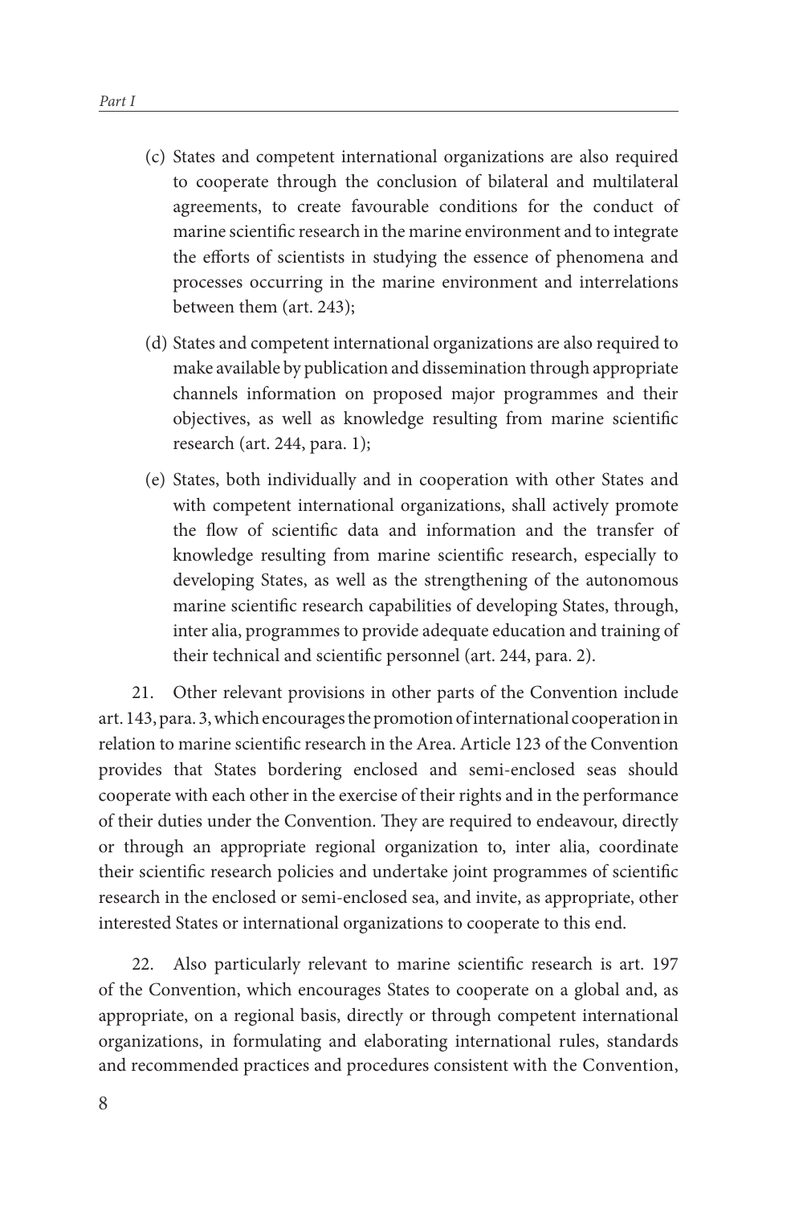(c) States and competent international organizations are also required to cooperate through the conclusion of bilateral and multilateral agreements, to create favourable conditions for the conduct of marine scientific research in the marine environment and to integrate the efforts of scientists in studying the essence of phenomena and processes occurring in the marine environment and interrelations between them (art. 243);

(d) States and competent international organizations are also required to make available by publication and dissemination through appropriate channels information on proposed major programmes and their objectives, as well as knowledge resulting from marine scientific research (art. 244, para. 1);

(e) States, both individually and in cooperation with other States and with competent international organizations, shall actively promote the flow of scientific data and information and the transfer of knowledge resulting from marine scientific research, especially to developing States, as well as the strengthening of the autonomous marine scientific research capabilities of developing States, through, inter alia, programmes to provide adequate education and training of their technical and scientific personnel (art. 244, para. 2).

21. Other relevant provisions in other parts of the Convention include art. 143, para. 3, which encourages the promotion of international cooperation in relation to marine scientific research in the Area. Article 123 of the Convention provides that States bordering enclosed and semi-enclosed seas should cooperate with each other in the exercise of their rights and in the performance of their duties under the Convention. They are required to endeavour, directly or through an appropriate regional organization to, inter alia, coordinate their scientific research policies and undertake joint programmes of scientific research in the enclosed or semi-enclosed sea, and invite, as appropriate, other interested States or international organizations to cooperate to this end.

22. Also particularly relevant to marine scientific research is art. 197 of the Convention, which encourages States to cooperate on a global and, as appropriate, on a regional basis, directly or through competent international organizations, in formulating and elaborating international rules, standards and recommended practices and procedures consistent with the Convention,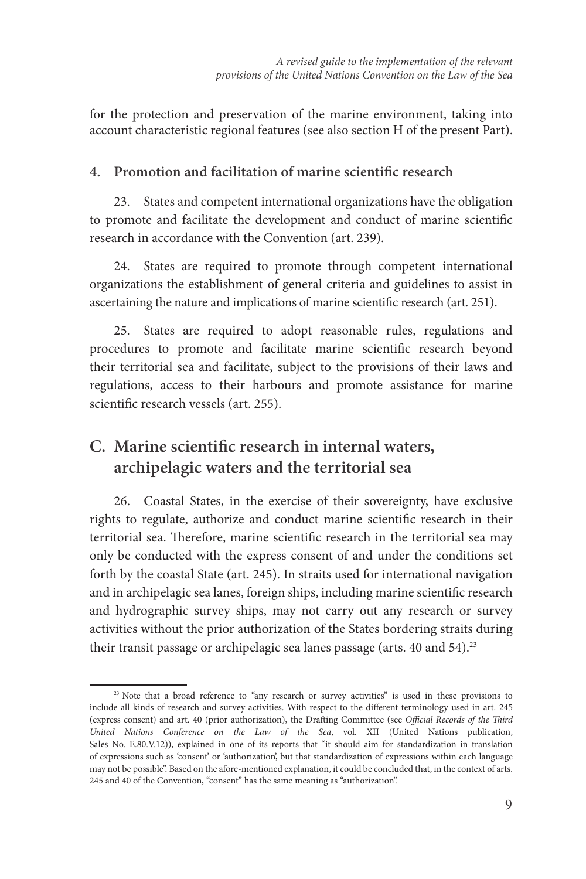for the protection and preservation of the marine environment, taking into account characteristic regional features (see also section H of the present Part).

### 4. Promotion and facilitation of marine scientific research

23. States and competent international organizations have the obligation to promote and facilitate the development and conduct of marine scientific research in accordance with the Convention (art. 239).

24. States are required to promote through competent international organizations the establishment of general criteria and guidelines to assist in ascertaining the nature and implications of marine scientific research (art. 251).

25. States are required to adopt reasonable rules, regulations and procedures to promote and facilitate marine scientific research beyond their territorial sea and facilitate, subject to the provisions of their laws and regulations, access to their harbours and promote assistance for marine scientific research vessels (art. 255).

## C. Marine scientific research in internal waters, archipelagic waters and the territorial sea

26. Coastal States, in the exercise of their sovereignty, have exclusive rights to regulate, authorize and conduct marine scientific research in their territorial sea. Therefore, marine scientific research in the territorial sea may only be conducted with the express consent of and under the conditions set forth by the coastal State (art. 245). In straits used for international navigation and in archipelagic sea lanes, foreign ships, including marine scientific research and hydrographic survey ships, may not carry out any research or survey activities without the prior authorization of the States bordering straits during their transit passage or archipelagic sea lanes passage (arts. 40 and 54).[23]

[23] Note that a broad reference to "any research or survey activities" is used in these provisions to include all kinds of research and survey activities. With respect to the different terminology used in art. 245 (express consent) and art. 40 (prior authorization), the Drafting Committee (see *Official Records of the Third United Nations Conference on the Law of the Sea*, vol. XII (United Nations publication, Sales No. E.80.V.12)), explained in one of its reports that "it should aim for standardization in translation of expressions such as 'consent' or 'authorization', but that standardization of expressions within each language may not be possible". Based on the afore-mentioned explanation, it could be concluded that, in the context of arts. 245 and 40 of the Convention, "consent" has the same meaning as "authorization".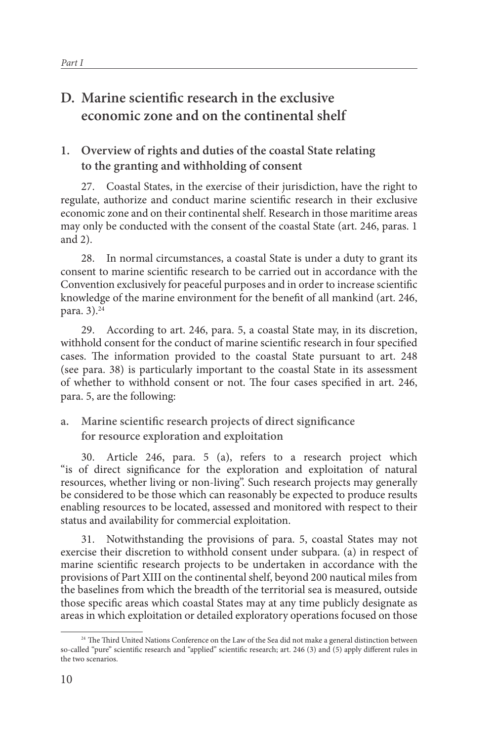## D. Marine scientific research in the exclusive economic zone and on the continental shelf

### 1. Overview of rights and duties of the coastal State relating to the granting and withholding of consent

27. Coastal States, in the exercise of their jurisdiction, have the right to regulate, authorize and conduct marine scientific research in their exclusive economic zone and on their continental shelf. Research in those maritime areas may only be conducted with the consent of the coastal State (art. 246, paras. 1 and 2).

28. In normal circumstances, a coastal State is under a duty to grant its consent to marine scientific research to be carried out in accordance with the Convention exclusively for peaceful purposes and in order to increase scientific knowledge of the marine environment for the benefit of all mankind (art. 246, para. 3).[24]

29. According to art. 246, para. 5, a coastal State may, in its discretion, withhold consent for the conduct of marine scientific research in four specified cases. The information provided to the coastal State pursuant to art. 248 (see para. 38) is particularly important to the coastal State in its assessment of whether to withhold consent or not. The four cases specified in art. 246, para. 5, are the following:

#### a. Marine scientific research projects of direct significance for resource exploration and exploitation

30. Article 246, para. 5 (a), refers to a research project which "is of direct significance for the exploration and exploitation of natural resources, whether living or non-living". Such research projects may generally be considered to be those which can reasonably be expected to produce results enabling resources to be located, assessed and monitored with respect to their status and availability for commercial exploitation.

31. Notwithstanding the provisions of para. 5, coastal States may not exercise their discretion to withhold consent under subpara. (a) in respect of marine scientific research projects to be undertaken in accordance with the provisions of Part XIII on the continental shelf, beyond 200 nautical miles from the baselines from which the breadth of the territorial sea is measured, outside those specific areas which coastal States may at any time publicly designate as areas in which exploitation or detailed exploratory operations focused on those

[24] The Third United Nations Conference on the Law of the Sea did not make a general distinction between so-called "pure" scientific research and "applied" scientific research; art. 246 (3) and (5) apply different rules in the two scenarios.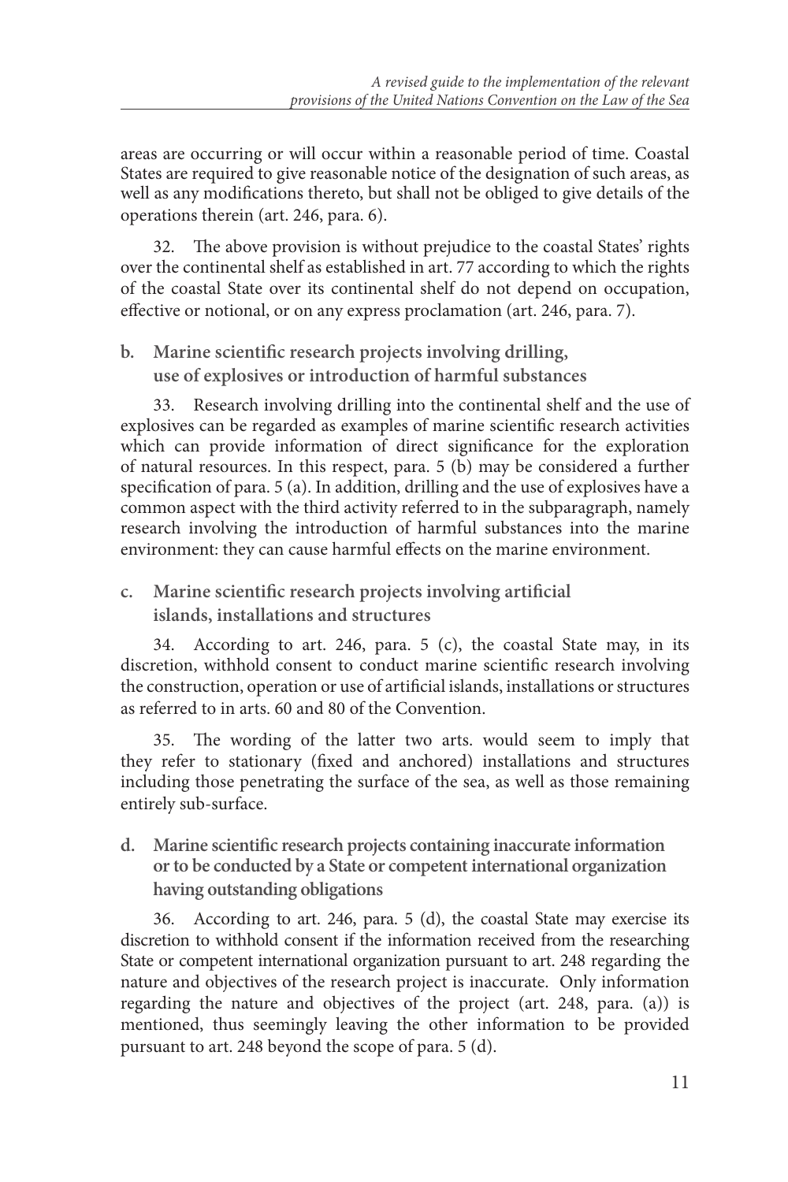areas are occurring or will occur within a reasonable period of time. Coastal States are required to give reasonable notice of the designation of such areas, as well as any modifications thereto, but shall not be obliged to give details of the operations therein (art. 246, para. 6).

32. The above provision is without prejudice to the coastal States' rights over the continental shelf as established in art. 77 according to which the rights of the coastal State over its continental shelf do not depend on occupation, effective or notional, or on any express proclamation (art. 246, para. 7).

### b. Marine scientific research projects involving drilling, use of explosives or introduction of harmful substances

33. Research involving drilling into the continental shelf and the use of explosives can be regarded as examples of marine scientific research activities which can provide information of direct significance for the exploration of natural resources. In this respect, para. 5 (b) may be considered a further specification of para. 5 (a). In addition, drilling and the use of explosives have a common aspect with the third activity referred to in the subparagraph, namely research involving the introduction of harmful substances into the marine environment: they can cause harmful effects on the marine environment.

### c. Marine scientific research projects involving artificial islands, installations and structures

34. According to art. 246, para. 5 (c), the coastal State may, in its discretion, withhold consent to conduct marine scientific research involving the construction, operation or use of artificial islands, installations or structures as referred to in arts. 60 and 80 of the Convention.

35. The wording of the latter two arts. would seem to imply that they refer to stationary (fixed and anchored) installations and structures including those penetrating the surface of the sea, as well as those remaining entirely sub-surface.

### d. Marine scientific research projects containing inaccurate information or to be conducted by a State or competent international organization having outstanding obligations

36. According to art. 246, para. 5 (d), the coastal State may exercise its discretion to withhold consent if the information received from the researching State or competent international organization pursuant to art. 248 regarding the nature and objectives of the research project is inaccurate. Only information regarding the nature and objectives of the project (art. 248, para. (a)) is mentioned, thus seemingly leaving the other information to be provided pursuant to art. 248 beyond the scope of para. 5 (d).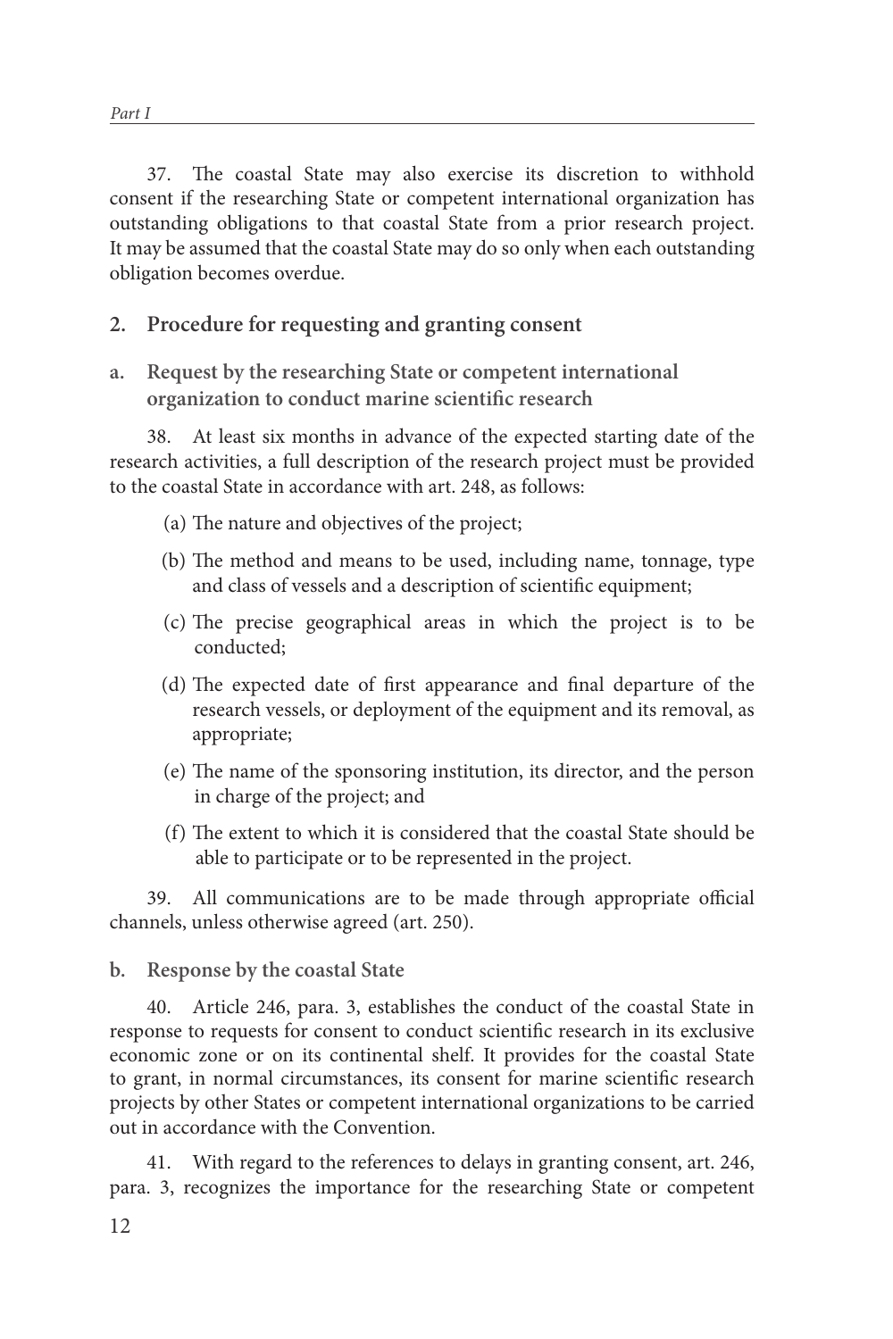37. The coastal State may also exercise its discretion to withhold consent if the researching State or competent international organization has outstanding obligations to that coastal State from a prior research project. It may be assumed that the coastal State may do so only when each outstanding obligation becomes overdue.

## 2. Procedure for requesting and granting consent

### a. Request by the researching State or competent international organization to conduct marine scientific research

38. At least six months in advance of the expected starting date of the research activities, a full description of the research project must be provided to the coastal State in accordance with art. 248, as follows:

(a) The nature and objectives of the project;

(b) The method and means to be used, including name, tonnage, type and class of vessels and a description of scientific equipment;

(c) The precise geographical areas in which the project is to be conducted;

(d) The expected date of first appearance and final departure of the research vessels, or deployment of the equipment and its removal, as appropriate;

(e) The name of the sponsoring institution, its director, and the person in charge of the project; and

(f) The extent to which it is considered that the coastal State should be able to participate or to be represented in the project.

39. All communications are to be made through appropriate official channels, unless otherwise agreed (art. 250).

### b. Response by the coastal State

40. Article 246, para. 3, establishes the conduct of the coastal State in response to requests for consent to conduct scientific research in its exclusive economic zone or on its continental shelf. It provides for the coastal State to grant, in normal circumstances, its consent for marine scientific research projects by other States or competent international organizations to be carried out in accordance with the Convention.

41. With regard to the references to delays in granting consent, art. 246, para. 3, recognizes the importance for the researching State or competent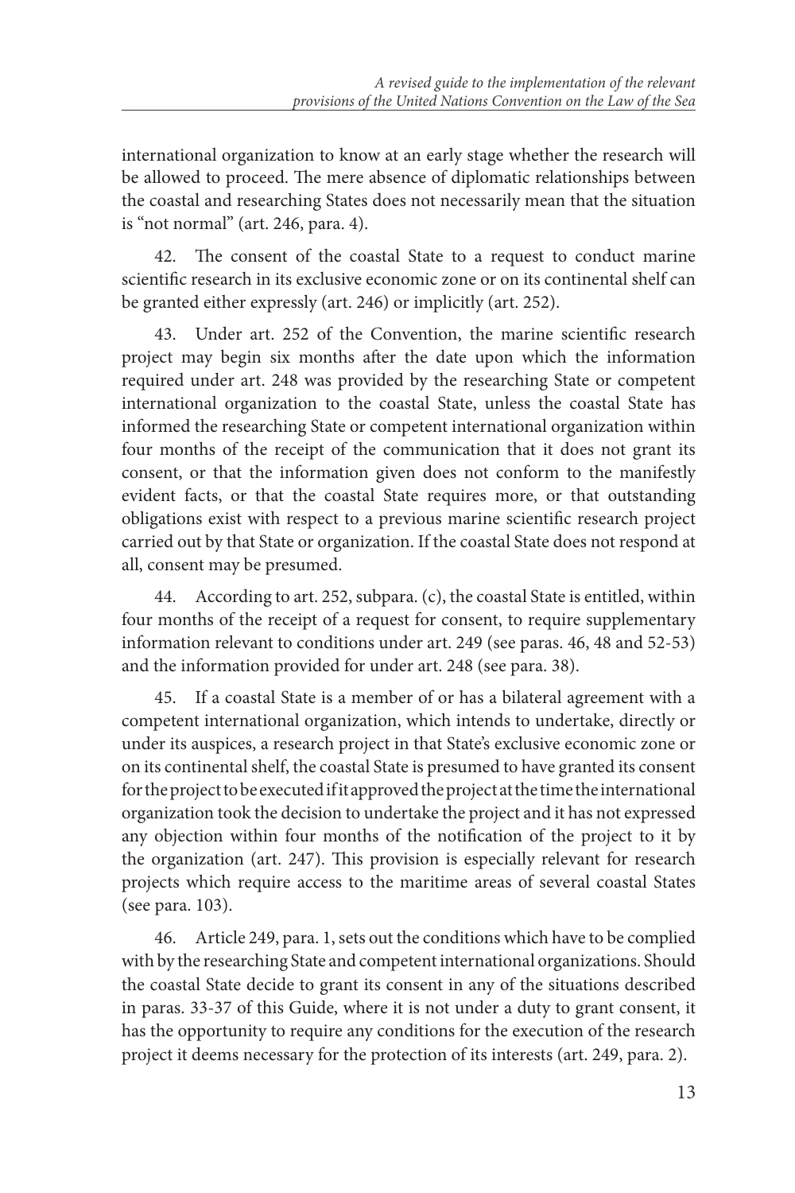international organization to know at an early stage whether the research will be allowed to proceed. The mere absence of diplomatic relationships between the coastal and researching States does not necessarily mean that the situation is "not normal" (art. 246, para. 4).

42. The consent of the coastal State to a request to conduct marine scientific research in its exclusive economic zone or on its continental shelf can be granted either expressly (art. 246) or implicitly (art. 252).

43. Under art. 252 of the Convention, the marine scientific research project may begin six months after the date upon which the information required under art. 248 was provided by the researching State or competent international organization to the coastal State, unless the coastal State has informed the researching State or competent international organization within four months of the receipt of the communication that it does not grant its consent, or that the information given does not conform to the manifestly evident facts, or that the coastal State requires more, or that outstanding obligations exist with respect to a previous marine scientific research project carried out by that State or organization. If the coastal State does not respond at all, consent may be presumed.

44. According to art. 252, subpara. (c), the coastal State is entitled, within four months of the receipt of a request for consent, to require supplementary information relevant to conditions under art. 249 (see paras. 46, 48 and 52-53) and the information provided for under art. 248 (see para. 38).

45. If a coastal State is a member of or has a bilateral agreement with a competent international organization, which intends to undertake, directly or under its auspices, a research project in that State's exclusive economic zone or on its continental shelf, the coastal State is presumed to have granted its consent for the project to be executed if it approved the project at the time the international organization took the decision to undertake the project and it has not expressed any objection within four months of the notification of the project to it by the organization (art. 247). This provision is especially relevant for research projects which require access to the maritime areas of several coastal States (see para. 103).

46. Article 249, para. 1, sets out the conditions which have to be complied with by the researching State and competent international organizations. Should the coastal State decide to grant its consent in any of the situations described in paras. 33-37 of this Guide, where it is not under a duty to grant consent, it has the opportunity to require any conditions for the execution of the research project it deems necessary for the protection of its interests (art. 249, para. 2).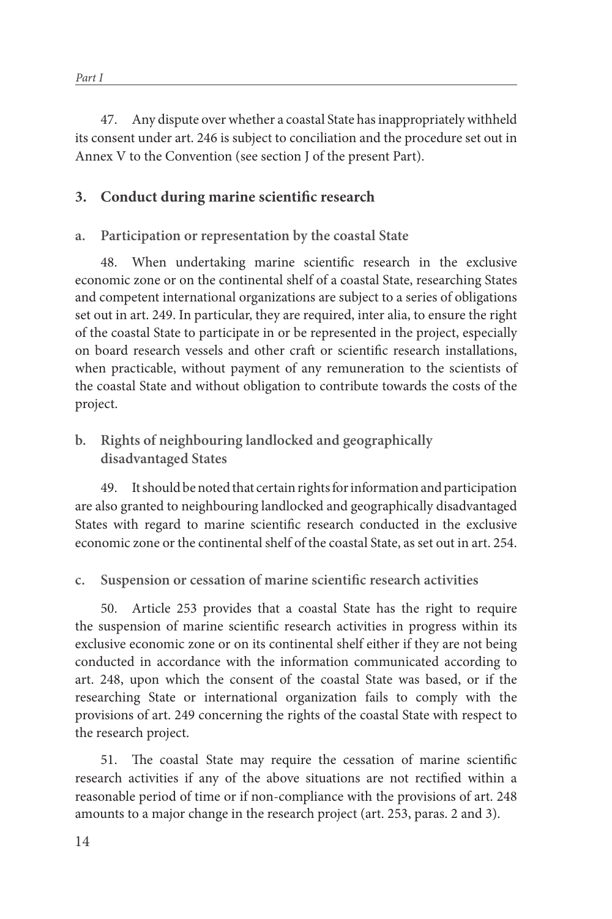47. Any dispute over whether a coastal State has inappropriately withheld its consent under art. 246 is subject to conciliation and the procedure set out in Annex V to the Convention (see section J of the present Part).

## 3. Conduct during marine scientific research

### a. Participation or representation by the coastal State

48. When undertaking marine scientific research in the exclusive economic zone or on the continental shelf of a coastal State, researching States and competent international organizations are subject to a series of obligations set out in art. 249. In particular, they are required, inter alia, to ensure the right of the coastal State to participate in or be represented in the project, especially on board research vessels and other craft or scientific research installations, when practicable, without payment of any remuneration to the scientists of the coastal State and without obligation to contribute towards the costs of the project.

### b. Rights of neighbouring landlocked and geographically disadvantaged States

49. It should be noted that certain rights for information and participation are also granted to neighbouring landlocked and geographically disadvantaged States with regard to marine scientific research conducted in the exclusive economic zone or the continental shelf of the coastal State, as set out in art. 254.

### c. Suspension or cessation of marine scientific research activities

50. Article 253 provides that a coastal State has the right to require the suspension of marine scientific research activities in progress within its exclusive economic zone or on its continental shelf either if they are not being conducted in accordance with the information communicated according to art. 248, upon which the consent of the coastal State was based, or if the researching State or international organization fails to comply with the provisions of art. 249 concerning the rights of the coastal State with respect to the research project.

51. The coastal State may require the cessation of marine scientific research activities if any of the above situations are not rectified within a reasonable period of time or if non-compliance with the provisions of art. 248 amounts to a major change in the research project (art. 253, paras. 2 and 3).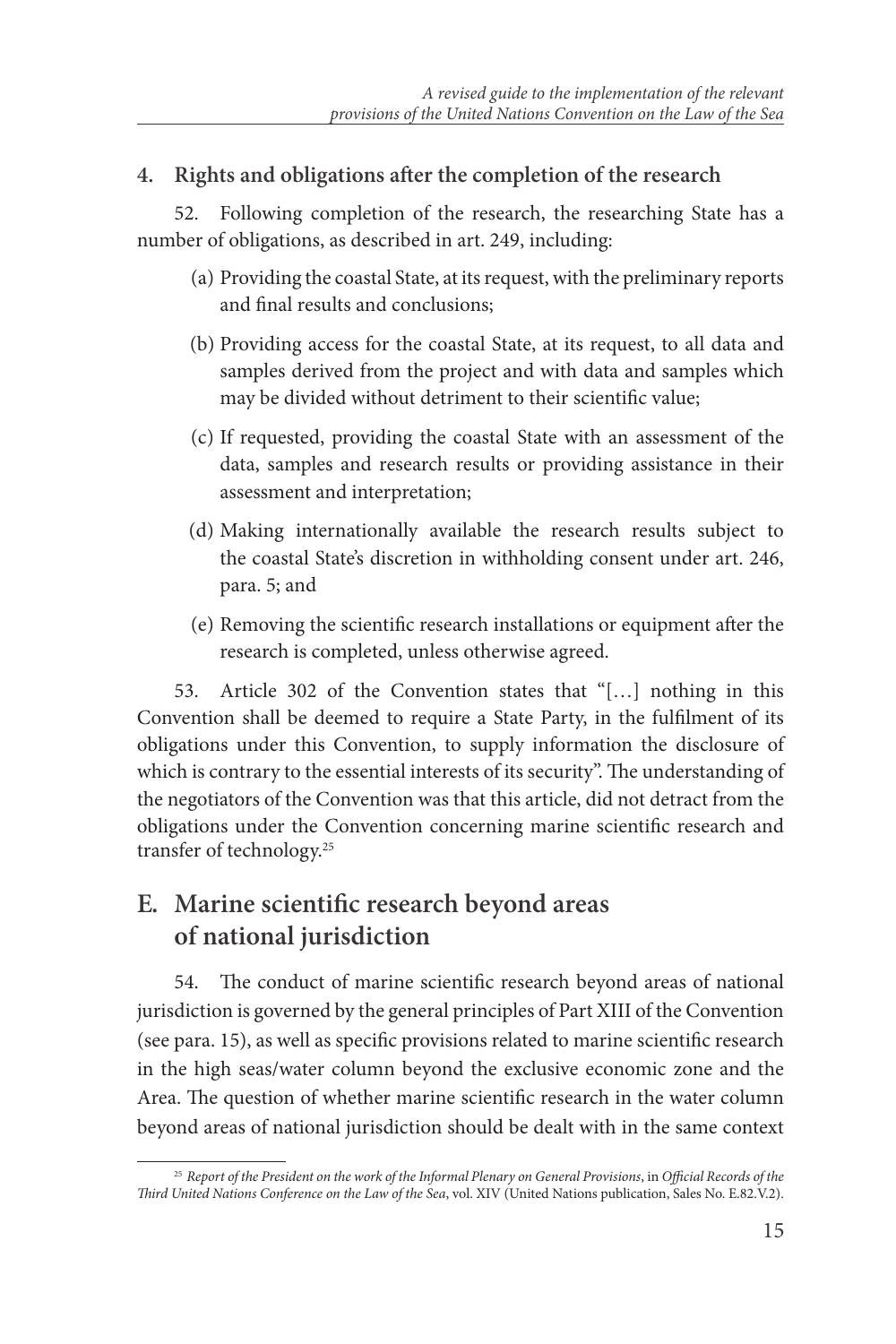### 4. Rights and obligations after the completion of the research

52. Following completion of the research, the researching State has a number of obligations, as described in art. 249, including:

(a) Providing the coastal State, at its request, with the preliminary reports and final results and conclusions;

(b) Providing access for the coastal State, at its request, to all data and samples derived from the project and with data and samples which may be divided without detriment to their scientific value;

(c) If requested, providing the coastal State with an assessment of the data, samples and research results or providing assistance in their assessment and interpretation;

(d) Making internationally available the research results subject to the coastal State's discretion in withholding consent under art. 246, para. 5; and

(e) Removing the scientific research installations or equipment after the research is completed, unless otherwise agreed.

53. Article 302 of the Convention states that "[…] nothing in this Convention shall be deemed to require a State Party, in the fulfilment of its obligations under this Convention, to supply information the disclosure of which is contrary to the essential interests of its security". The understanding of the negotiators of the Convention was that this article, did not detract from the obligations under the Convention concerning marine scientific research and transfer of technology.[25]

## E. Marine scientific research beyond areas of national jurisdiction

54. The conduct of marine scientific research beyond areas of national jurisdiction is governed by the general principles of Part XIII of the Convention (see para. 15), as well as specific provisions related to marine scientific research in the high seas/water column beyond the exclusive economic zone and the Area. The question of whether marine scientific research in the water column beyond areas of national jurisdiction should be dealt with in the same context

[25] *Report of the President on the work of the Informal Plenary on General Provisions*, in *Official Records of the Third United Nations Conference on the Law of the Sea*, vol. XIV (United Nations publication, Sales No. E.82.V.2).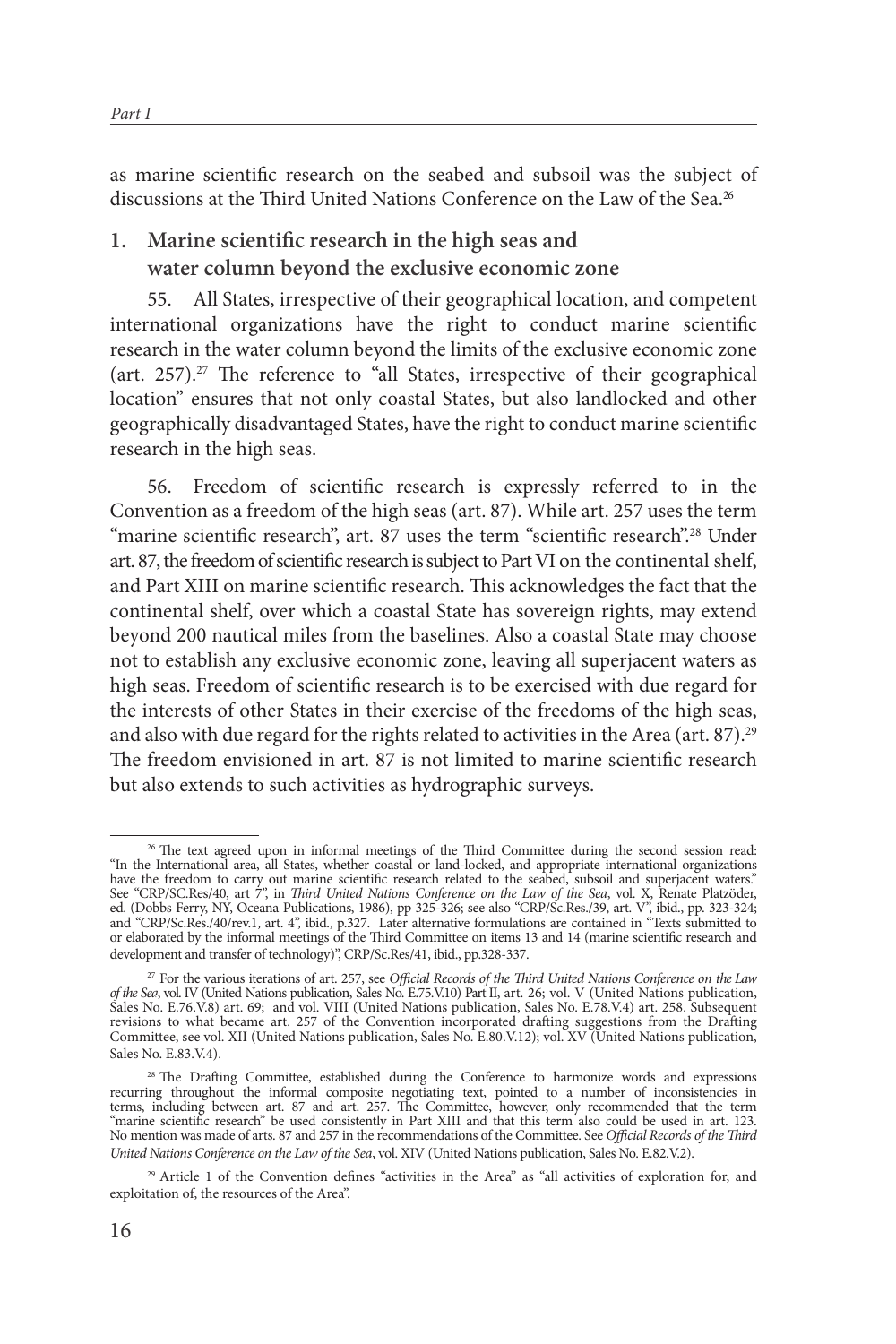as marine scientific research on the seabed and subsoil was the subject of discussions at the Third United Nations Conference on the Law of the Sea.[26]

## 1. Marine scientific research in the high seas and water column beyond the exclusive economic zone

55. All States, irrespective of their geographical location, and competent international organizations have the right to conduct marine scientific research in the water column beyond the limits of the exclusive economic zone (art. 257).[27] The reference to "all States, irrespective of their geographical location" ensures that not only coastal States, but also landlocked and other geographically disadvantaged States, have the right to conduct marine scientific research in the high seas.

56. Freedom of scientific research is expressly referred to in the Convention as a freedom of the high seas (art. 87). While art. 257 uses the term "marine scientific research", art. 87 uses the term "scientific research".[28] Under art. 87, the freedom of scientific research is subject to Part VI on the continental shelf, and Part XIII on marine scientific research. This acknowledges the fact that the continental shelf, over which a coastal State has sovereign rights, may extend beyond 200 nautical miles from the baselines. Also a coastal State may choose not to establish any exclusive economic zone, leaving all superjacent waters as high seas. Freedom of scientific research is to be exercised with due regard for the interests of other States in their exercise of the freedoms of the high seas, and also with due regard for the rights related to activities in the Area (art. 87).[29] The freedom envisioned in art. 87 is not limited to marine scientific research but also extends to such activities as hydrographic surveys.

---

[26] The text agreed upon in informal meetings of the Third Committee during the second session read: "In the International area, all States, whether coastal or land-locked, and appropriate international organizations have the freedom to carry out marine scientific research related to the seabed, subsoil and superjacent waters." See "CRP/SC.Res/40, art 7", in *Third United Nations Conference on the Law of the Sea*, vol. X, Renate Platzöder, ed. (Dobbs Ferry, NY, Oceana Publications, 1986), pp 325-326; see also "CRP/Sc.Res./39, art. V", ibid., pp. 323-324; and "CRP/Sc.Res./40/rev.1, art. 4", ibid., p.327. Later alternative formulations are contained in "Texts submitted to or elaborated by the informal meetings of the Third Committee on items 13 and 14 (marine scientific research and development and transfer of technology)", CRP/Sc.Res/41, ibid., pp.328-337.

[27] For the various iterations of art. 257, see *Official Records of the Third United Nations Conference on the Law of the Sea*, vol. IV (United Nations publication, Sales No. E.75.V.10) Part II, art. 26; vol. V (United Nations publication, Sales No. E.76.V.8) art. 69; and vol. VIII (United Nations publication, Sales No. E.78.V.4) art. 258. Subsequent revisions to what became art. 257 of the Convention incorporated drafting suggestions from the Drafting Committee, see vol. XII (United Nations publication, Sales No. E.80.V.12); vol. XV (United Nations publication, Sales No. E.83.V.4).

[28] The Drafting Committee, established during the Conference to harmonize words and expressions recurring throughout the informal composite negotiating text, pointed to a number of inconsistencies in terms, including between art. 87 and art. 257. The Committee, however, only recommended that the term "marine scientific research" be used consistently in Part XIII and that this term also could be used in art. 123. No mention was made of arts. 87 and 257 in the recommendations of the Committee. See *Official Records of the Third United Nations Conference on the Law of the Sea*, vol. XIV (United Nations publication, Sales No. E.82.V.2).

[29] Article 1 of the Convention defines "activities in the Area" as "all activities of exploration for, and exploitation of, the resources of the Area".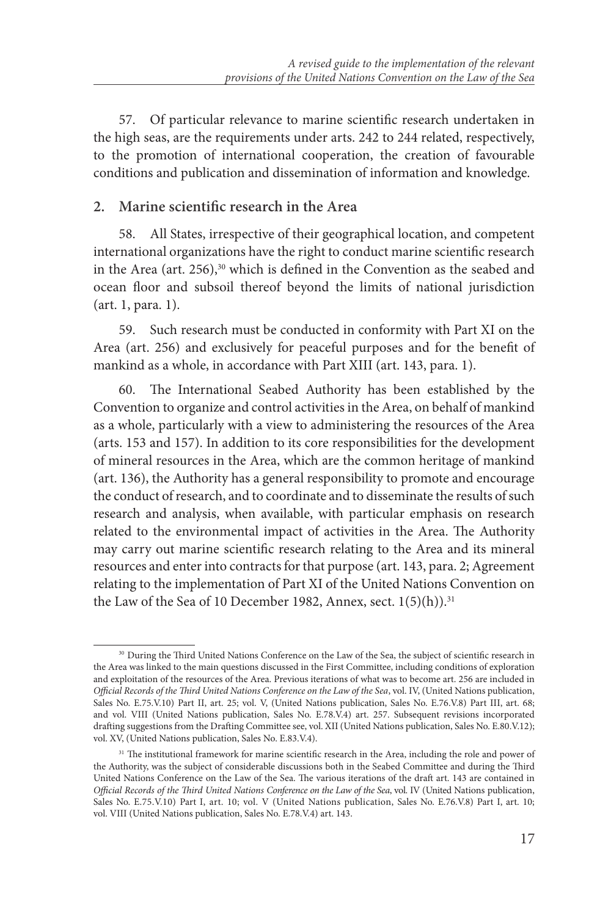57. Of particular relevance to marine scientific research undertaken in the high seas, are the requirements under arts. 242 to 244 related, respectively, to the promotion of international cooperation, the creation of favourable conditions and publication and dissemination of information and knowledge.

## 2. Marine scientific research in the Area

58. All States, irrespective of their geographical location, and competent international organizations have the right to conduct marine scientific research in the Area (art. 256),[30] which is defined in the Convention as the seabed and ocean floor and subsoil thereof beyond the limits of national jurisdiction (art. 1, para. 1).

59. Such research must be conducted in conformity with Part XI on the Area (art. 256) and exclusively for peaceful purposes and for the benefit of mankind as a whole, in accordance with Part XIII (art. 143, para. 1).

60. The International Seabed Authority has been established by the Convention to organize and control activities in the Area, on behalf of mankind as a whole, particularly with a view to administering the resources of the Area (arts. 153 and 157). In addition to its core responsibilities for the development of mineral resources in the Area, which are the common heritage of mankind (art. 136), the Authority has a general responsibility to promote and encourage the conduct of research, and to coordinate and to disseminate the results of such research and analysis, when available, with particular emphasis on research related to the environmental impact of activities in the Area. The Authority may carry out marine scientific research relating to the Area and its mineral resources and enter into contracts for that purpose (art. 143, para. 2; Agreement relating to the implementation of Part XI of the United Nations Convention on the Law of the Sea of 10 December 1982, Annex, sect. 1(5)(h)).[31]

---

[30] During the Third United Nations Conference on the Law of the Sea, the subject of scientific research in the Area was linked to the main questions discussed in the First Committee, including conditions of exploration and exploitation of the resources of the Area. Previous iterations of what was to become art. 256 are included in *Official Records of the Third United Nations Conference on the Law of the Sea*, vol. IV, (United Nations publication, Sales No. E.75.V.10) Part II, art. 25; vol. V, (United Nations publication, Sales No. E.76.V.8) Part III, art. 68; and vol. VIII (United Nations publication, Sales No. E.78.V.4) art. 257. Subsequent revisions incorporated drafting suggestions from the Drafting Committee see, vol. XII (United Nations publication, Sales No. E.80.V.12); vol. XV, (United Nations publication, Sales No. E.83.V.4).

[31] The institutional framework for marine scientific research in the Area, including the role and power of the Authority, was the subject of considerable discussions both in the Seabed Committee and during the Third United Nations Conference on the Law of the Sea. The various iterations of the draft art. 143 are contained in *Official Records of the Third United Nations Conference on the Law of the Sea*, vol. IV (United Nations publication, Sales No. E.75.V.10) Part I, art. 10; vol. V (United Nations publication, Sales No. E.76.V.8) Part I, art. 10; vol. VIII (United Nations publication, Sales No. E.78.V.4) art. 143.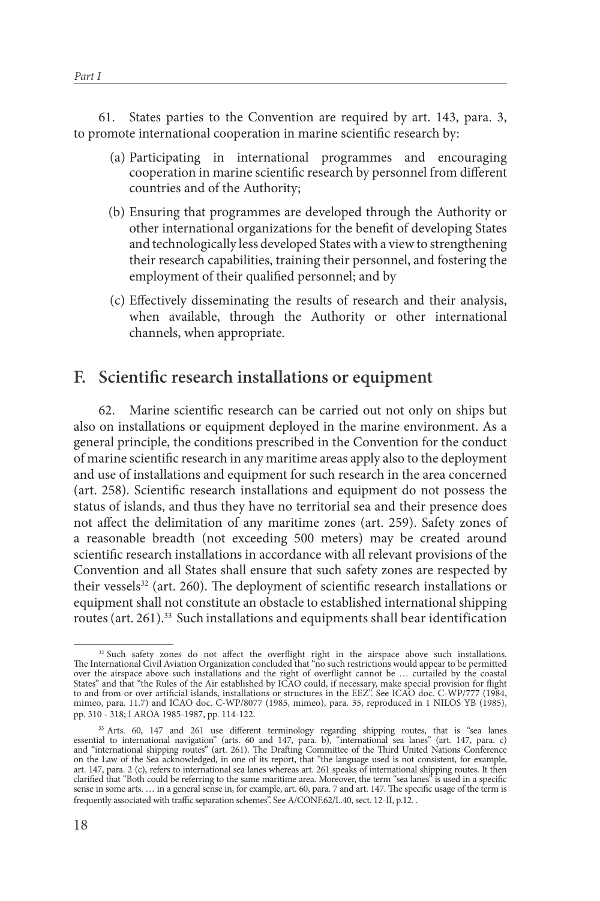61. States parties to the Convention are required by art. 143, para. 3, to promote international cooperation in marine scientific research by:

(a) Participating in international programmes and encouraging cooperation in marine scientific research by personnel from different countries and of the Authority;

(b) Ensuring that programmes are developed through the Authority or other international organizations for the benefit of developing States and technologically less developed States with a view to strengthening their research capabilities, training their personnel, and fostering the employment of their qualified personnel; and by

(c) Effectively disseminating the results of research and their analysis, when available, through the Authority or other international channels, when appropriate.

## F. Scientific research installations or equipment

62. Marine scientific research can be carried out not only on ships but also on installations or equipment deployed in the marine environment. As a general principle, the conditions prescribed in the Convention for the conduct of marine scientific research in any maritime areas apply also to the deployment and use of installations and equipment for such research in the area concerned (art. 258). Scientific research installations and equipment do not possess the status of islands, and thus they have no territorial sea and their presence does not affect the delimitation of any maritime zones (art. 259). Safety zones of a reasonable breadth (not exceeding 500 meters) may be created around scientific research installations in accordance with all relevant provisions of the Convention and all States shall ensure that such safety zones are respected by their vessels[32] (art. 260). The deployment of scientific research installations or equipment shall not constitute an obstacle to established international shipping routes (art. 261).[33] Such installations and equipments shall bear identification

---

[32] Such safety zones do not affect the overflight right in the airspace above such installations. The International Civil Aviation Organization concluded that "no such restrictions would appear to be permitted over the airspace above such installations and the right of overflight cannot be … curtailed by the coastal States" and that "the Rules of the Air established by ICAO could, if necessary, make special provision for flight to and from or over artificial islands, installations or structures in the EEZ". See ICAO doc. C-WP/777 (1984, mimeo, para. 11.7) and ICAO doc. C-WP/8077 (1985, mimeo), para. 35, reproduced in 1 NILOS YB (1985), pp. 310 - 318; I AROA 1985-1987, pp. 114-122.

[33] Arts. 60, 147 and 261 use different terminology regarding shipping routes, that is "sea lanes essential to international navigation" (arts. 60 and 147, para. b), "international sea lanes" (art. 147, para. c) and "international shipping routes" (art. 261). The Drafting Committee of the Third United Nations Conference on the Law of the Sea acknowledged, in one of its report, that "the language used is not consistent, for example, art. 147, para. 2 (c), refers to international sea lanes whereas art. 261 speaks of international shipping routes. It then clarified that "Both could be referring to the same maritime area. Moreover, the term "sea lanes" is used in a specific sense in some arts. … in a general sense in, for example, art. 60, para. 7 and art. 147. The specific usage of the term is frequently associated with traffic separation schemes". See A/CONF.62/L.40, sect. 12-II, p.12. .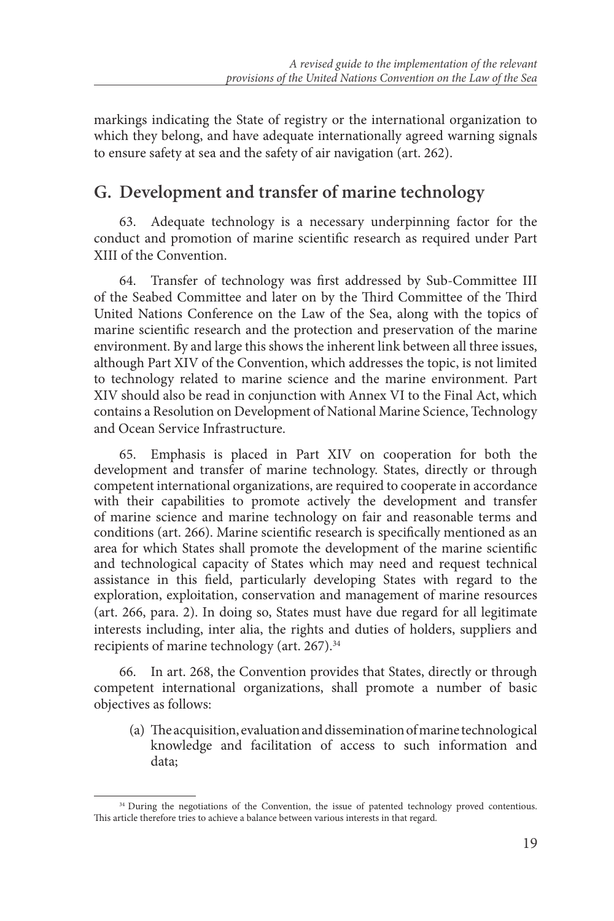markings indicating the State of registry or the international organization to which they belong, and have adequate internationally agreed warning signals to ensure safety at sea and the safety of air navigation (art. 262).

## G. Development and transfer of marine technology

63. Adequate technology is a necessary underpinning factor for the conduct and promotion of marine scientific research as required under Part XIII of the Convention.

64. Transfer of technology was first addressed by Sub-Committee III of the Seabed Committee and later on by the Third Committee of the Third United Nations Conference on the Law of the Sea, along with the topics of marine scientific research and the protection and preservation of the marine environment. By and large this shows the inherent link between all three issues, although Part XIV of the Convention, which addresses the topic, is not limited to technology related to marine science and the marine environment. Part XIV should also be read in conjunction with Annex VI to the Final Act, which contains a Resolution on Development of National Marine Science, Technology and Ocean Service Infrastructure.

65. Emphasis is placed in Part XIV on cooperation for both the development and transfer of marine technology. States, directly or through competent international organizations, are required to cooperate in accordance with their capabilities to promote actively the development and transfer of marine science and marine technology on fair and reasonable terms and conditions (art. 266). Marine scientific research is specifically mentioned as an area for which States shall promote the development of the marine scientific and technological capacity of States which may need and request technical assistance in this field, particularly developing States with regard to the exploration, exploitation, conservation and management of marine resources (art. 266, para. 2). In doing so, States must have due regard for all legitimate interests including, inter alia, the rights and duties of holders, suppliers and recipients of marine technology (art. 267).[34]

66. In art. 268, the Convention provides that States, directly or through competent international organizations, shall promote a number of basic objectives as follows:

(a) The acquisition, evaluation and dissemination of marine technological knowledge and facilitation of access to such information and data;

[34] During the negotiations of the Convention, the issue of patented technology proved contentious. This article therefore tries to achieve a balance between various interests in that regard.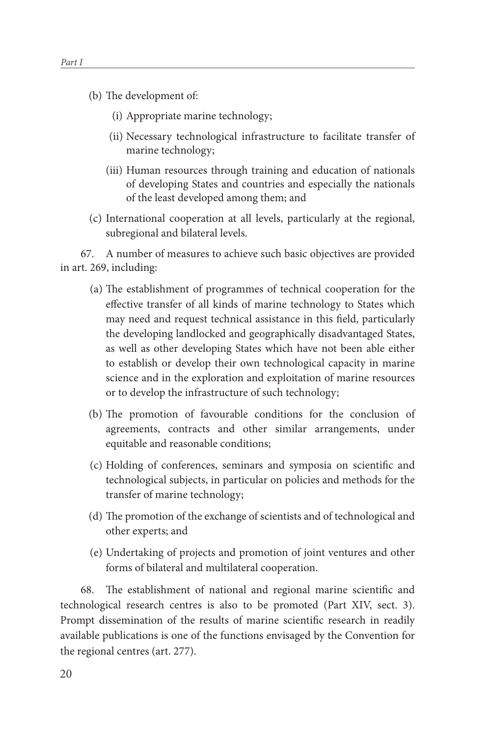(b) The development of:

(i) Appropriate marine technology;

(ii) Necessary technological infrastructure to facilitate transfer of marine technology;

(iii) Human resources through training and education of nationals of developing States and countries and especially the nationals of the least developed among them; and

(c) International cooperation at all levels, particularly at the regional, subregional and bilateral levels.

67. A number of measures to achieve such basic objectives are provided in art. 269, including:

(a) The establishment of programmes of technical cooperation for the effective transfer of all kinds of marine technology to States which may need and request technical assistance in this field, particularly the developing landlocked and geographically disadvantaged States, as well as other developing States which have not been able either to establish or develop their own technological capacity in marine science and in the exploration and exploitation of marine resources or to develop the infrastructure of such technology;

(b) The promotion of favourable conditions for the conclusion of agreements, contracts and other similar arrangements, under equitable and reasonable conditions;

(c) Holding of conferences, seminars and symposia on scientific and technological subjects, in particular on policies and methods for the transfer of marine technology;

(d) The promotion of the exchange of scientists and of technological and other experts; and

(e) Undertaking of projects and promotion of joint ventures and other forms of bilateral and multilateral cooperation.

68. The establishment of national and regional marine scientific and technological research centres is also to be promoted (Part XIV, sect. 3). Prompt dissemination of the results of marine scientific research in readily available publications is one of the functions envisaged by the Convention for the regional centres (art. 277).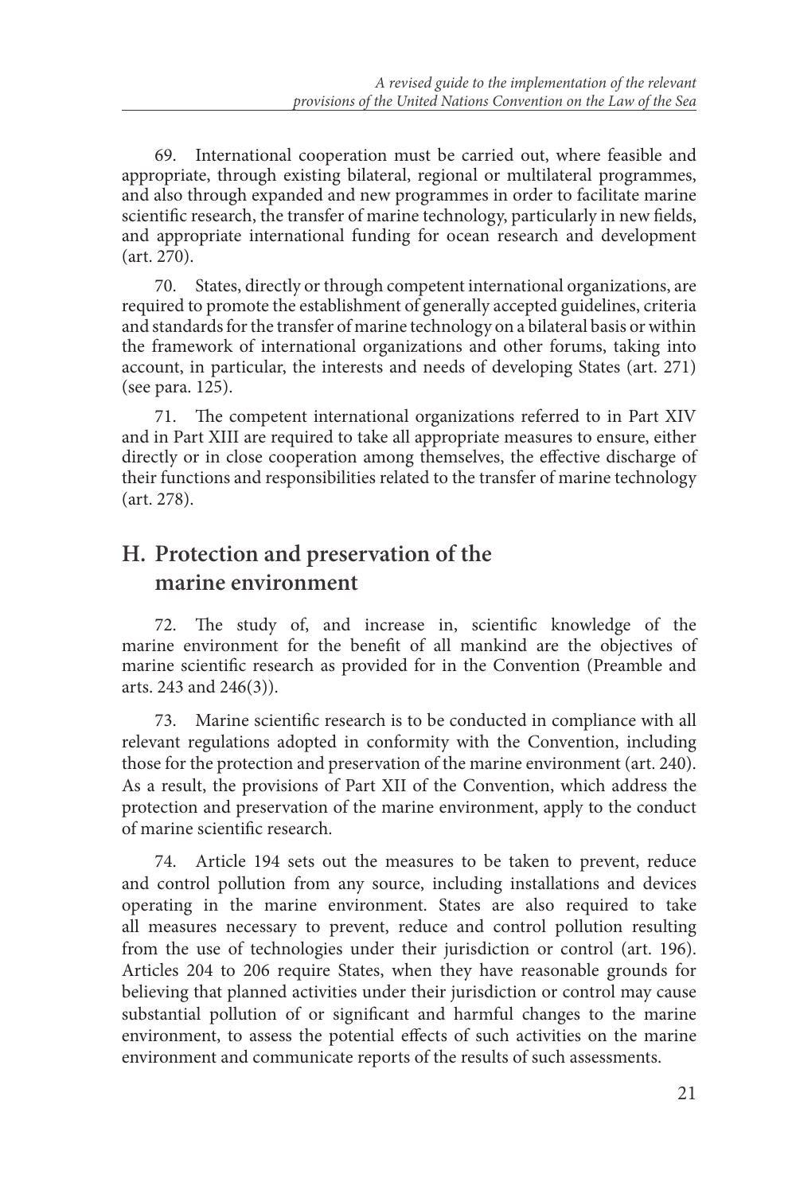69. International cooperation must be carried out, where feasible and appropriate, through existing bilateral, regional or multilateral programmes, and also through expanded and new programmes in order to facilitate marine scientific research, the transfer of marine technology, particularly in new fields, and appropriate international funding for ocean research and development (art. 270).

70. States, directly or through competent international organizations, are required to promote the establishment of generally accepted guidelines, criteria and standards for the transfer of marine technology on a bilateral basis or within the framework of international organizations and other forums, taking into account, in particular, the interests and needs of developing States (art. 271) (see para. 125).

71. The competent international organizations referred to in Part XIV and in Part XIII are required to take all appropriate measures to ensure, either directly or in close cooperation among themselves, the effective discharge of their functions and responsibilities related to the transfer of marine technology (art. 278).

## H. Protection and preservation of the marine environment

72. The study of, and increase in, scientific knowledge of the marine environment for the benefit of all mankind are the objectives of marine scientific research as provided for in the Convention (Preamble and arts. 243 and 246(3)).

73. Marine scientific research is to be conducted in compliance with all relevant regulations adopted in conformity with the Convention, including those for the protection and preservation of the marine environment (art. 240). As a result, the provisions of Part XII of the Convention, which address the protection and preservation of the marine environment, apply to the conduct of marine scientific research.

74. Article 194 sets out the measures to be taken to prevent, reduce and control pollution from any source, including installations and devices operating in the marine environment. States are also required to take all measures necessary to prevent, reduce and control pollution resulting from the use of technologies under their jurisdiction or control (art. 196). Articles 204 to 206 require States, when they have reasonable grounds for believing that planned activities under their jurisdiction or control may cause substantial pollution of or significant and harmful changes to the marine environment, to assess the potential effects of such activities on the marine environment and communicate reports of the results of such assessments.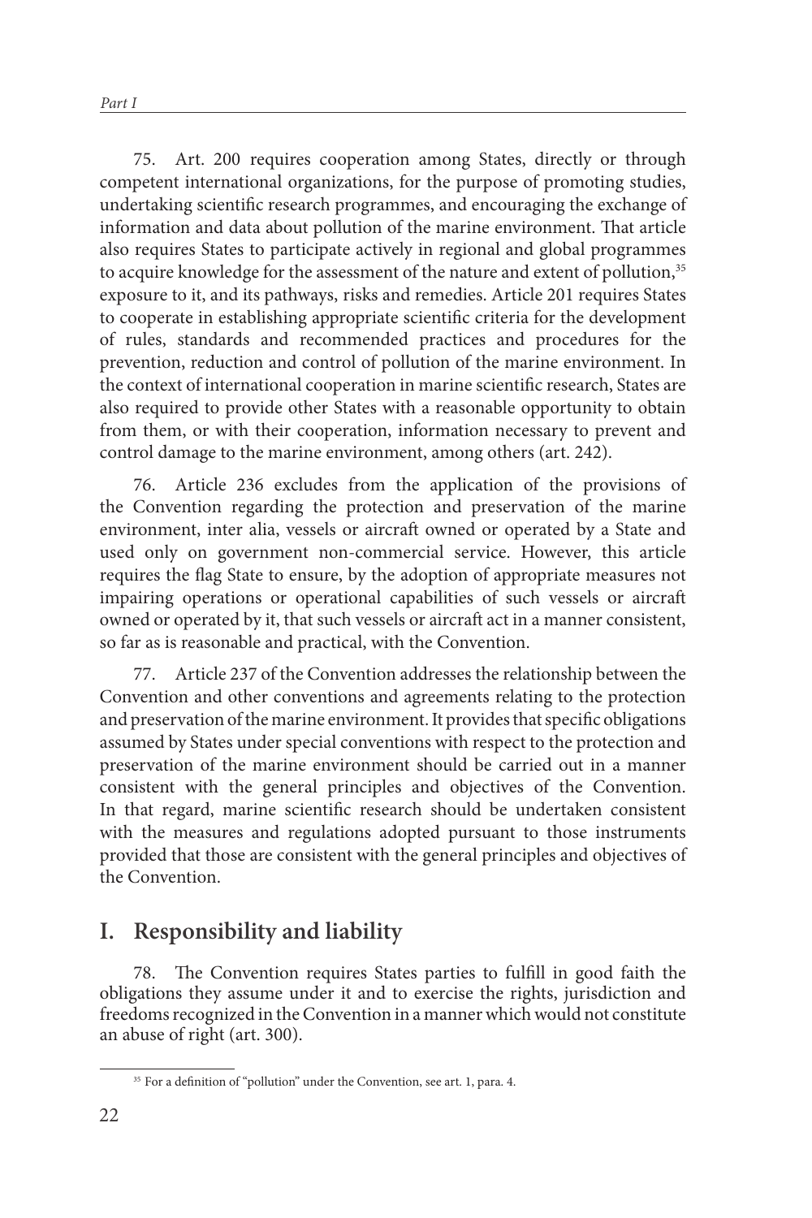75. Art. 200 requires cooperation among States, directly or through competent international organizations, for the purpose of promoting studies, undertaking scientific research programmes, and encouraging the exchange of information and data about pollution of the marine environment. That article also requires States to participate actively in regional and global programmes to acquire knowledge for the assessment of the nature and extent of pollution,[35] exposure to it, and its pathways, risks and remedies. Article 201 requires States to cooperate in establishing appropriate scientific criteria for the development of rules, standards and recommended practices and procedures for the prevention, reduction and control of pollution of the marine environment. In the context of international cooperation in marine scientific research, States are also required to provide other States with a reasonable opportunity to obtain from them, or with their cooperation, information necessary to prevent and control damage to the marine environment, among others (art. 242).

76. Article 236 excludes from the application of the provisions of the Convention regarding the protection and preservation of the marine environment, inter alia, vessels or aircraft owned or operated by a State and used only on government non-commercial service. However, this article requires the flag State to ensure, by the adoption of appropriate measures not impairing operations or operational capabilities of such vessels or aircraft owned or operated by it, that such vessels or aircraft act in a manner consistent, so far as is reasonable and practical, with the Convention.

77. Article 237 of the Convention addresses the relationship between the Convention and other conventions and agreements relating to the protection and preservation of the marine environment. It provides that specific obligations assumed by States under special conventions with respect to the protection and preservation of the marine environment should be carried out in a manner consistent with the general principles and objectives of the Convention. In that regard, marine scientific research should be undertaken consistent with the measures and regulations adopted pursuant to those instruments provided that those are consistent with the general principles and objectives of the Convention.

## I. Responsibility and liability

78. The Convention requires States parties to fulfill in good faith the obligations they assume under it and to exercise the rights, jurisdiction and freedoms recognized in the Convention in a manner which would not constitute an abuse of right (art. 300).

[35] For a definition of "pollution" under the Convention, see art. 1, para. 4.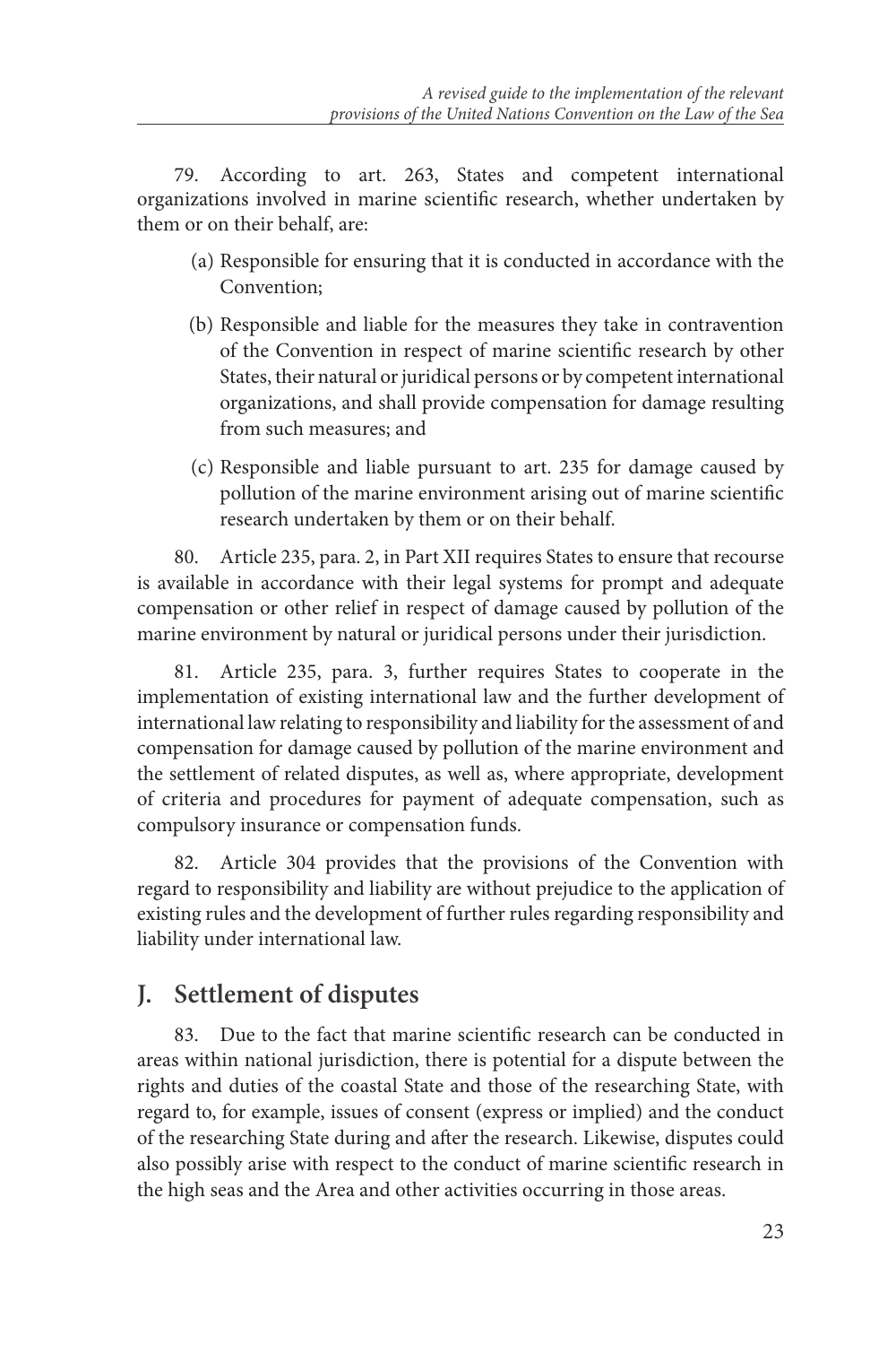79. According to art. 263, States and competent international organizations involved in marine scientific research, whether undertaken by them or on their behalf, are:

(a) Responsible for ensuring that it is conducted in accordance with the Convention;

(b) Responsible and liable for the measures they take in contravention of the Convention in respect of marine scientific research by other States, their natural or juridical persons or by competent international organizations, and shall provide compensation for damage resulting from such measures; and

(c) Responsible and liable pursuant to art. 235 for damage caused by pollution of the marine environment arising out of marine scientific research undertaken by them or on their behalf.

80. Article 235, para. 2, in Part XII requires States to ensure that recourse is available in accordance with their legal systems for prompt and adequate compensation or other relief in respect of damage caused by pollution of the marine environment by natural or juridical persons under their jurisdiction.

81. Article 235, para. 3, further requires States to cooperate in the implementation of existing international law and the further development of international law relating to responsibility and liability for the assessment of and compensation for damage caused by pollution of the marine environment and the settlement of related disputes, as well as, where appropriate, development of criteria and procedures for payment of adequate compensation, such as compulsory insurance or compensation funds.

82. Article 304 provides that the provisions of the Convention with regard to responsibility and liability are without prejudice to the application of existing rules and the development of further rules regarding responsibility and liability under international law.

## J. Settlement of disputes

83. Due to the fact that marine scientific research can be conducted in areas within national jurisdiction, there is potential for a dispute between the rights and duties of the coastal State and those of the researching State, with regard to, for example, issues of consent (express or implied) and the conduct of the researching State during and after the research. Likewise, disputes could also possibly arise with respect to the conduct of marine scientific research in the high seas and the Area and other activities occurring in those areas.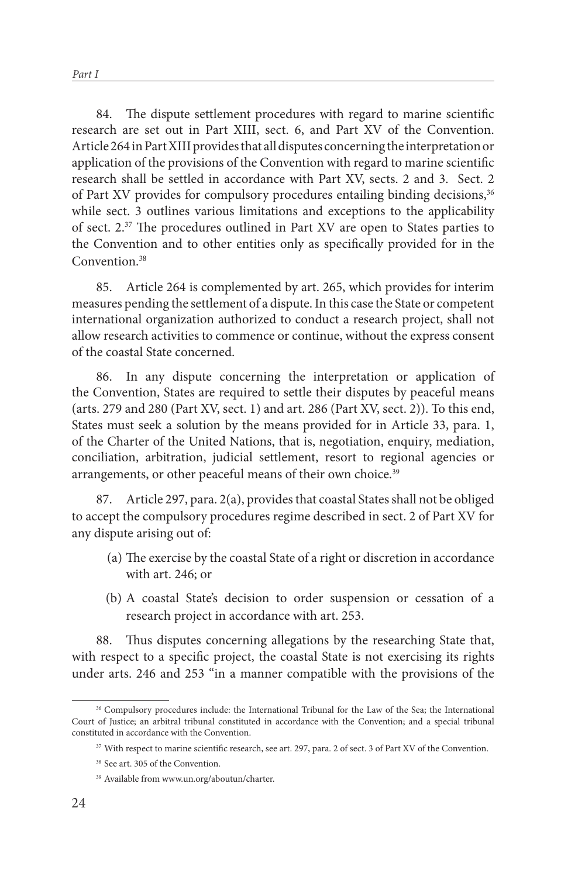84. The dispute settlement procedures with regard to marine scientific research are set out in Part XIII, sect. 6, and Part XV of the Convention. Article 264 in Part XIII provides that all disputes concerning the interpretation or application of the provisions of the Convention with regard to marine scientific research shall be settled in accordance with Part XV, sects. 2 and 3. Sect. 2 of Part XV provides for compulsory procedures entailing binding decisions,[36] while sect. 3 outlines various limitations and exceptions to the applicability of sect. 2.[37] The procedures outlined in Part XV are open to States parties to the Convention and to other entities only as specifically provided for in the Convention.[38]

85. Article 264 is complemented by art. 265, which provides for interim measures pending the settlement of a dispute. In this case the State or competent international organization authorized to conduct a research project, shall not allow research activities to commence or continue, without the express consent of the coastal State concerned.

86. In any dispute concerning the interpretation or application of the Convention, States are required to settle their disputes by peaceful means (arts. 279 and 280 (Part XV, sect. 1) and art. 286 (Part XV, sect. 2)). To this end, States must seek a solution by the means provided for in Article 33, para. 1, of the Charter of the United Nations, that is, negotiation, enquiry, mediation, conciliation, arbitration, judicial settlement, resort to regional agencies or arrangements, or other peaceful means of their own choice.[39]

87. Article 297, para. 2(a), provides that coastal States shall not be obliged to accept the compulsory procedures regime described in sect. 2 of Part XV for any dispute arising out of:

(a) The exercise by the coastal State of a right or discretion in accordance with art. 246; or

(b) A coastal State's decision to order suspension or cessation of a research project in accordance with art. 253.

88. Thus disputes concerning allegations by the researching State that, with respect to a specific project, the coastal State is not exercising its rights under arts. 246 and 253 "in a manner compatible with the provisions of the

---

[36] Compulsory procedures include: the International Tribunal for the Law of the Sea; the International Court of Justice; an arbitral tribunal constituted in accordance with the Convention; and a special tribunal constituted in accordance with the Convention.

[37] With respect to marine scientific research, see art. 297, para. 2 of sect. 3 of Part XV of the Convention.

[38] See art. 305 of the Convention.

[39] Available from www.un.org/aboutun/charter.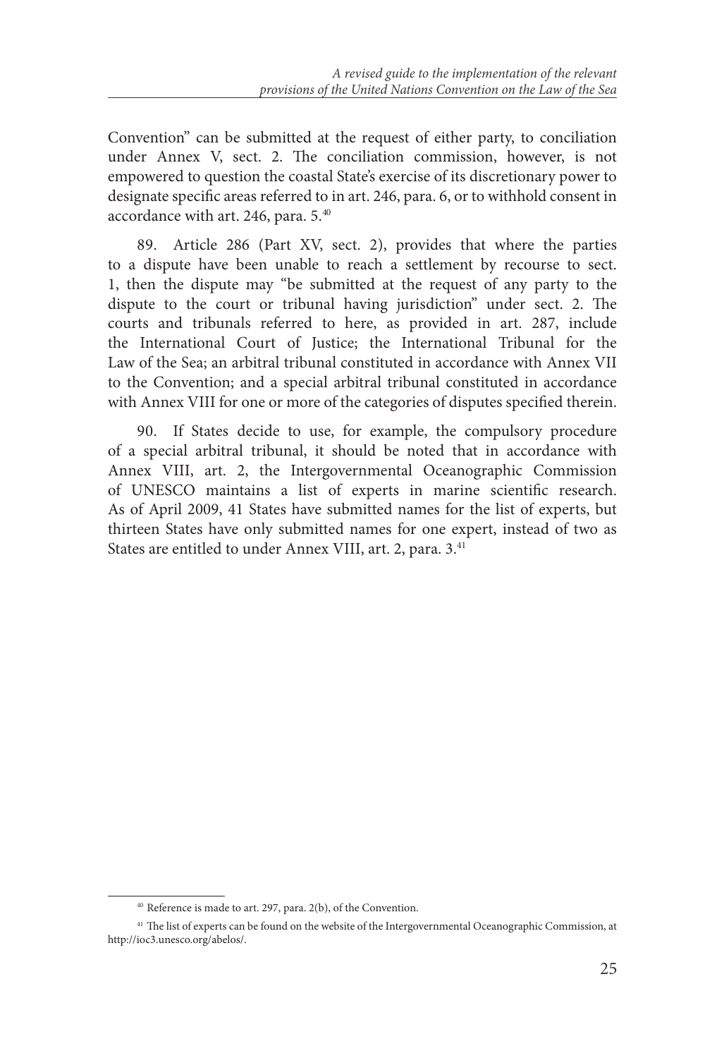Convention" can be submitted at the request of either party, to conciliation under Annex V, sect. 2. The conciliation commission, however, is not empowered to question the coastal State's exercise of its discretionary power to designate specific areas referred to in art. 246, para. 6, or to withhold consent in accordance with art. 246, para. 5.[40]

89. Article 286 (Part XV, sect. 2), provides that where the parties to a dispute have been unable to reach a settlement by recourse to sect. 1, then the dispute may "be submitted at the request of any party to the dispute to the court or tribunal having jurisdiction" under sect. 2. The courts and tribunals referred to here, as provided in art. 287, include the International Court of Justice; the International Tribunal for the Law of the Sea; an arbitral tribunal constituted in accordance with Annex VII to the Convention; and a special arbitral tribunal constituted in accordance with Annex VIII for one or more of the categories of disputes specified therein.

90. If States decide to use, for example, the compulsory procedure of a special arbitral tribunal, it should be noted that in accordance with Annex VIII, art. 2, the Intergovernmental Oceanographic Commission of UNESCO maintains a list of experts in marine scientific research. As of April 2009, 41 States have submitted names for the list of experts, but thirteen States have only submitted names for one expert, instead of two as States are entitled to under Annex VIII, art. 2, para. 3.[41]

---

[40] Reference is made to art. 297, para. 2(b), of the Convention.

[41] The list of experts can be found on the website of the Intergovernmental Oceanographic Commission, at http://ioc3.unesco.org/abelos/.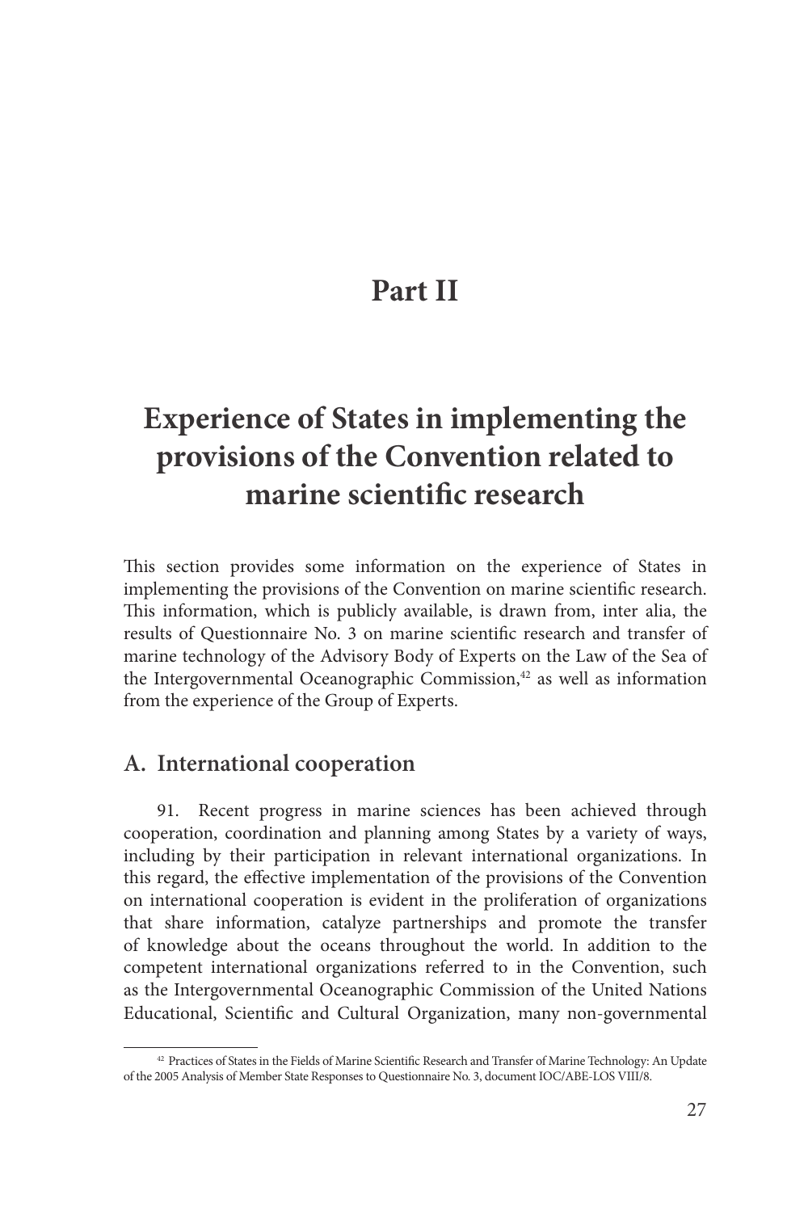# Part II

# Experience of States in implementing the provisions of the Convention related to marine scientific research

This section provides some information on the experience of States in implementing the provisions of the Convention on marine scientific research. This information, which is publicly available, is drawn from, inter alia, the results of Questionnaire No. 3 on marine scientific research and transfer of marine technology of the Advisory Body of Experts on the Law of the Sea of the Intergovernmental Oceanographic Commission,[42] as well as information from the experience of the Group of Experts.

## A. International cooperation

91. Recent progress in marine sciences has been achieved through cooperation, coordination and planning among States by a variety of ways, including by their participation in relevant international organizations. In this regard, the effective implementation of the provisions of the Convention on international cooperation is evident in the proliferation of organizations that share information, catalyze partnerships and promote the transfer of knowledge about the oceans throughout the world. In addition to the competent international organizations referred to in the Convention, such as the Intergovernmental Oceanographic Commission of the United Nations Educational, Scientific and Cultural Organization, many non-governmental

[42] Practices of States in the Fields of Marine Scientific Research and Transfer of Marine Technology: An Update of the 2005 Analysis of Member State Responses to Questionnaire No. 3, document IOC/ABE-LOS VIII/8.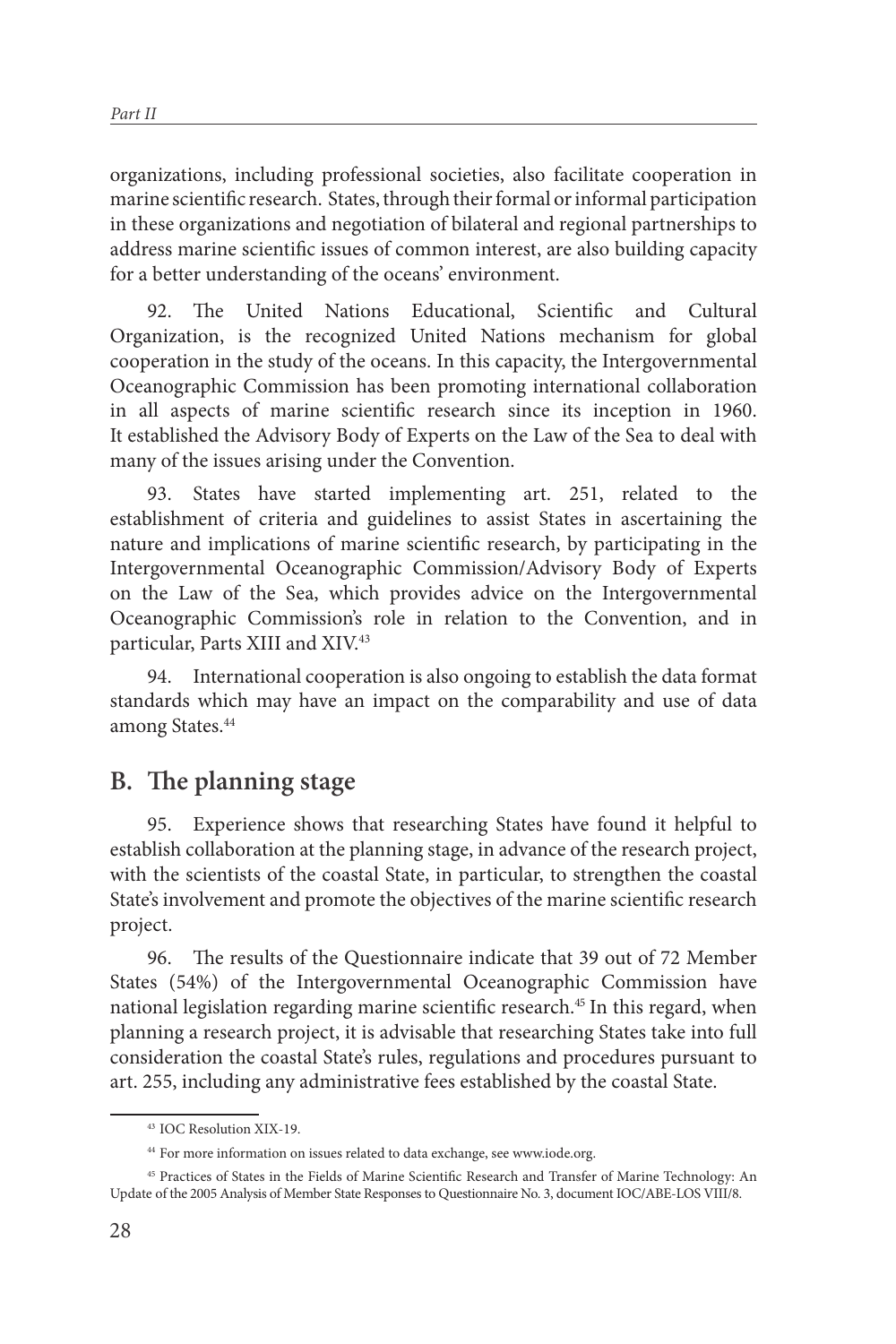organizations, including professional societies, also facilitate cooperation in marine scientific research. States, through their formal or informal participation in these organizations and negotiation of bilateral and regional partnerships to address marine scientific issues of common interest, are also building capacity for a better understanding of the oceans' environment.

92. The United Nations Educational, Scientific and Cultural Organization, is the recognized United Nations mechanism for global cooperation in the study of the oceans. In this capacity, the Intergovernmental Oceanographic Commission has been promoting international collaboration in all aspects of marine scientific research since its inception in 1960. It established the Advisory Body of Experts on the Law of the Sea to deal with many of the issues arising under the Convention.

93. States have started implementing art. 251, related to the establishment of criteria and guidelines to assist States in ascertaining the nature and implications of marine scientific research, by participating in the Intergovernmental Oceanographic Commission/Advisory Body of Experts on the Law of the Sea, which provides advice on the Intergovernmental Oceanographic Commission's role in relation to the Convention, and in particular, Parts XIII and XIV.[43]

94. International cooperation is also ongoing to establish the data format standards which may have an impact on the comparability and use of data among States.[44]

## B. The planning stage

95. Experience shows that researching States have found it helpful to establish collaboration at the planning stage, in advance of the research project, with the scientists of the coastal State, in particular, to strengthen the coastal State's involvement and promote the objectives of the marine scientific research project.

96. The results of the Questionnaire indicate that 39 out of 72 Member States (54%) of the Intergovernmental Oceanographic Commission have national legislation regarding marine scientific research.[45] In this regard, when planning a research project, it is advisable that researching States take into full consideration the coastal State's rules, regulations and procedures pursuant to art. 255, including any administrative fees established by the coastal State.

---

[43] IOC Resolution XIX-19.

[44] For more information on issues related to data exchange, see www.iode.org.

[45] Practices of States in the Fields of Marine Scientific Research and Transfer of Marine Technology: An Update of the 2005 Analysis of Member State Responses to Questionnaire No. 3, document IOC/ABE-LOS VIII/8.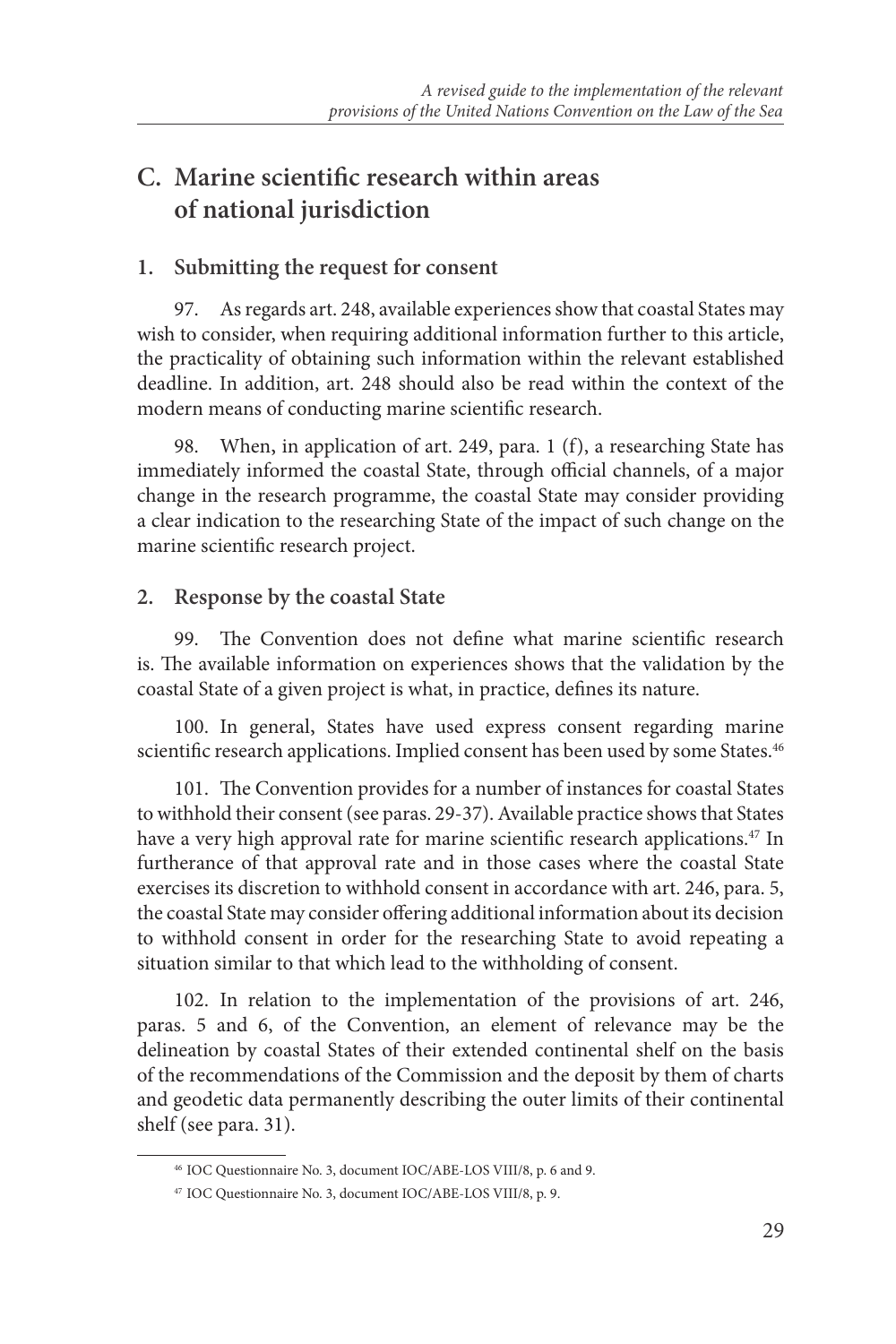## C. Marine scientific research within areas of national jurisdiction

### 1. Submitting the request for consent

97. As regards art. 248, available experiences show that coastal States may wish to consider, when requiring additional information further to this article, the practicality of obtaining such information within the relevant established deadline. In addition, art. 248 should also be read within the context of the modern means of conducting marine scientific research.

98. When, in application of art. 249, para. 1 (f), a researching State has immediately informed the coastal State, through official channels, of a major change in the research programme, the coastal State may consider providing a clear indication to the researching State of the impact of such change on the marine scientific research project.

### 2. Response by the coastal State

99. The Convention does not define what marine scientific research is. The available information on experiences shows that the validation by the coastal State of a given project is what, in practice, defines its nature.

100. In general, States have used express consent regarding marine scientific research applications. Implied consent has been used by some States.[46]

101. The Convention provides for a number of instances for coastal States to withhold their consent (see paras. 29-37). Available practice shows that States have a very high approval rate for marine scientific research applications.[47] In furtherance of that approval rate and in those cases where the coastal State exercises its discretion to withhold consent in accordance with art. 246, para. 5, the coastal State may consider offering additional information about its decision to withhold consent in order for the researching State to avoid repeating a situation similar to that which lead to the withholding of consent.

102. In relation to the implementation of the provisions of art. 246, paras. 5 and 6, of the Convention, an element of relevance may be the delineation by coastal States of their extended continental shelf on the basis of the recommendations of the Commission and the deposit by them of charts and geodetic data permanently describing the outer limits of their continental shelf (see para. 31).

---

[46] IOC Questionnaire No. 3, document IOC/ABE-LOS VIII/8, p. 6 and 9.

[47] IOC Questionnaire No. 3, document IOC/ABE-LOS VIII/8, p. 9.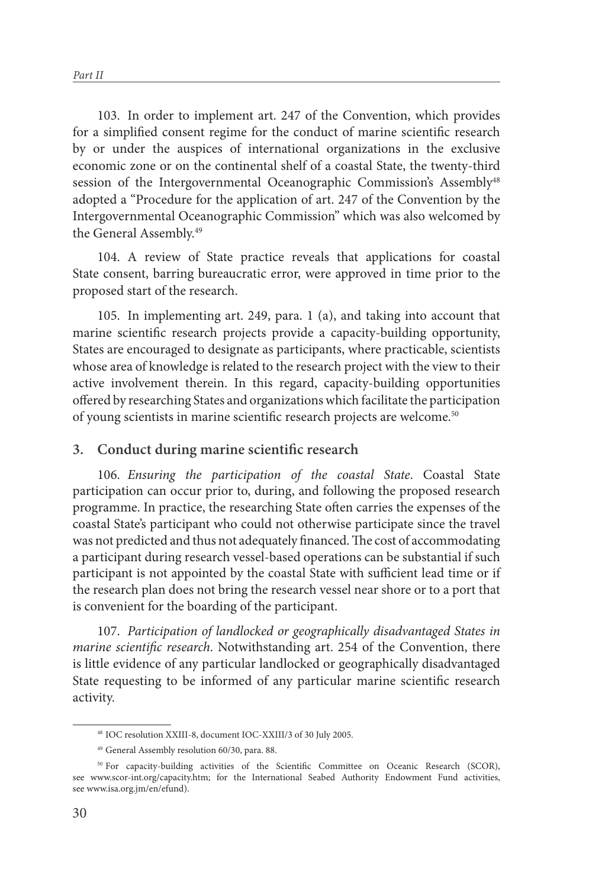103. In order to implement art. 247 of the Convention, which provides for a simplified consent regime for the conduct of marine scientific research by or under the auspices of international organizations in the exclusive economic zone or on the continental shelf of a coastal State, the twenty-third session of the Intergovernmental Oceanographic Commission's Assembly[48] adopted a "Procedure for the application of art. 247 of the Convention by the Intergovernmental Oceanographic Commission" which was also welcomed by the General Assembly.[49]

104. A review of State practice reveals that applications for coastal State consent, barring bureaucratic error, were approved in time prior to the proposed start of the research.

105. In implementing art. 249, para. 1 (a), and taking into account that marine scientific research projects provide a capacity-building opportunity, States are encouraged to designate as participants, where practicable, scientists whose area of knowledge is related to the research project with the view to their active involvement therein. In this regard, capacity-building opportunities offered by researching States and organizations which facilitate the participation of young scientists in marine scientific research projects are welcome.[50]

## 3. Conduct during marine scientific research

106. *Ensuring the participation of the coastal State.* Coastal State participation can occur prior to, during, and following the proposed research programme. In practice, the researching State often carries the expenses of the coastal State's participant who could not otherwise participate since the travel was not predicted and thus not adequately financed. The cost of accommodating a participant during research vessel-based operations can be substantial if such participant is not appointed by the coastal State with sufficient lead time or if the research plan does not bring the research vessel near shore or to a port that is convenient for the boarding of the participant.

107. *Participation of landlocked or geographically disadvantaged States in marine scientific research.* Notwithstanding art. 254 of the Convention, there is little evidence of any particular landlocked or geographically disadvantaged State requesting to be informed of any particular marine scientific research activity.

---

[48] IOC resolution XXIII-8, document IOC-XXIII/3 of 30 July 2005.

[49] General Assembly resolution 60/30, para. 88.

[50] For capacity-building activities of the Scientific Committee on Oceanic Research (SCOR), see www.scor-int.org/capacity.htm; for the International Seabed Authority Endowment Fund activities, see www.isa.org.jm/en/efund).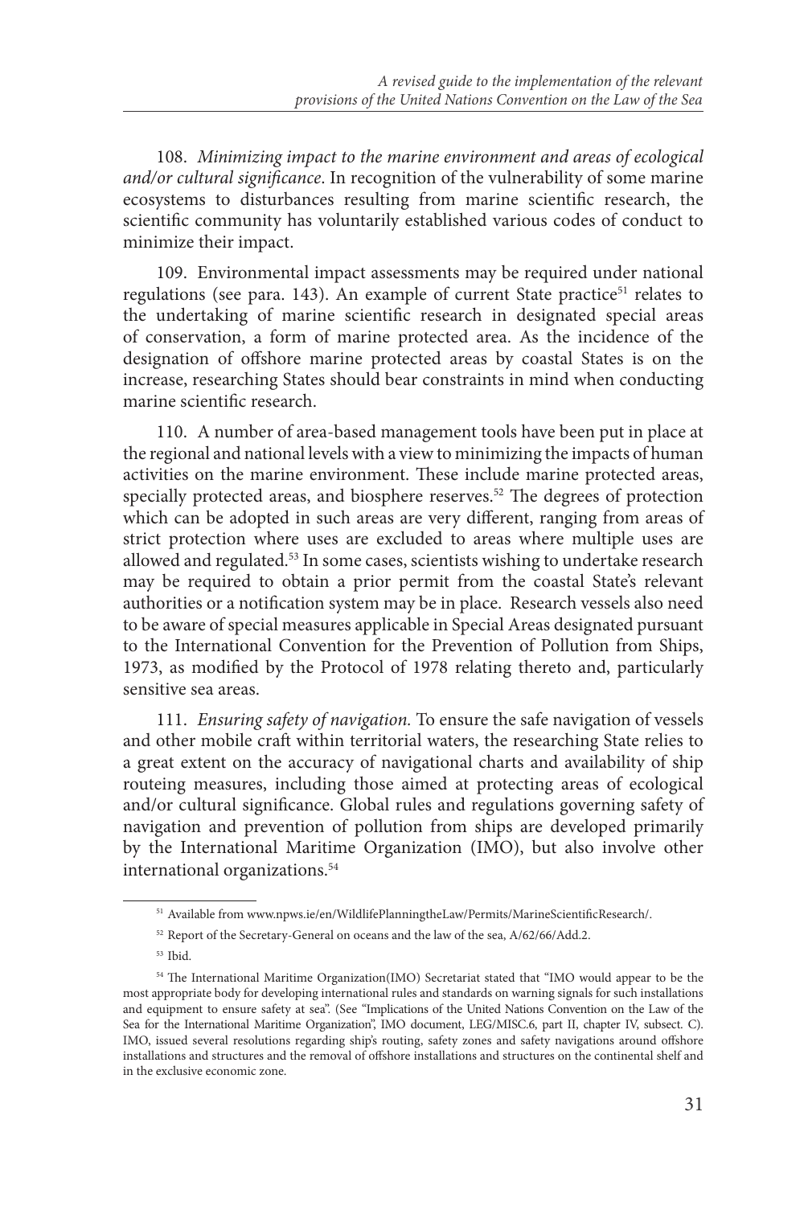108. *Minimizing impact to the marine environment and areas of ecological and/or cultural significance*. In recognition of the vulnerability of some marine ecosystems to disturbances resulting from marine scientific research, the scientific community has voluntarily established various codes of conduct to minimize their impact.

109. Environmental impact assessments may be required under national regulations (see para. 143). An example of current State practice[51] relates to the undertaking of marine scientific research in designated special areas of conservation, a form of marine protected area. As the incidence of the designation of offshore marine protected areas by coastal States is on the increase, researching States should bear constraints in mind when conducting marine scientific research.

110. A number of area-based management tools have been put in place at the regional and national levels with a view to minimizing the impacts of human activities on the marine environment. These include marine protected areas, specially protected areas, and biosphere reserves.[52] The degrees of protection which can be adopted in such areas are very different, ranging from areas of strict protection where uses are excluded to areas where multiple uses are allowed and regulated.[53] In some cases, scientists wishing to undertake research may be required to obtain a prior permit from the coastal State's relevant authorities or a notification system may be in place. Research vessels also need to be aware of special measures applicable in Special Areas designated pursuant to the International Convention for the Prevention of Pollution from Ships, 1973, as modified by the Protocol of 1978 relating thereto and, particularly sensitive sea areas.

111. *Ensuring safety of navigation.* To ensure the safe navigation of vessels and other mobile craft within territorial waters, the researching State relies to a great extent on the accuracy of navigational charts and availability of ship routeing measures, including those aimed at protecting areas of ecological and/or cultural significance. Global rules and regulations governing safety of navigation and prevention of pollution from ships are developed primarily by the International Maritime Organization (IMO), but also involve other international organizations.[54]

---

[51] Available from www.npws.ie/en/WildlifePlanningtheLaw/Permits/MarineScientificResearch/.

[52] Report of the Secretary-General on oceans and the law of the sea, A/62/66/Add.2.

[53] Ibid.

[54] The International Maritime Organization(IMO) Secretariat stated that "IMO would appear to be the most appropriate body for developing international rules and standards on warning signals for such installations and equipment to ensure safety at sea". (See "Implications of the United Nations Convention on the Law of the Sea for the International Maritime Organization", IMO document, LEG/MISC.6, part II, chapter IV, subsect. C). IMO, issued several resolutions regarding ship's routing, safety zones and safety navigations around offshore installations and structures and the removal of offshore installations and structures on the continental shelf and in the exclusive economic zone.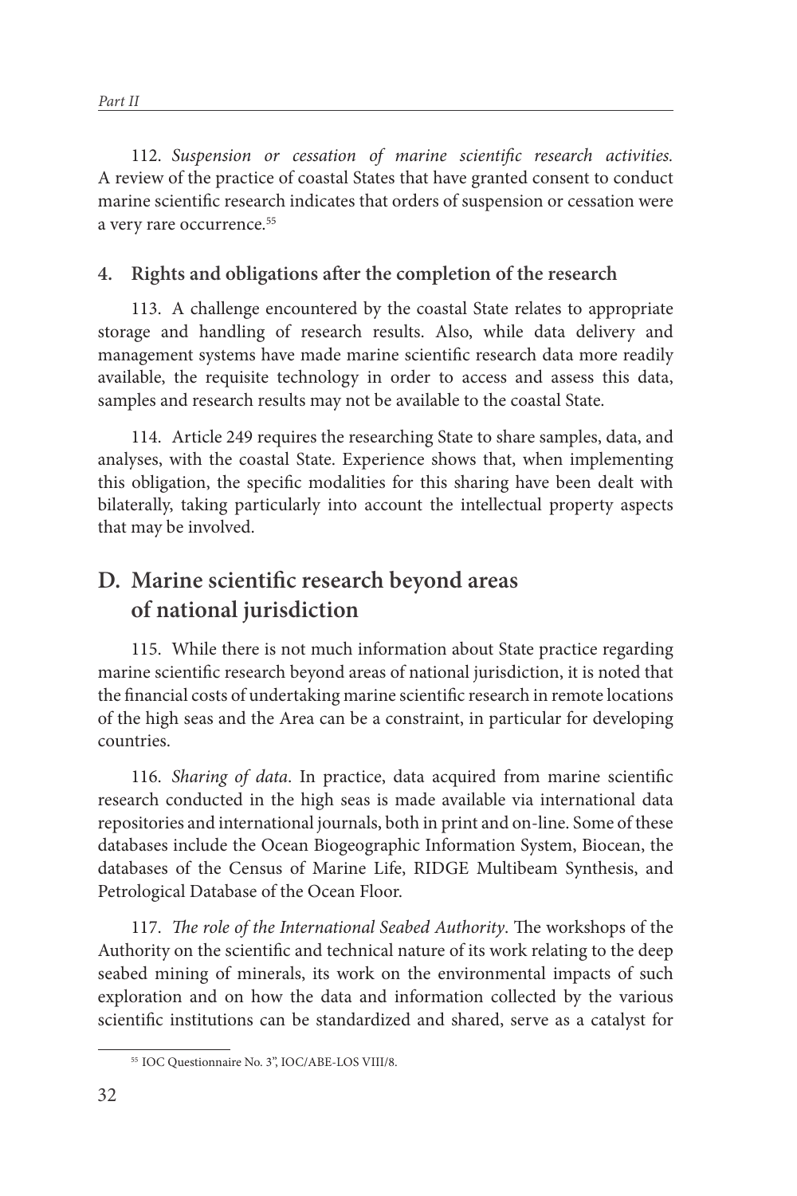112. *Suspension or cessation of marine scientific research activities.* A review of the practice of coastal States that have granted consent to conduct marine scientific research indicates that orders of suspension or cessation were a very rare occurrence.[55]

### 4. Rights and obligations after the completion of the research

113. A challenge encountered by the coastal State relates to appropriate storage and handling of research results. Also, while data delivery and management systems have made marine scientific research data more readily available, the requisite technology in order to access and assess this data, samples and research results may not be available to the coastal State.

114. Article 249 requires the researching State to share samples, data, and analyses, with the coastal State. Experience shows that, when implementing this obligation, the specific modalities for this sharing have been dealt with bilaterally, taking particularly into account the intellectual property aspects that may be involved.

## D. Marine scientific research beyond areas of national jurisdiction

115. While there is not much information about State practice regarding marine scientific research beyond areas of national jurisdiction, it is noted that the financial costs of undertaking marine scientific research in remote locations of the high seas and the Area can be a constraint, in particular for developing countries.

116. *Sharing of data.* In practice, data acquired from marine scientific research conducted in the high seas is made available via international data repositories and international journals, both in print and on-line. Some of these databases include the Ocean Biogeographic Information System, Biocean, the databases of the Census of Marine Life, RIDGE Multibeam Synthesis, and Petrological Database of the Ocean Floor.

117. *The role of the International Seabed Authority*. The workshops of the Authority on the scientific and technical nature of its work relating to the deep seabed mining of minerals, its work on the environmental impacts of such exploration and on how the data and information collected by the various scientific institutions can be standardized and shared, serve as a catalyst for

[55] IOC Questionnaire No. 3", IOC/ABE-LOS VIII/8.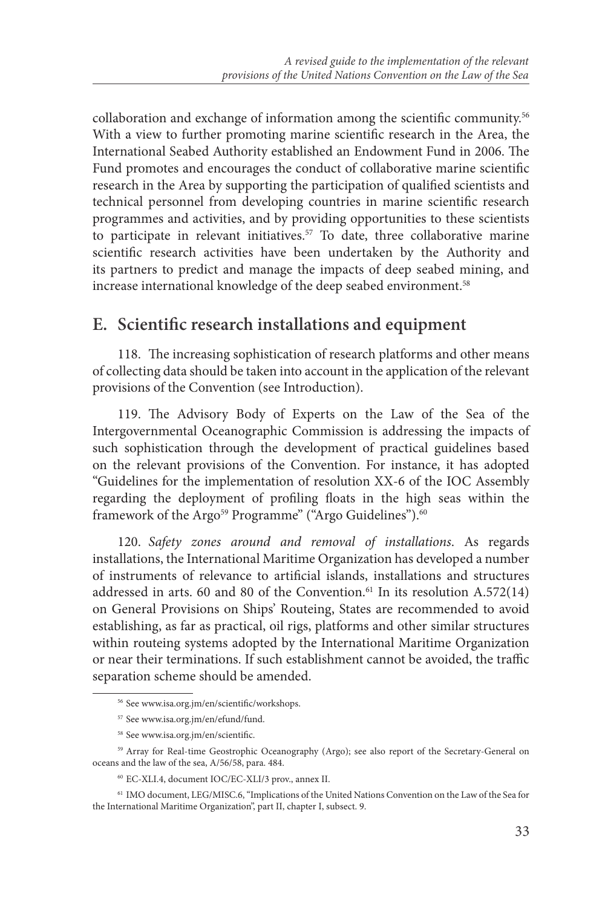collaboration and exchange of information among the scientific community.[56] With a view to further promoting marine scientific research in the Area, the International Seabed Authority established an Endowment Fund in 2006. The Fund promotes and encourages the conduct of collaborative marine scientific research in the Area by supporting the participation of qualified scientists and technical personnel from developing countries in marine scientific research programmes and activities, and by providing opportunities to these scientists to participate in relevant initiatives.[57] To date, three collaborative marine scientific research activities have been undertaken by the Authority and its partners to predict and manage the impacts of deep seabed mining, and increase international knowledge of the deep seabed environment.[58]

## E. Scientific research installations and equipment

118. The increasing sophistication of research platforms and other means of collecting data should be taken into account in the application of the relevant provisions of the Convention (see Introduction).

119. The Advisory Body of Experts on the Law of the Sea of the Intergovernmental Oceanographic Commission is addressing the impacts of such sophistication through the development of practical guidelines based on the relevant provisions of the Convention. For instance, it has adopted "Guidelines for the implementation of resolution XX-6 of the IOC Assembly regarding the deployment of profiling floats in the high seas within the framework of the Argo[59] Programme" ("Argo Guidelines").[60]

120. *Safety zones around and removal of installations*. As regards installations, the International Maritime Organization has developed a number of instruments of relevance to artificial islands, installations and structures addressed in arts. 60 and 80 of the Convention.[61] In its resolution A.572(14) on General Provisions on Ships' Routeing, States are recommended to avoid establishing, as far as practical, oil rigs, platforms and other similar structures within routeing systems adopted by the International Maritime Organization or near their terminations. If such establishment cannot be avoided, the traffic separation scheme should be amended.

---

[56] See www.isa.org.jm/en/scientific/workshops.

[57] See www.isa.org.jm/en/efund/fund.

[58] See www.isa.org.jm/en/scientific.

[59] Array for Real-time Geostrophic Oceanography (Argo); see also report of the Secretary-General on oceans and the law of the sea, A/56/58, para. 484.

[60] EC-XLI.4, document IOC/EC-XLI/3 prov., annex II.

[61] IMO document, LEG/MISC.6, "Implications of the United Nations Convention on the Law of the Sea for the International Maritime Organization", part II, chapter I, subsect. 9.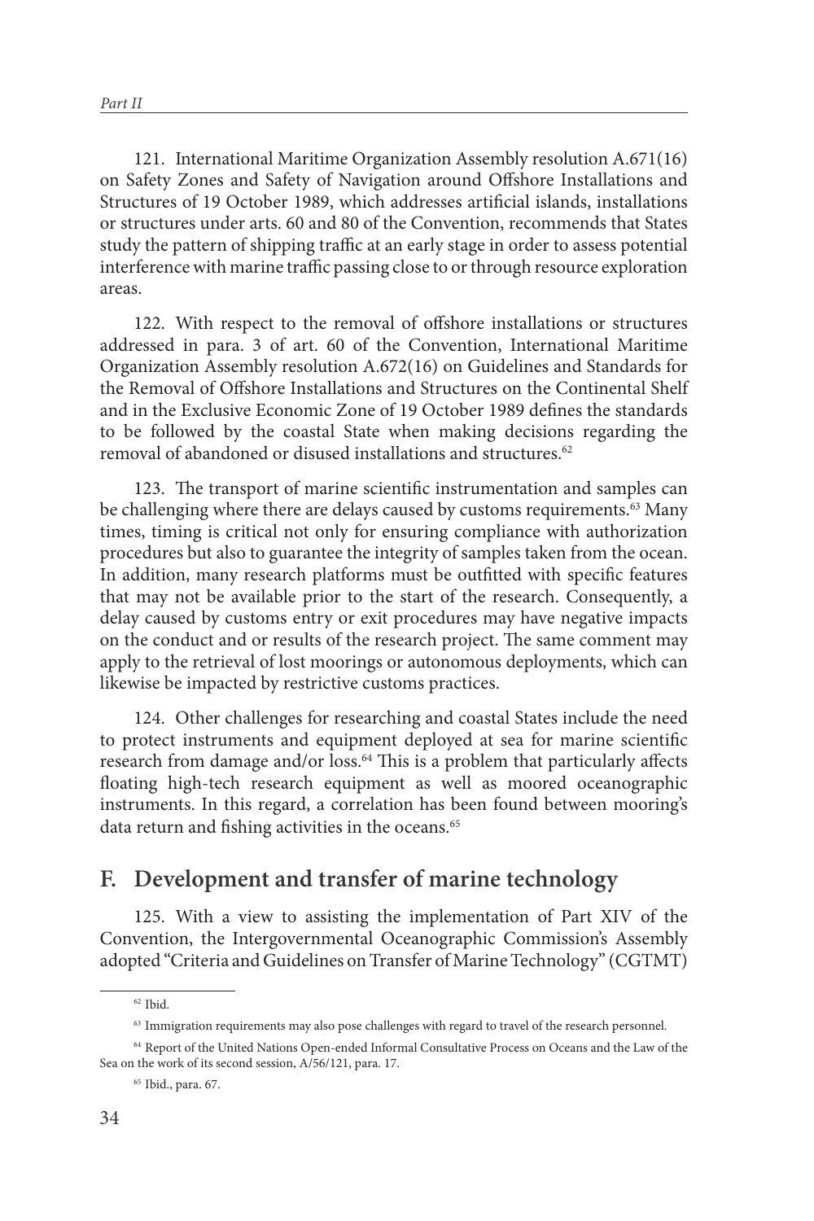121. International Maritime Organization Assembly resolution A.671(16) on Safety Zones and Safety of Navigation around Offshore Installations and Structures of 19 October 1989, which addresses artificial islands, installations or structures under arts. 60 and 80 of the Convention, recommends that States study the pattern of shipping traffic at an early stage in order to assess potential interference with marine traffic passing close to or through resource exploration areas.

122. With respect to the removal of offshore installations or structures addressed in para. 3 of art. 60 of the Convention, International Maritime Organization Assembly resolution A.672(16) on Guidelines and Standards for the Removal of Offshore Installations and Structures on the Continental Shelf and in the Exclusive Economic Zone of 19 October 1989 defines the standards to be followed by the coastal State when making decisions regarding the removal of abandoned or disused installations and structures.[62]

123. The transport of marine scientific instrumentation and samples can be challenging where there are delays caused by customs requirements.[63] Many times, timing is critical not only for ensuring compliance with authorization procedures but also to guarantee the integrity of samples taken from the ocean. In addition, many research platforms must be outfitted with specific features that may not be available prior to the start of the research. Consequently, a delay caused by customs entry or exit procedures may have negative impacts on the conduct and or results of the research project. The same comment may apply to the retrieval of lost moorings or autonomous deployments, which can likewise be impacted by restrictive customs practices.

124. Other challenges for researching and coastal States include the need to protect instruments and equipment deployed at sea for marine scientific research from damage and/or loss.[64] This is a problem that particularly affects floating high-tech research equipment as well as moored oceanographic instruments. In this regard, a correlation has been found between mooring's data return and fishing activities in the oceans.[65]

## F. Development and transfer of marine technology

125. With a view to assisting the implementation of Part XIV of the Convention, the Intergovernmental Oceanographic Commission's Assembly adopted "Criteria and Guidelines on Transfer of Marine Technology" (CGTMT)

---

[62] Ibid.

[63] Immigration requirements may also pose challenges with regard to travel of the research personnel.

[64] Report of the United Nations Open-ended Informal Consultative Process on Oceans and the Law of the Sea on the work of its second session, A/56/121, para. 17.

[65] Ibid., para. 67.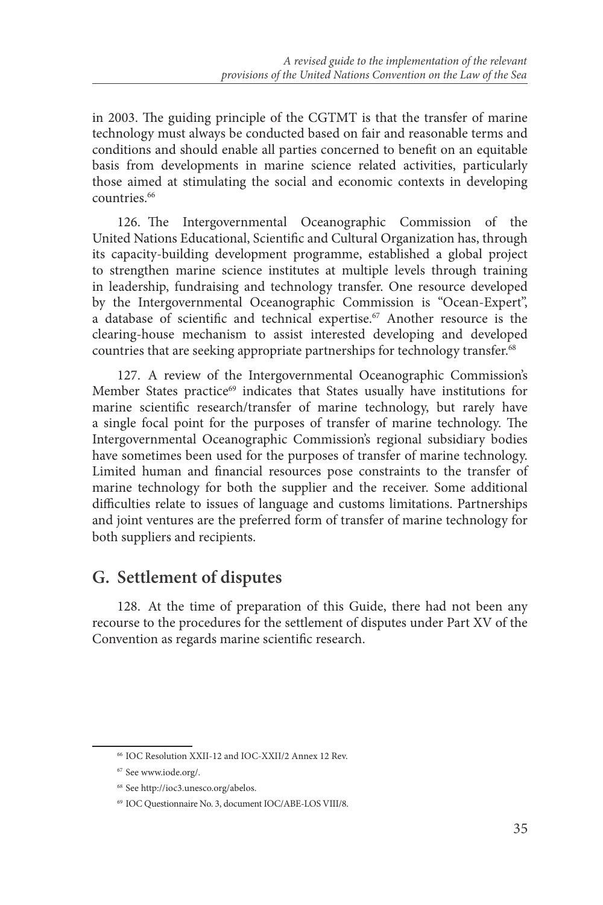in 2003. The guiding principle of the CGTMT is that the transfer of marine technology must always be conducted based on fair and reasonable terms and conditions and should enable all parties concerned to benefit on an equitable basis from developments in marine science related activities, particularly those aimed at stimulating the social and economic contexts in developing countries.[66]

126. The Intergovernmental Oceanographic Commission of the United Nations Educational, Scientific and Cultural Organization has, through its capacity-building development programme, established a global project to strengthen marine science institutes at multiple levels through training in leadership, fundraising and technology transfer. One resource developed by the Intergovernmental Oceanographic Commission is "Ocean-Expert", a database of scientific and technical expertise.[67] Another resource is the clearing-house mechanism to assist interested developing and developed countries that are seeking appropriate partnerships for technology transfer.[68]

127. A review of the Intergovernmental Oceanographic Commission's Member States practice[69] indicates that States usually have institutions for marine scientific research/transfer of marine technology, but rarely have a single focal point for the purposes of transfer of marine technology. The Intergovernmental Oceanographic Commission's regional subsidiary bodies have sometimes been used for the purposes of transfer of marine technology. Limited human and financial resources pose constraints to the transfer of marine technology for both the supplier and the receiver. Some additional difficulties relate to issues of language and customs limitations. Partnerships and joint ventures are the preferred form of transfer of marine technology for both suppliers and recipients.

## G. Settlement of disputes

128. At the time of preparation of this Guide, there had not been any recourse to the procedures for the settlement of disputes under Part XV of the Convention as regards marine scientific research.

---

[66] IOC Resolution XXII-12 and IOC-XXII/2 Annex 12 Rev.

[67] See www.iode.org/.

[68] See http://ioc3.unesco.org/abelos.

[69] IOC Questionnaire No. 3, document IOC/ABE-LOS VIII/8.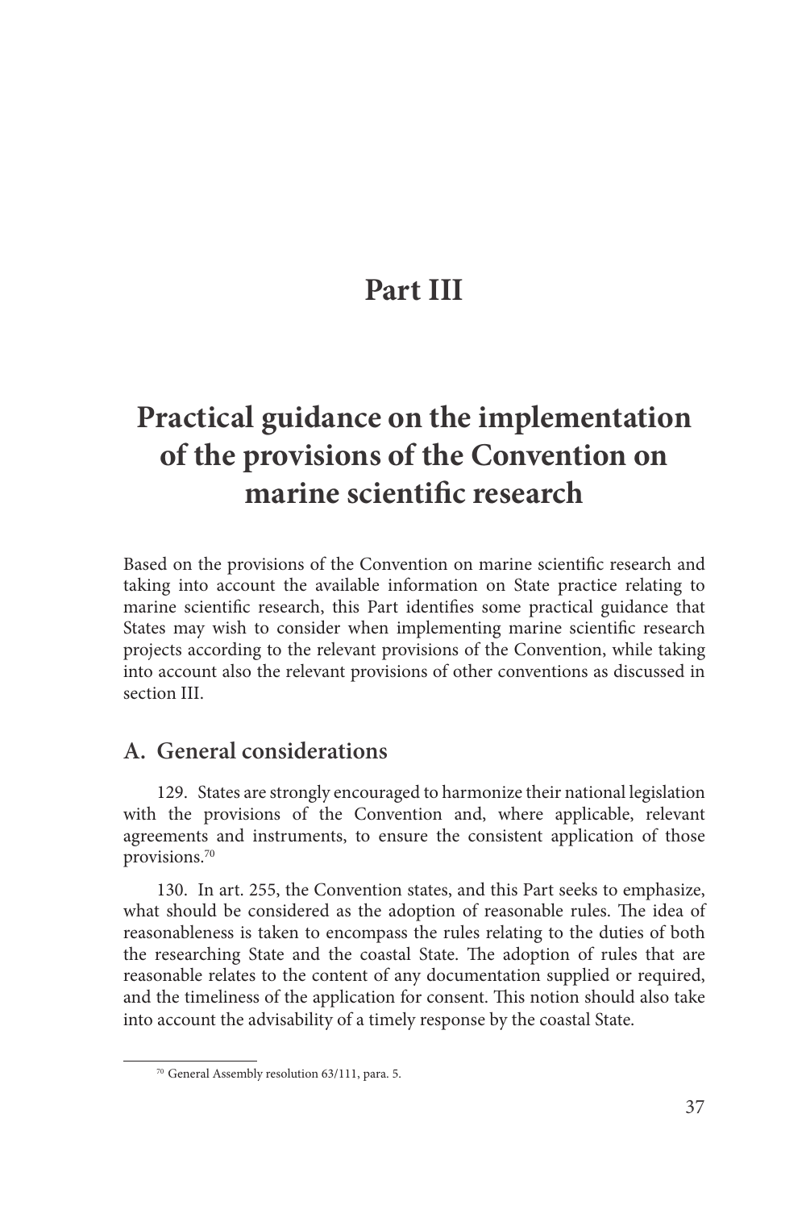# Part III

# Practical guidance on the implementation of the provisions of the Convention on marine scientific research

Based on the provisions of the Convention on marine scientific research and taking into account the available information on State practice relating to marine scientific research, this Part identifies some practical guidance that States may wish to consider when implementing marine scientific research projects according to the relevant provisions of the Convention, while taking into account also the relevant provisions of other conventions as discussed in section III.

## A. General considerations

129. States are strongly encouraged to harmonize their national legislation with the provisions of the Convention and, where applicable, relevant agreements and instruments, to ensure the consistent application of those provisions.[70]

130. In art. 255, the Convention states, and this Part seeks to emphasize, what should be considered as the adoption of reasonable rules. The idea of reasonableness is taken to encompass the rules relating to the duties of both the researching State and the coastal State. The adoption of rules that are reasonable relates to the content of any documentation supplied or required, and the timeliness of the application for consent. This notion should also take into account the advisability of a timely response by the coastal State.

[70] General Assembly resolution 63/111, para. 5.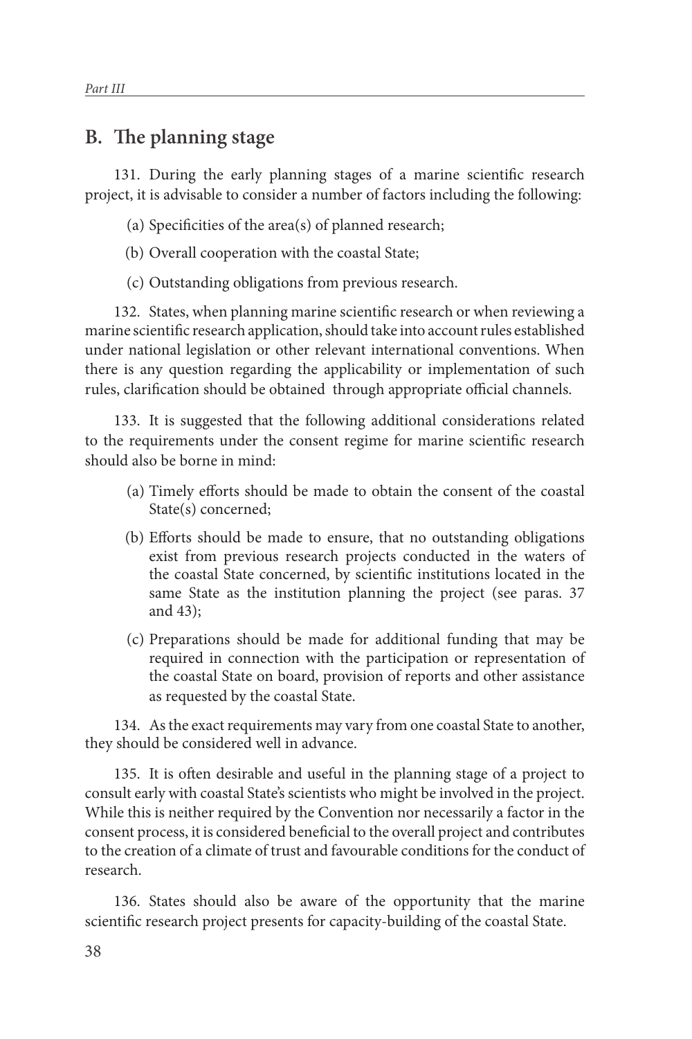## B. The planning stage

131. During the early planning stages of a marine scientific research project, it is advisable to consider a number of factors including the following:

(a) Specificities of the area(s) of planned research;

(b) Overall cooperation with the coastal State;

(c) Outstanding obligations from previous research.

132. States, when planning marine scientific research or when reviewing a marine scientific research application, should take into account rules established under national legislation or other relevant international conventions. When there is any question regarding the applicability or implementation of such rules, clarification should be obtained through appropriate official channels.

133. It is suggested that the following additional considerations related to the requirements under the consent regime for marine scientific research should also be borne in mind:

(a) Timely efforts should be made to obtain the consent of the coastal State(s) concerned;

(b) Efforts should be made to ensure, that no outstanding obligations exist from previous research projects conducted in the waters of the coastal State concerned, by scientific institutions located in the same State as the institution planning the project (see paras. 37 and 43);

(c) Preparations should be made for additional funding that may be required in connection with the participation or representation of the coastal State on board, provision of reports and other assistance as requested by the coastal State.

134. As the exact requirements may vary from one coastal State to another, they should be considered well in advance.

135. It is often desirable and useful in the planning stage of a project to consult early with coastal State's scientists who might be involved in the project. While this is neither required by the Convention nor necessarily a factor in the consent process, it is considered beneficial to the overall project and contributes to the creation of a climate of trust and favourable conditions for the conduct of research.

136. States should also be aware of the opportunity that the marine scientific research project presents for capacity-building of the coastal State.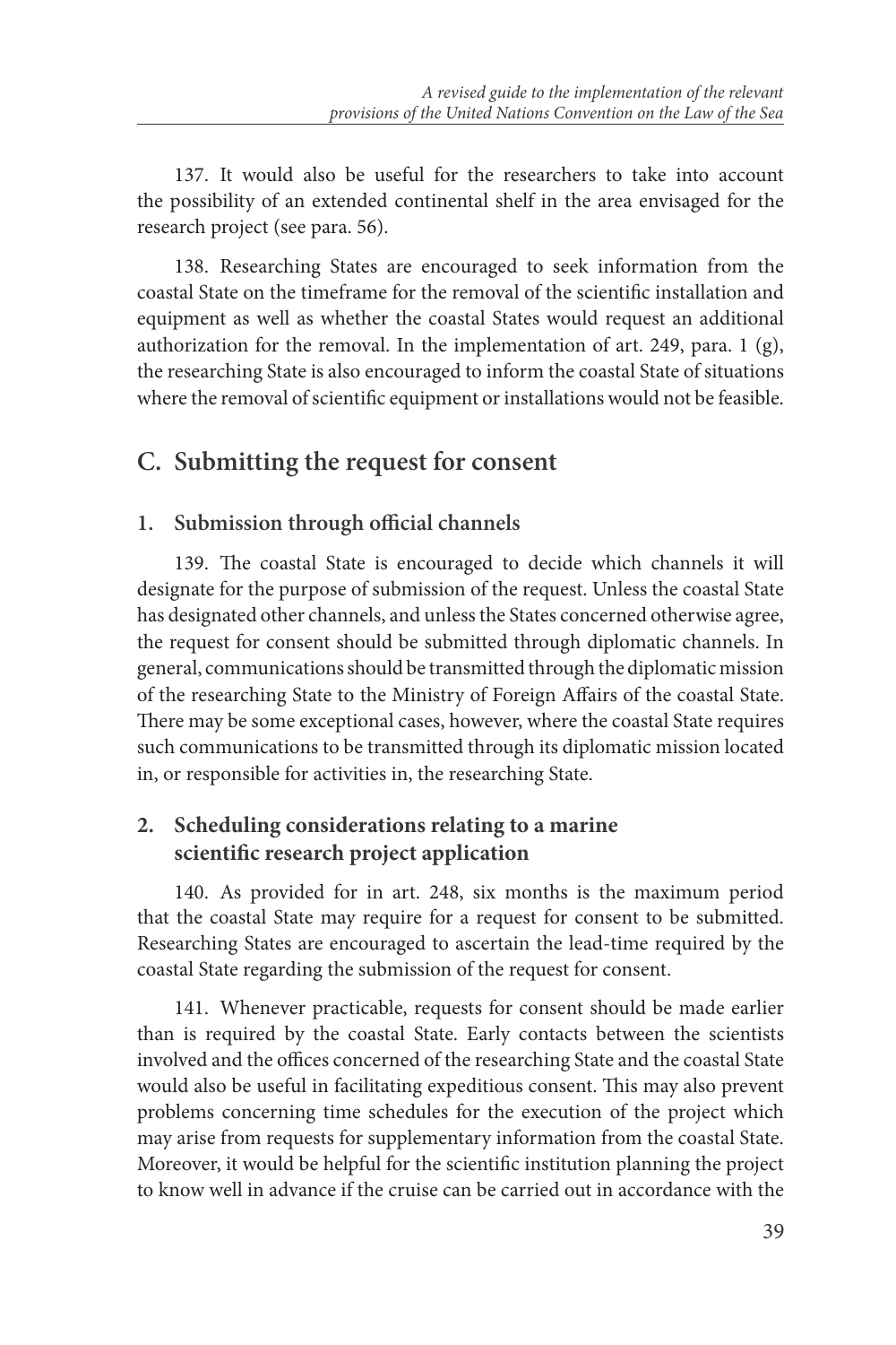137. It would also be useful for the researchers to take into account the possibility of an extended continental shelf in the area envisaged for the research project (see para. 56).

138. Researching States are encouraged to seek information from the coastal State on the timeframe for the removal of the scientific installation and equipment as well as whether the coastal States would request an additional authorization for the removal. In the implementation of art. 249, para. 1 (g), the researching State is also encouraged to inform the coastal State of situations where the removal of scientific equipment or installations would not be feasible.

## C. Submitting the request for consent

### 1. Submission through official channels

139. The coastal State is encouraged to decide which channels it will designate for the purpose of submission of the request. Unless the coastal State has designated other channels, and unless the States concerned otherwise agree, the request for consent should be submitted through diplomatic channels. In general, communications should be transmitted through the diplomatic mission of the researching State to the Ministry of Foreign Affairs of the coastal State. There may be some exceptional cases, however, where the coastal State requires such communications to be transmitted through its diplomatic mission located in, or responsible for activities in, the researching State.

### 2. Scheduling considerations relating to a marine scientific research project application

140. As provided for in art. 248, six months is the maximum period that the coastal State may require for a request for consent to be submitted. Researching States are encouraged to ascertain the lead-time required by the coastal State regarding the submission of the request for consent.

141. Whenever practicable, requests for consent should be made earlier than is required by the coastal State. Early contacts between the scientists involved and the offices concerned of the researching State and the coastal State would also be useful in facilitating expeditious consent. This may also prevent problems concerning time schedules for the execution of the project which may arise from requests for supplementary information from the coastal State. Moreover, it would be helpful for the scientific institution planning the project to know well in advance if the cruise can be carried out in accordance with the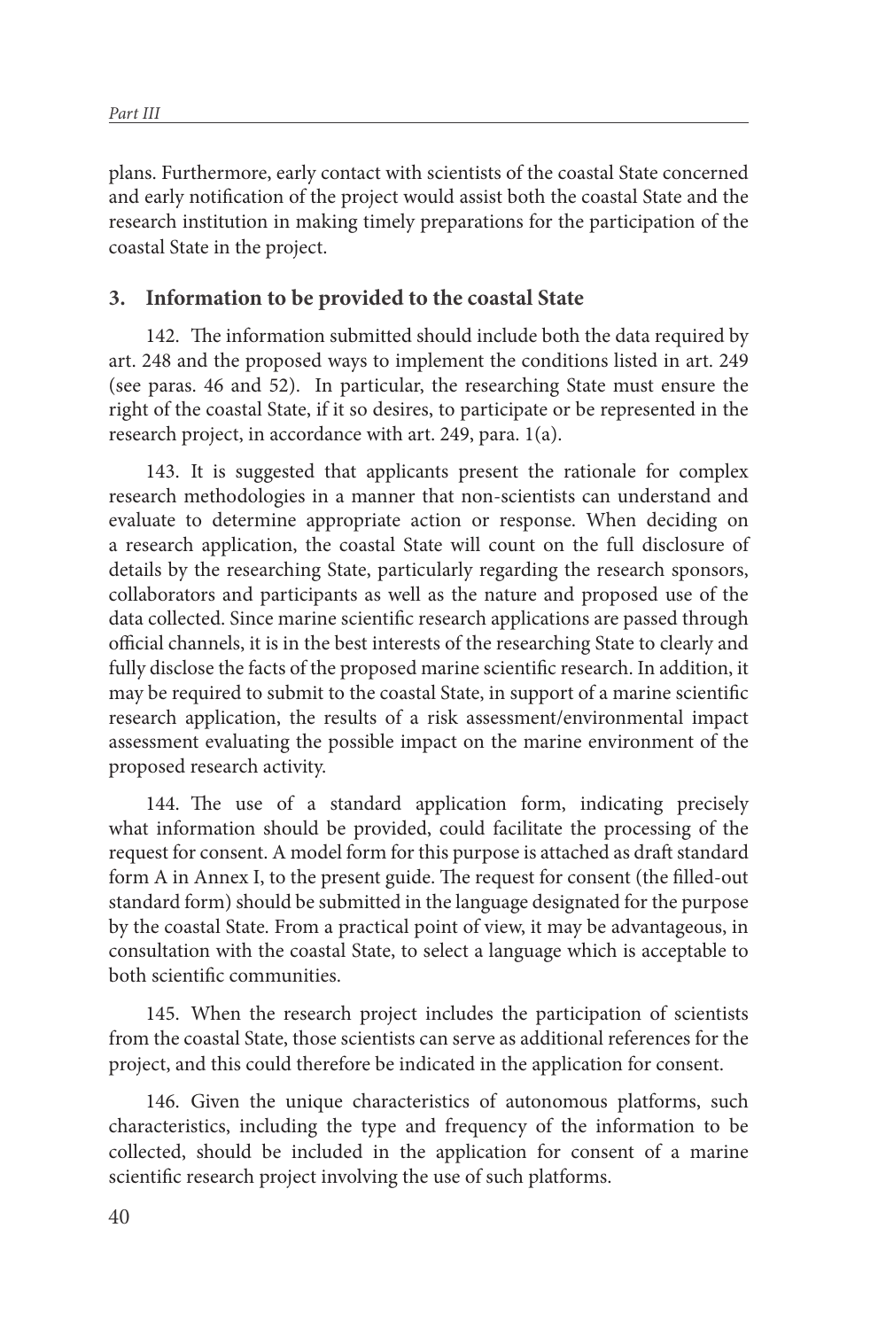plans. Furthermore, early contact with scientists of the coastal State concerned and early notification of the project would assist both the coastal State and the research institution in making timely preparations for the participation of the coastal State in the project.

## 3. Information to be provided to the coastal State

142. The information submitted should include both the data required by art. 248 and the proposed ways to implement the conditions listed in art. 249 (see paras. 46 and 52). In particular, the researching State must ensure the right of the coastal State, if it so desires, to participate or be represented in the research project, in accordance with art. 249, para. 1(a).

143. It is suggested that applicants present the rationale for complex research methodologies in a manner that non-scientists can understand and evaluate to determine appropriate action or response. When deciding on a research application, the coastal State will count on the full disclosure of details by the researching State, particularly regarding the research sponsors, collaborators and participants as well as the nature and proposed use of the data collected. Since marine scientific research applications are passed through official channels, it is in the best interests of the researching State to clearly and fully disclose the facts of the proposed marine scientific research. In addition, it may be required to submit to the coastal State, in support of a marine scientific research application, the results of a risk assessment/environmental impact assessment evaluating the possible impact on the marine environment of the proposed research activity.

144. The use of a standard application form, indicating precisely what information should be provided, could facilitate the processing of the request for consent. A model form for this purpose is attached as draft standard form A in Annex I, to the present guide. The request for consent (the filled-out standard form) should be submitted in the language designated for the purpose by the coastal State. From a practical point of view, it may be advantageous, in consultation with the coastal State, to select a language which is acceptable to both scientific communities.

145. When the research project includes the participation of scientists from the coastal State, those scientists can serve as additional references for the project, and this could therefore be indicated in the application for consent.

146. Given the unique characteristics of autonomous platforms, such characteristics, including the type and frequency of the information to be collected, should be included in the application for consent of a marine scientific research project involving the use of such platforms.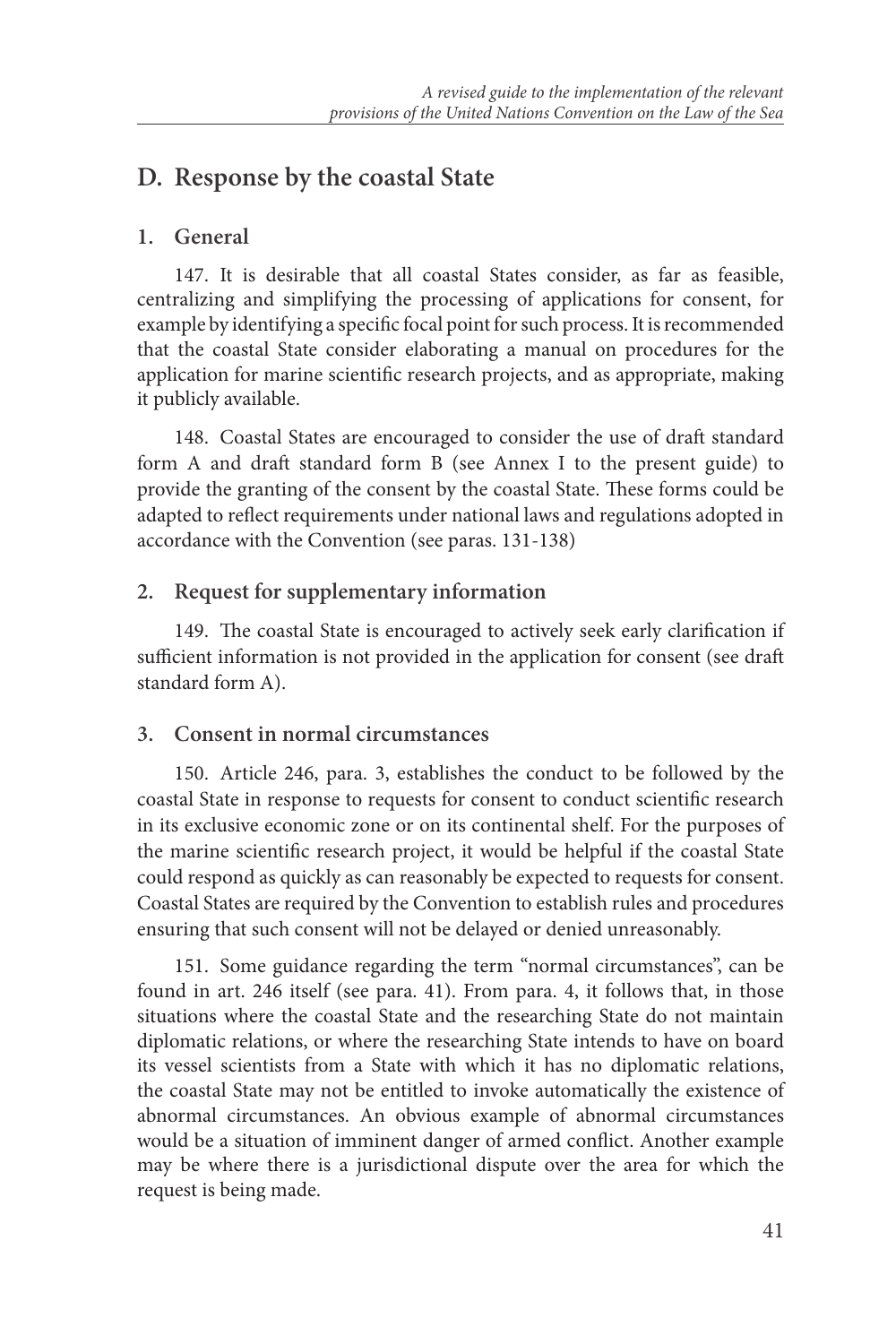## D. Response by the coastal State

### 1. General

147. It is desirable that all coastal States consider, as far as feasible, centralizing and simplifying the processing of applications for consent, for example by identifying a specific focal point for such process. It is recommended that the coastal State consider elaborating a manual on procedures for the application for marine scientific research projects, and as appropriate, making it publicly available.

148. Coastal States are encouraged to consider the use of draft standard form A and draft standard form B (see Annex I to the present guide) to provide the granting of the consent by the coastal State. These forms could be adapted to reflect requirements under national laws and regulations adopted in accordance with the Convention (see paras. 131-138)

### 2. Request for supplementary information

149. The coastal State is encouraged to actively seek early clarification if sufficient information is not provided in the application for consent (see draft standard form A).

### 3. Consent in normal circumstances

150. Article 246, para. 3, establishes the conduct to be followed by the coastal State in response to requests for consent to conduct scientific research in its exclusive economic zone or on its continental shelf. For the purposes of the marine scientific research project, it would be helpful if the coastal State could respond as quickly as can reasonably be expected to requests for consent. Coastal States are required by the Convention to establish rules and procedures ensuring that such consent will not be delayed or denied unreasonably.

151. Some guidance regarding the term "normal circumstances", can be found in art. 246 itself (see para. 41). From para. 4, it follows that, in those situations where the coastal State and the researching State do not maintain diplomatic relations, or where the researching State intends to have on board its vessel scientists from a State with which it has no diplomatic relations, the coastal State may not be entitled to invoke automatically the existence of abnormal circumstances. An obvious example of abnormal circumstances would be a situation of imminent danger of armed conflict. Another example may be where there is a jurisdictional dispute over the area for which the request is being made.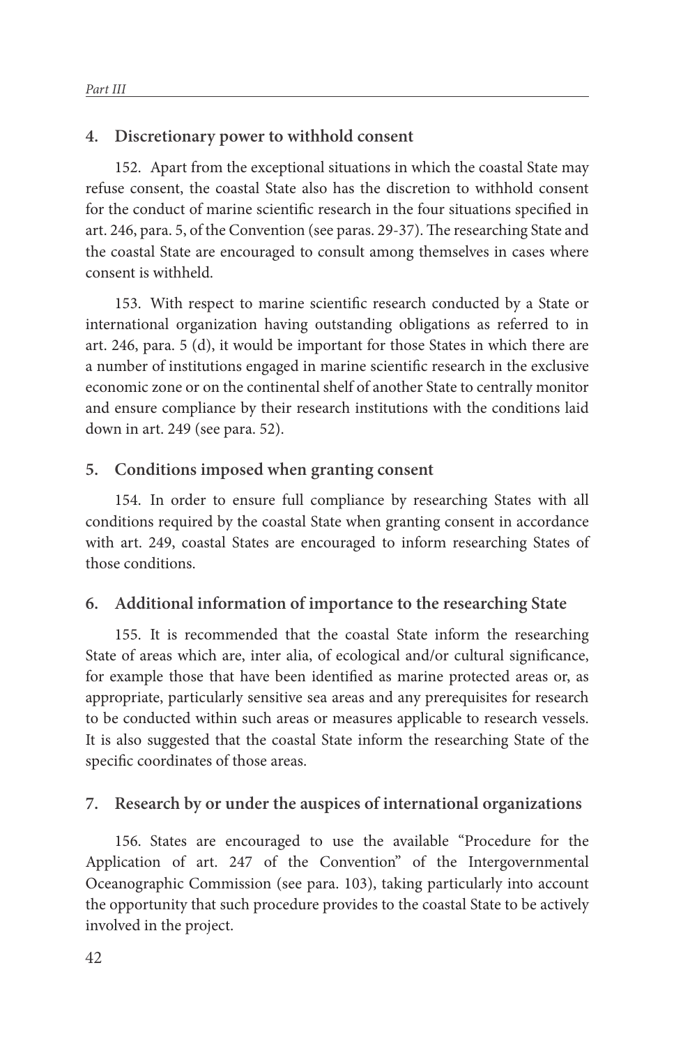## 4. Discretionary power to withhold consent

152. Apart from the exceptional situations in which the coastal State may refuse consent, the coastal State also has the discretion to withhold consent for the conduct of marine scientific research in the four situations specified in art. 246, para. 5, of the Convention (see paras. 29-37). The researching State and the coastal State are encouraged to consult among themselves in cases where consent is withheld.

153. With respect to marine scientific research conducted by a State or international organization having outstanding obligations as referred to in art. 246, para. 5 (d), it would be important for those States in which there are a number of institutions engaged in marine scientific research in the exclusive economic zone or on the continental shelf of another State to centrally monitor and ensure compliance by their research institutions with the conditions laid down in art. 249 (see para. 52).

## 5. Conditions imposed when granting consent

154. In order to ensure full compliance by researching States with all conditions required by the coastal State when granting consent in accordance with art. 249, coastal States are encouraged to inform researching States of those conditions.

## 6. Additional information of importance to the researching State

155. It is recommended that the coastal State inform the researching State of areas which are, inter alia, of ecological and/or cultural significance, for example those that have been identified as marine protected areas or, as appropriate, particularly sensitive sea areas and any prerequisites for research to be conducted within such areas or measures applicable to research vessels. It is also suggested that the coastal State inform the researching State of the specific coordinates of those areas.

## 7. Research by or under the auspices of international organizations

156. States are encouraged to use the available "Procedure for the Application of art. 247 of the Convention" of the Intergovernmental Oceanographic Commission (see para. 103), taking particularly into account the opportunity that such procedure provides to the coastal State to be actively involved in the project.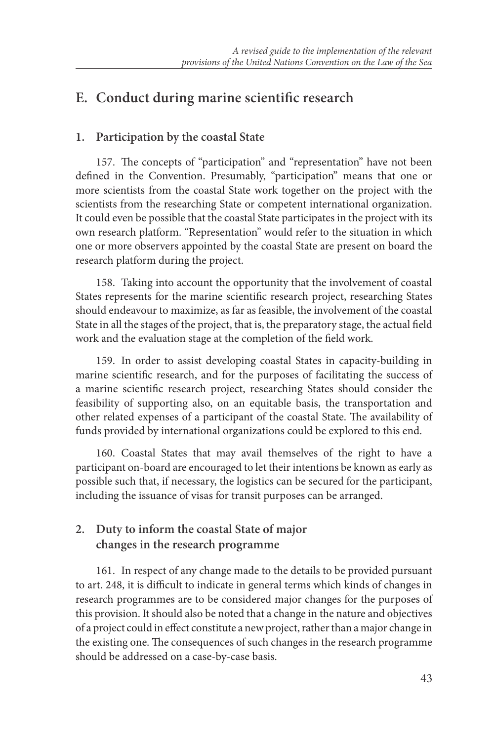## E. Conduct during marine scientific research

### 1. Participation by the coastal State

157. The concepts of "participation" and "representation" have not been defined in the Convention. Presumably, "participation" means that one or more scientists from the coastal State work together on the project with the scientists from the researching State or competent international organization. It could even be possible that the coastal State participates in the project with its own research platform. "Representation" would refer to the situation in which one or more observers appointed by the coastal State are present on board the research platform during the project.

158. Taking into account the opportunity that the involvement of coastal States represents for the marine scientific research project, researching States should endeavour to maximize, as far as feasible, the involvement of the coastal State in all the stages of the project, that is, the preparatory stage, the actual field work and the evaluation stage at the completion of the field work.

159. In order to assist developing coastal States in capacity-building in marine scientific research, and for the purposes of facilitating the success of a marine scientific research project, researching States should consider the feasibility of supporting also, on an equitable basis, the transportation and other related expenses of a participant of the coastal State. The availability of funds provided by international organizations could be explored to this end.

160. Coastal States that may avail themselves of the right to have a participant on-board are encouraged to let their intentions be known as early as possible such that, if necessary, the logistics can be secured for the participant, including the issuance of visas for transit purposes can be arranged.

### 2. Duty to inform the coastal State of major changes in the research programme

161. In respect of any change made to the details to be provided pursuant to art. 248, it is difficult to indicate in general terms which kinds of changes in research programmes are to be considered major changes for the purposes of this provision. It should also be noted that a change in the nature and objectives of a project could in effect constitute a new project, rather than a major change in the existing one. The consequences of such changes in the research programme should be addressed on a case-by-case basis.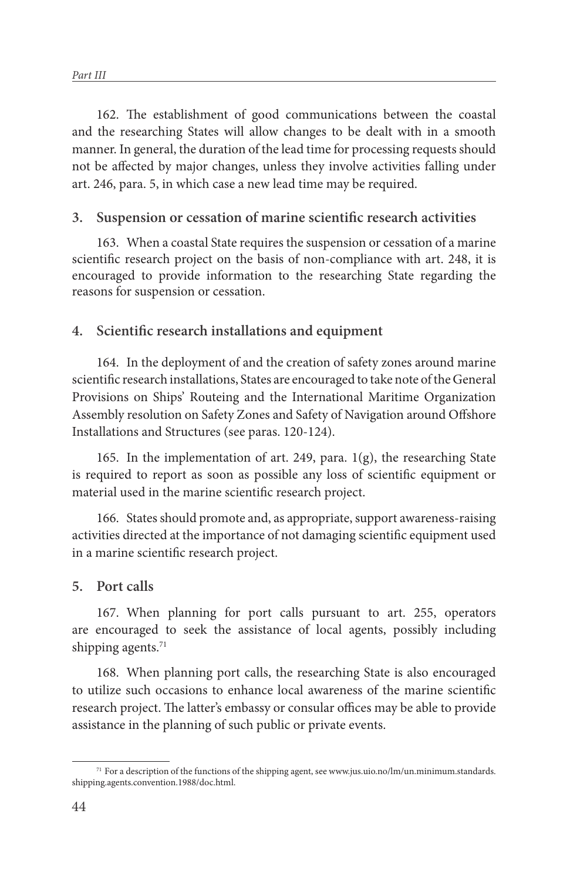162. The establishment of good communications between the coastal and the researching States will allow changes to be dealt with in a smooth manner. In general, the duration of the lead time for processing requests should not be affected by major changes, unless they involve activities falling under art. 246, para. 5, in which case a new lead time may be required.

## 3. Suspension or cessation of marine scientific research activities

163. When a coastal State requires the suspension or cessation of a marine scientific research project on the basis of non-compliance with art. 248, it is encouraged to provide information to the researching State regarding the reasons for suspension or cessation.

## 4. Scientific research installations and equipment

164. In the deployment of and the creation of safety zones around marine scientific research installations, States are encouraged to take note of the General Provisions on Ships' Routeing and the International Maritime Organization Assembly resolution on Safety Zones and Safety of Navigation around Offshore Installations and Structures (see paras. 120-124).

165. In the implementation of art. 249, para. 1(g), the researching State is required to report as soon as possible any loss of scientific equipment or material used in the marine scientific research project.

166. States should promote and, as appropriate, support awareness-raising activities directed at the importance of not damaging scientific equipment used in a marine scientific research project.

## 5. Port calls

167. When planning for port calls pursuant to art. 255, operators are encouraged to seek the assistance of local agents, possibly including shipping agents.[71]

168. When planning port calls, the researching State is also encouraged to utilize such occasions to enhance local awareness of the marine scientific research project. The latter's embassy or consular offices may be able to provide assistance in the planning of such public or private events.

---

[71] For a description of the functions of the shipping agent, see www.jus.uio.no/lm/un.minimum.standards.shipping.agents.convention.1988/doc.html.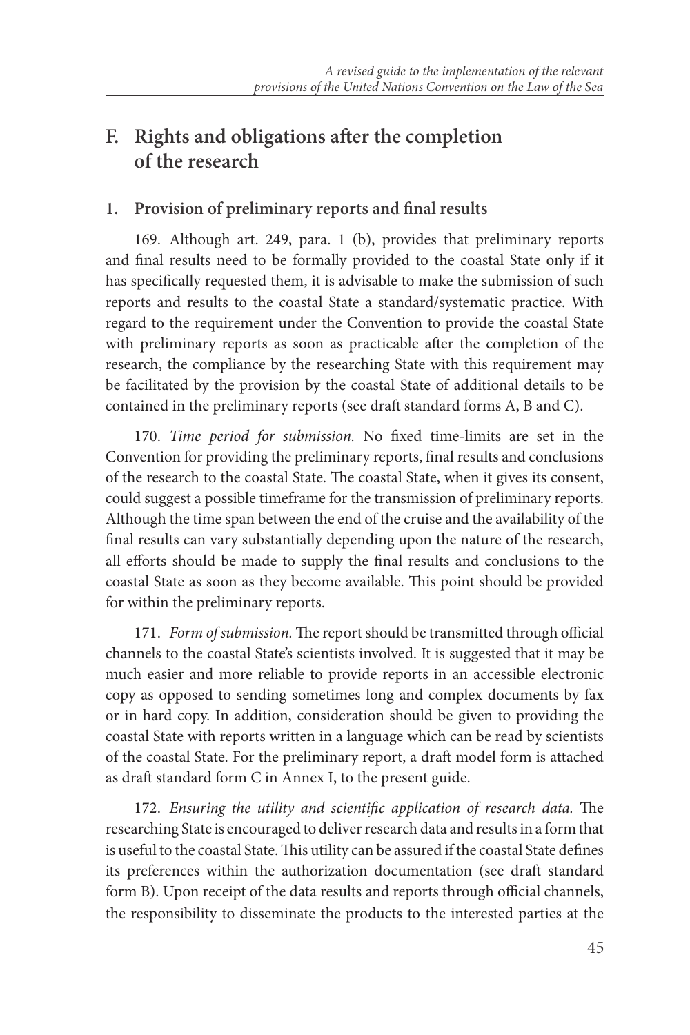## F. Rights and obligations after the completion of the research

### 1. Provision of preliminary reports and final results

169. Although art. 249, para. 1 (b), provides that preliminary reports and final results need to be formally provided to the coastal State only if it has specifically requested them, it is advisable to make the submission of such reports and results to the coastal State a standard/systematic practice. With regard to the requirement under the Convention to provide the coastal State with preliminary reports as soon as practicable after the completion of the research, the compliance by the researching State with this requirement may be facilitated by the provision by the coastal State of additional details to be contained in the preliminary reports (see draft standard forms A, B and C).

170. *Time period for submission.* No fixed time-limits are set in the Convention for providing the preliminary reports, final results and conclusions of the research to the coastal State. The coastal State, when it gives its consent, could suggest a possible timeframe for the transmission of preliminary reports. Although the time span between the end of the cruise and the availability of the final results can vary substantially depending upon the nature of the research, all efforts should be made to supply the final results and conclusions to the coastal State as soon as they become available. This point should be provided for within the preliminary reports.

171. *Form of submission.* The report should be transmitted through official channels to the coastal State's scientists involved. It is suggested that it may be much easier and more reliable to provide reports in an accessible electronic copy as opposed to sending sometimes long and complex documents by fax or in hard copy. In addition, consideration should be given to providing the coastal State with reports written in a language which can be read by scientists of the coastal State. For the preliminary report, a draft model form is attached as draft standard form C in Annex I, to the present guide.

172. *Ensuring the utility and scientific application of research data.* The researching State is encouraged to deliver research data and results in a form that is useful to the coastal State. This utility can be assured if the coastal State defines its preferences within the authorization documentation (see draft standard form B). Upon receipt of the data results and reports through official channels, the responsibility to disseminate the products to the interested parties at the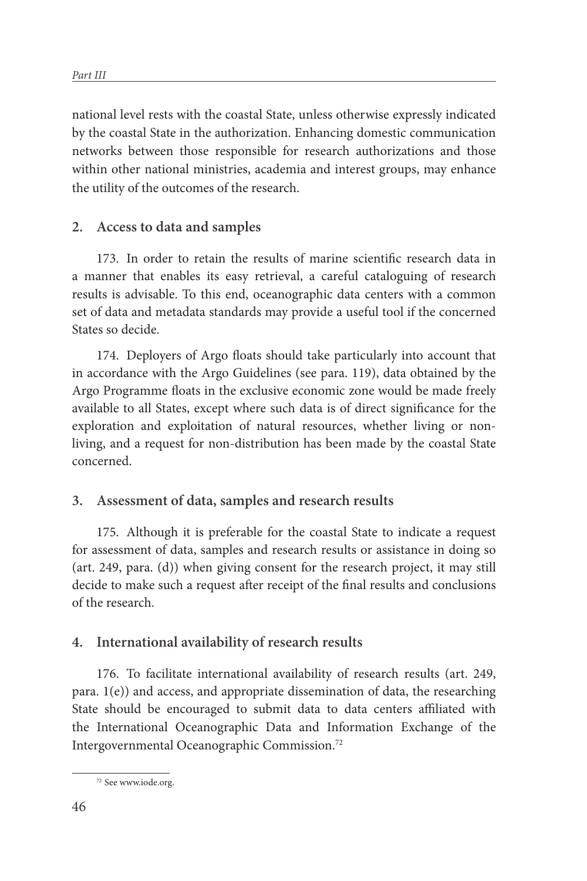national level rests with the coastal State, unless otherwise expressly indicated by the coastal State in the authorization. Enhancing domestic communication networks between those responsible for research authorizations and those within other national ministries, academia and interest groups, may enhance the utility of the outcomes of the research.

## 2. Access to data and samples

173. In order to retain the results of marine scientific research data in a manner that enables its easy retrieval, a careful cataloguing of research results is advisable. To this end, oceanographic data centers with a common set of data and metadata standards may provide a useful tool if the concerned States so decide.

174. Deployers of Argo floats should take particularly into account that in accordance with the Argo Guidelines (see para. 119), data obtained by the Argo Programme floats in the exclusive economic zone would be made freely available to all States, except where such data is of direct significance for the exploration and exploitation of natural resources, whether living or non-living, and a request for non-distribution has been made by the coastal State concerned.

## 3. Assessment of data, samples and research results

175. Although it is preferable for the coastal State to indicate a request for assessment of data, samples and research results or assistance in doing so (art. 249, para. (d)) when giving consent for the research project, it may still decide to make such a request after receipt of the final results and conclusions of the research.

## 4. International availability of research results

176. To facilitate international availability of research results (art. 249, para. 1(e)) and access, and appropriate dissemination of data, the researching State should be encouraged to submit data to data centers affiliated with the International Oceanographic Data and Information Exchange of the Intergovernmental Oceanographic Commission.[72]

[72] See www.iode.org.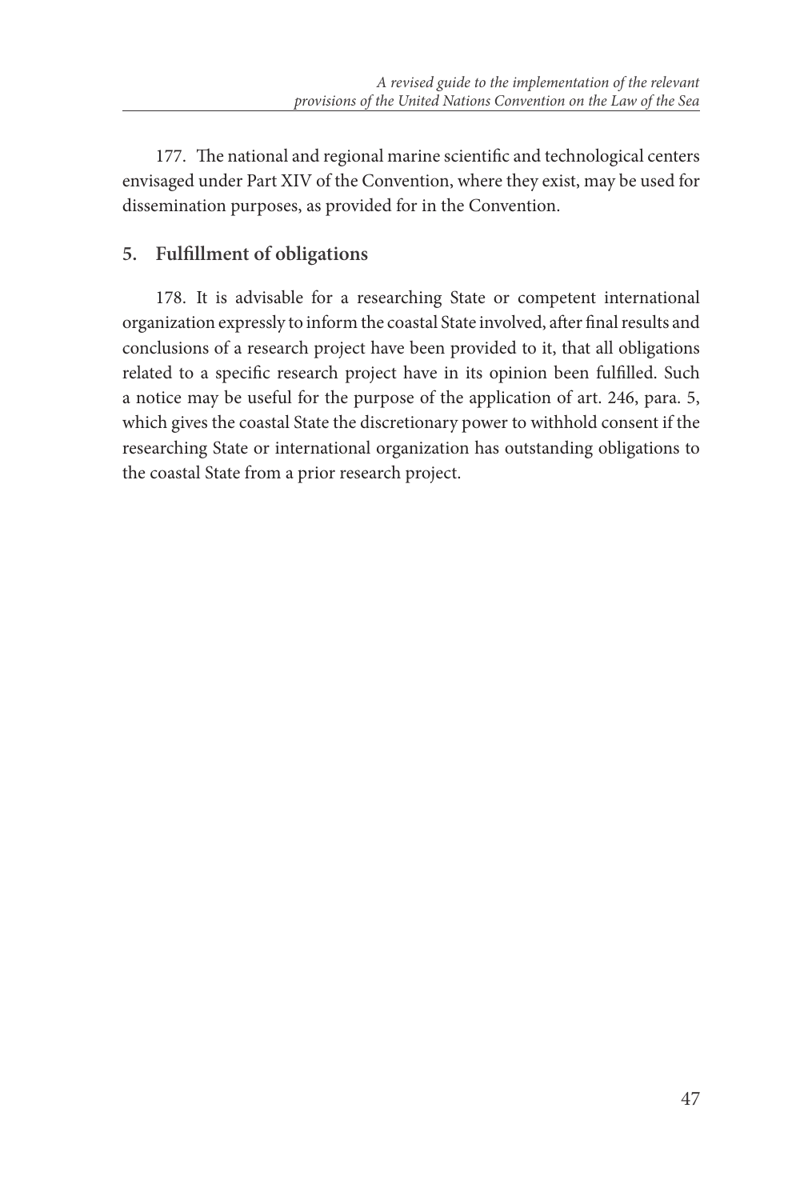177. The national and regional marine scientific and technological centers envisaged under Part XIV of the Convention, where they exist, may be used for dissemination purposes, as provided for in the Convention.

## 5. Fulfillment of obligations

178. It is advisable for a researching State or competent international organization expressly to inform the coastal State involved, after final results and conclusions of a research project have been provided to it, that all obligations related to a specific research project have in its opinion been fulfilled. Such a notice may be useful for the purpose of the application of art. 246, para. 5, which gives the coastal State the discretionary power to withhold consent if the researching State or international organization has outstanding obligations to the coastal State from a prior research project.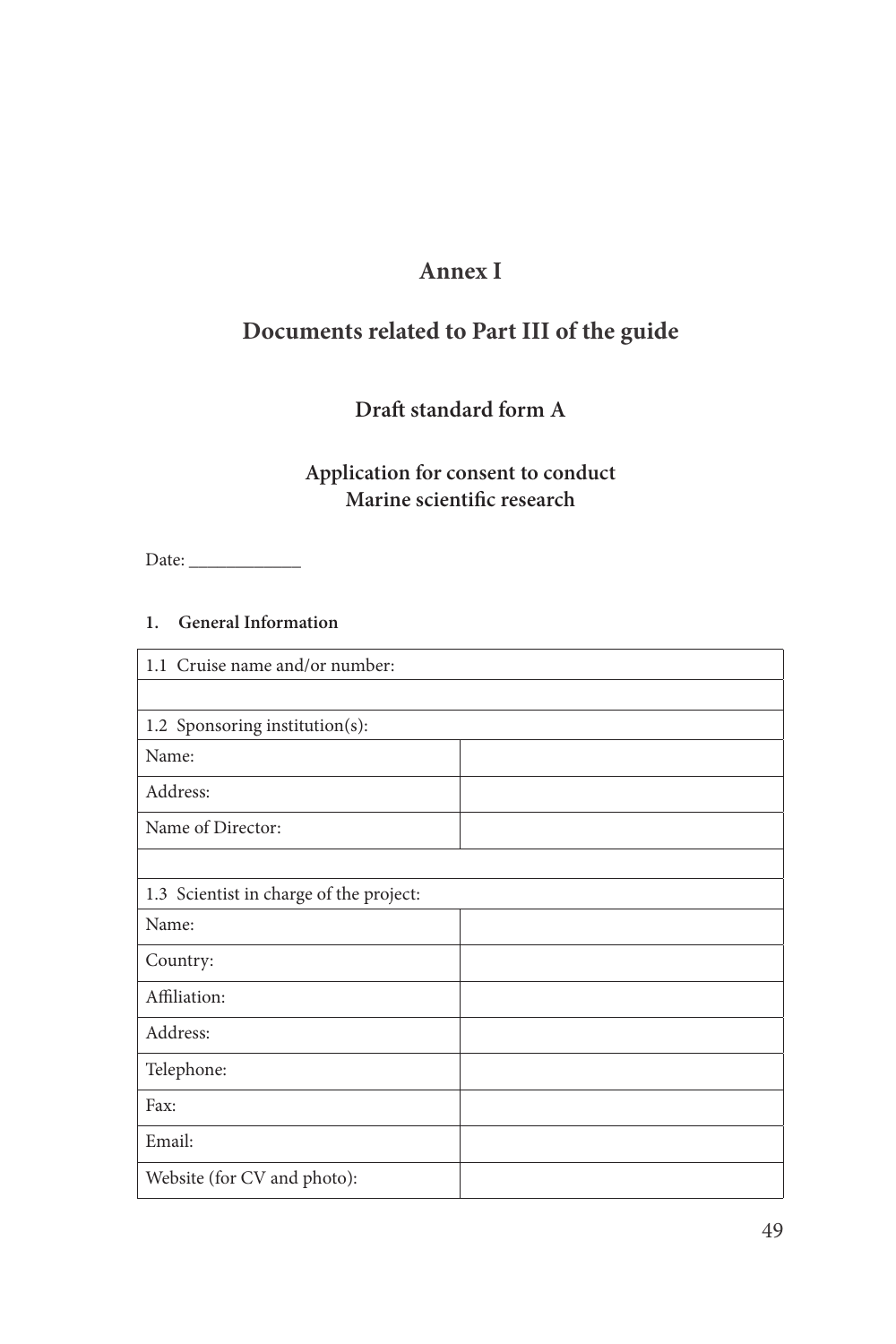# Annex I

## Documents related to Part III of the guide

### Draft standard form A

### Application for consent to conduct Marine scientific research

Date: _____________

**1. General Information**

| 1.1 Cruise name and/or number: | |
|---|---|
| | |
| 1.2 Sponsoring institution(s): | |
| Name: | |
| Address: | |
| Name of Director: | |
| | |
| 1.3 Scientist in charge of the project: | |
| Name: | |
| Country: | |
| Affiliation: | |
| Address: | |
| Telephone: | |
| Fax: | |
| Email: | |
| Website (for CV and photo): | |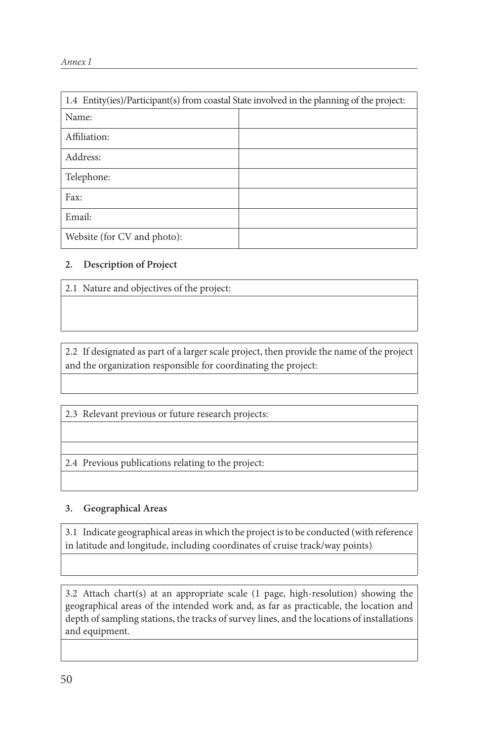| 1.4 Entity(ies)/Participant(s) from coastal State involved in the planning of the project: | |
|---|---|
| Name: | |
| Affiliation: | |
| Address: | |
| Telephone: | |
| Fax: | |
| Email: | |
| Website (for CV and photo): | |

## 2. Description of Project

| 2.1 Nature and objectives of the project: |
|---|
| |

| 2.2 If designated as part of a larger scale project, then provide the name of the project and the organization responsible for coordinating the project: |
|---|
| |

| 2.3 Relevant previous or future research projects: |
|---|
| |
| |
| 2.4 Previous publications relating to the project: |
| |

## 3. Geographical Areas

| 3.1 Indicate geographical areas in which the project is to be conducted (with reference in latitude and longitude, including coordinates of cruise track/way points) |
|---|
| |

| 3.2 Attach chart(s) at an appropriate scale (1 page, high-resolution) showing the geographical areas of the intended work and, as far as practicable, the location and depth of sampling stations, the tracks of survey lines, and the locations of installations and equipment. |
|---|
| |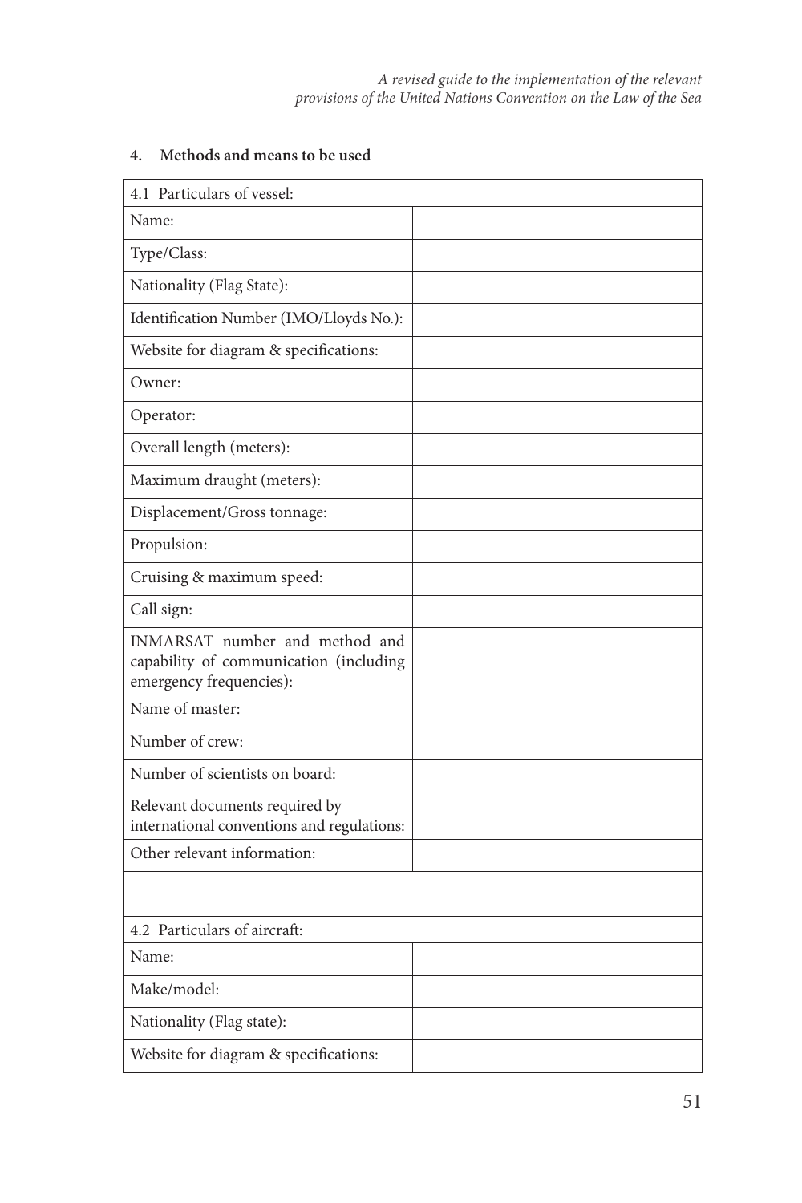#### 4. Methods and means to be used

| 4.1 Particulars of vessel: | |
|---|---|
| Name: | |
| Type/Class: | |
| Nationality (Flag State): | |
| Identification Number (IMO/Lloyds No.): | |
| Website for diagram & specifications: | |
| Owner: | |
| Operator: | |
| Overall length (meters): | |
| Maximum draught (meters): | |
| Displacement/Gross tonnage: | |
| Propulsion: | |
| Cruising & maximum speed: | |
| Call sign: | |
| INMARSAT number and method and capability of communication (including emergency frequencies): | |
| Name of master: | |
| Number of crew: | |
| Number of scientists on board: | |
| Relevant documents required by international conventions and regulations: | |
| Other relevant information: | |
| | |
| 4.2 Particulars of aircraft: | |
| Name: | |
| Make/model: | |
| Nationality (Flag state): | |
| Website for diagram & specifications: | |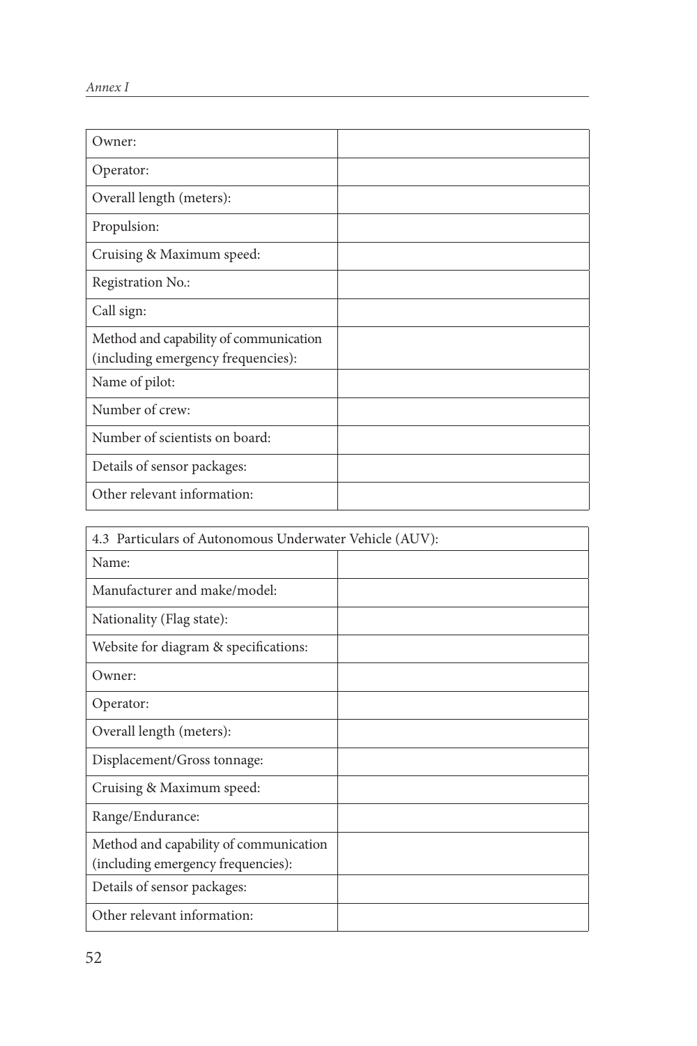| | |
|---|---|
| Owner: | |
| Operator: | |
| Overall length (meters): | |
| Propulsion: | |
| Cruising & Maximum speed: | |
| Registration No.: | |
| Call sign: | |
| Method and capability of communication (including emergency frequencies): | |
| Name of pilot: | |
| Number of crew: | |
| Number of scientists on board: | |
| Details of sensor packages: | |
| Other relevant information: | |

| 4.3 Particulars of Autonomous Underwater Vehicle (AUV): | |
|---|---|
| Name: | |
| Manufacturer and make/model: | |
| Nationality (Flag state): | |
| Website for diagram & specifications: | |
| Owner: | |
| Operator: | |
| Overall length (meters): | |
| Displacement/Gross tonnage: | |
| Cruising & Maximum speed: | |
| Range/Endurance: | |
| Method and capability of communication (including emergency frequencies): | |
| Details of sensor packages: | |
| Other relevant information: | |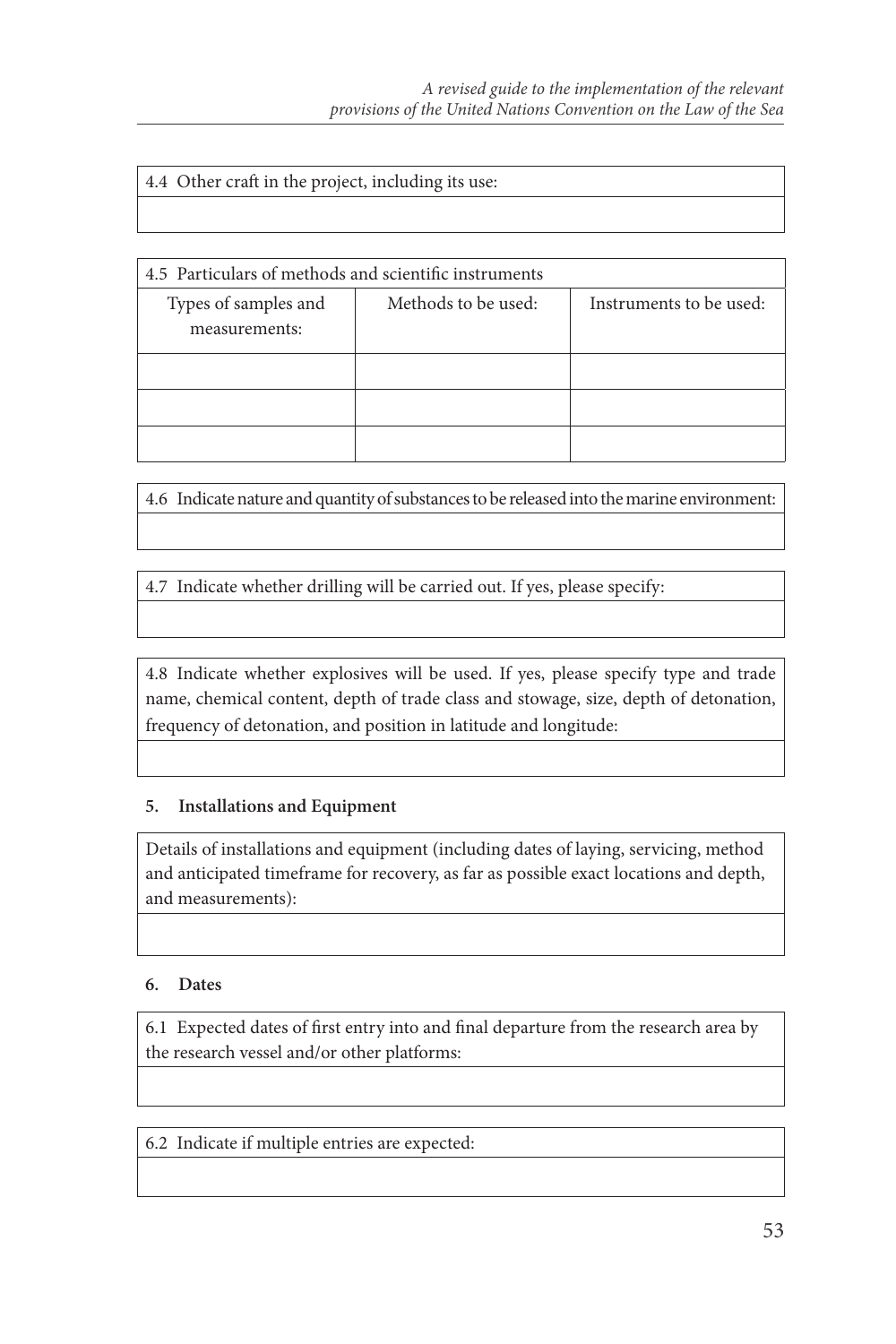| 4.4 Other craft in the project, including its use: |
| --- |
| |

| 4.5 Particulars of methods and scientific instruments | | |
| --- | --- | --- |
| Types of samples and measurements: | Methods to be used: | Instruments to be used: |
| | | |
| | | |
| | | |

| 4.6 Indicate nature and quantity of substances to be released into the marine environment: |
| --- |
| |

| 4.7 Indicate whether drilling will be carried out. If yes, please specify: |
| --- |
| |

| 4.8 Indicate whether explosives will be used. If yes, please specify type and trade name, chemical content, depth of trade class and stowage, size, depth of detonation, frequency of detonation, and position in latitude and longitude: |
| --- |
| |

**5. Installations and Equipment**

| Details of installations and equipment (including dates of laying, servicing, method and anticipated timeframe for recovery, as far as possible exact locations and depth, and measurements): |
| --- |
| |

**6. Dates**

| 6.1 Expected dates of first entry into and final departure from the research area by the research vessel and/or other platforms: |
| --- |
| |

| 6.2 Indicate if multiple entries are expected: |
| --- |
| |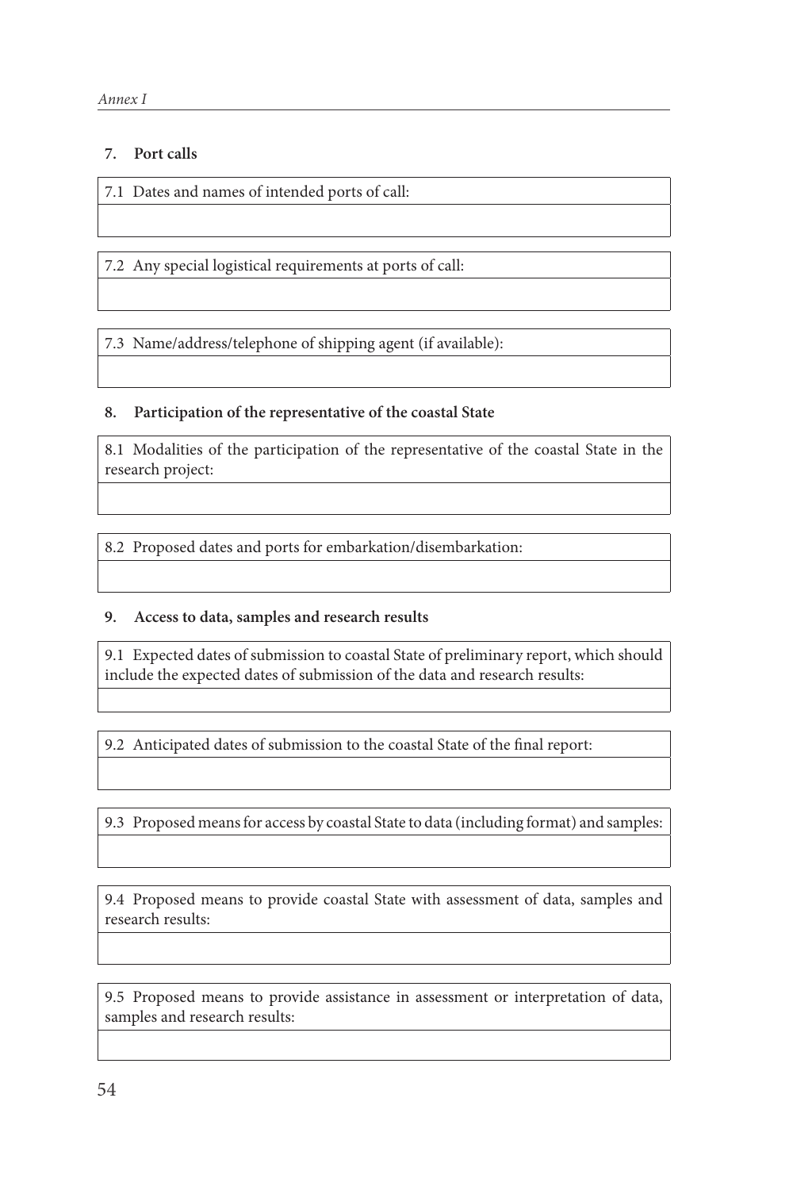## 7. Port calls

| 7.1 Dates and names of intended ports of call: |
|---|
| |

| 7.2 Any special logistical requirements at ports of call: |
|---|
| |

| 7.3 Name/address/telephone of shipping agent (if available): |
|---|
| |

## 8. Participation of the representative of the coastal State

| 8.1 Modalities of the participation of the representative of the coastal State in the research project: |
|---|
| |

| 8.2 Proposed dates and ports for embarkation/disembarkation: |
|---|
| |

## 9. Access to data, samples and research results

| 9.1 Expected dates of submission to coastal State of preliminary report, which should include the expected dates of submission of the data and research results: |
|---|
| |

| 9.2 Anticipated dates of submission to the coastal State of the final report: |
|---|
| |

| 9.3 Proposed means for access by coastal State to data (including format) and samples: |
|---|
| |

| 9.4 Proposed means to provide coastal State with assessment of data, samples and research results: |
|---|
| |

| 9.5 Proposed means to provide assistance in assessment or interpretation of data, samples and research results: |
|---|
| |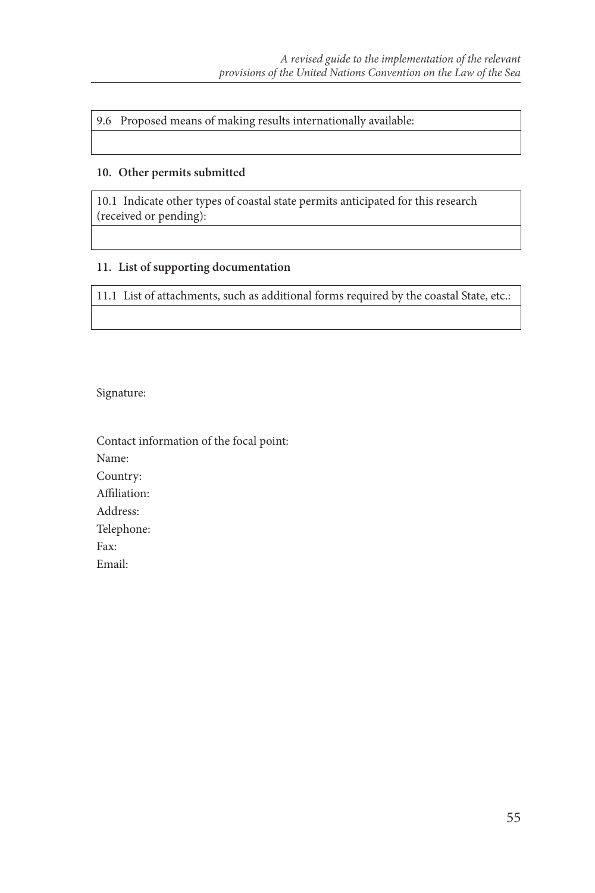| 9.6 Proposed means of making results internationally available: |
|---|
| |

**10. Other permits submitted**

| 10.1 Indicate other types of coastal state permits anticipated for this research (received or pending): |
|---|
| |

**11. List of supporting documentation**

| 11.1 List of attachments, such as additional forms required by the coastal State, etc.: |
|---|
| |

Signature:

Contact information of the focal point:

Name:

Country:

Affiliation:

Address:

Telephone:

Fax:

Email: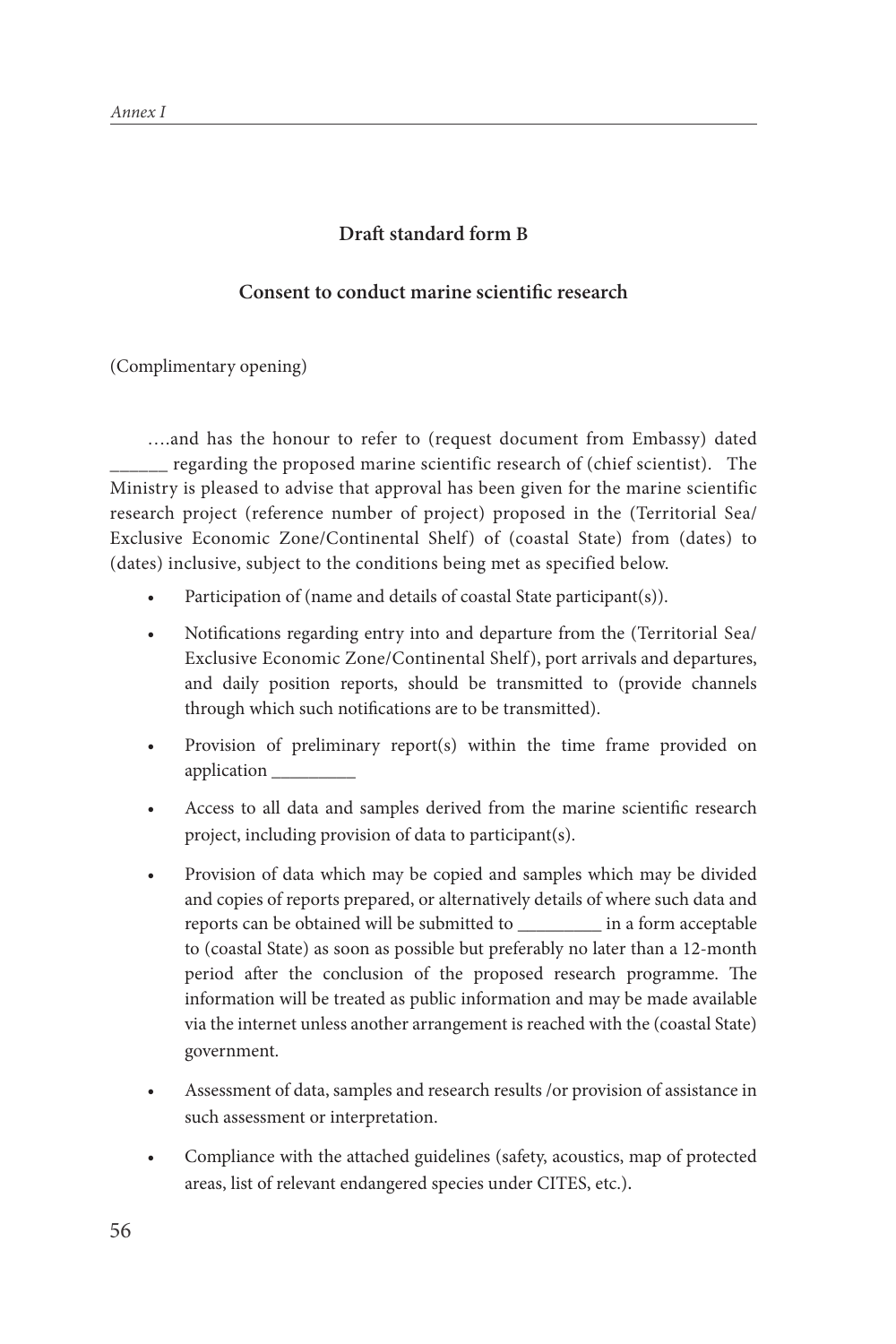## Draft standard form B

## Consent to conduct marine scientific research

(Complimentary opening)

….and has the honour to refer to (request document from Embassy) dated ______ regarding the proposed marine scientific research of (chief scientist). The Ministry is pleased to advise that approval has been given for the marine scientific research project (reference number of project) proposed in the (Territorial Sea/ Exclusive Economic Zone/Continental Shelf) of (coastal State) from (dates) to (dates) inclusive, subject to the conditions being met as specified below.

- Participation of (name and details of coastal State participant(s)).
- Notifications regarding entry into and departure from the (Territorial Sea/ Exclusive Economic Zone/Continental Shelf), port arrivals and departures, and daily position reports, should be transmitted to (provide channels through which such notifications are to be transmitted).
- Provision of preliminary report(s) within the time frame provided on application _________
- Access to all data and samples derived from the marine scientific research project, including provision of data to participant(s).
- Provision of data which may be copied and samples which may be divided and copies of reports prepared, or alternatively details of where such data and reports can be obtained will be submitted to _________ in a form acceptable to (coastal State) as soon as possible but preferably no later than a 12-month period after the conclusion of the proposed research programme. The information will be treated as public information and may be made available via the internet unless another arrangement is reached with the (coastal State) government.
- Assessment of data, samples and research results /or provision of assistance in such assessment or interpretation.
- Compliance with the attached guidelines (safety, acoustics, map of protected areas, list of relevant endangered species under CITES, etc.).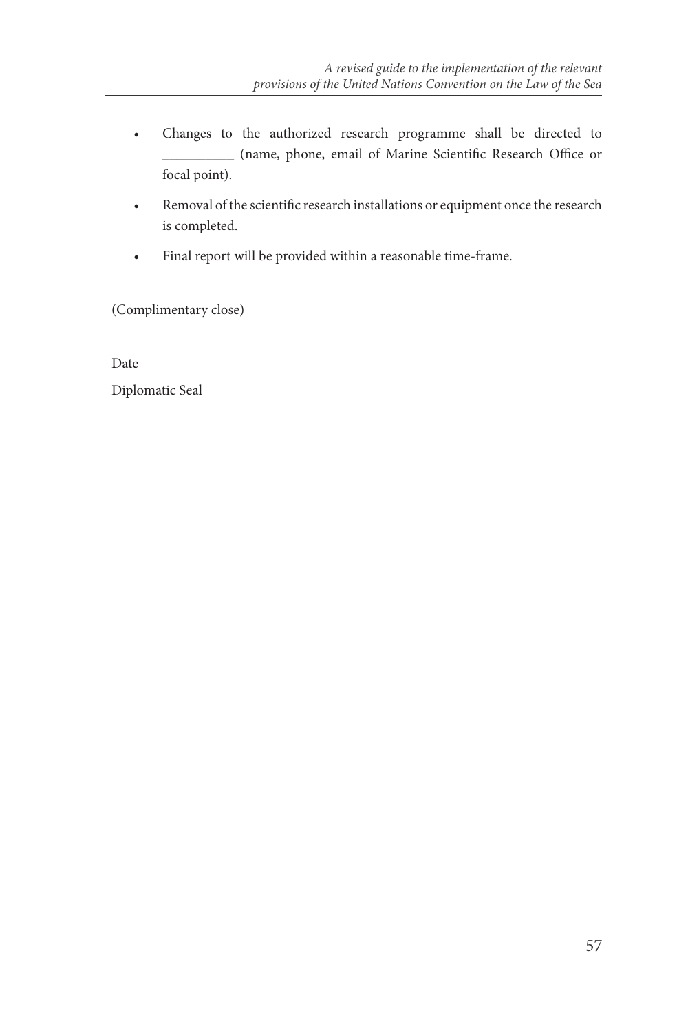- Changes to the authorized research programme shall be directed to __________ (name, phone, email of Marine Scientific Research Office or focal point).
- Removal of the scientific research installations or equipment once the research is completed.
- Final report will be provided within a reasonable time-frame.

(Complimentary close)

Date

Diplomatic Seal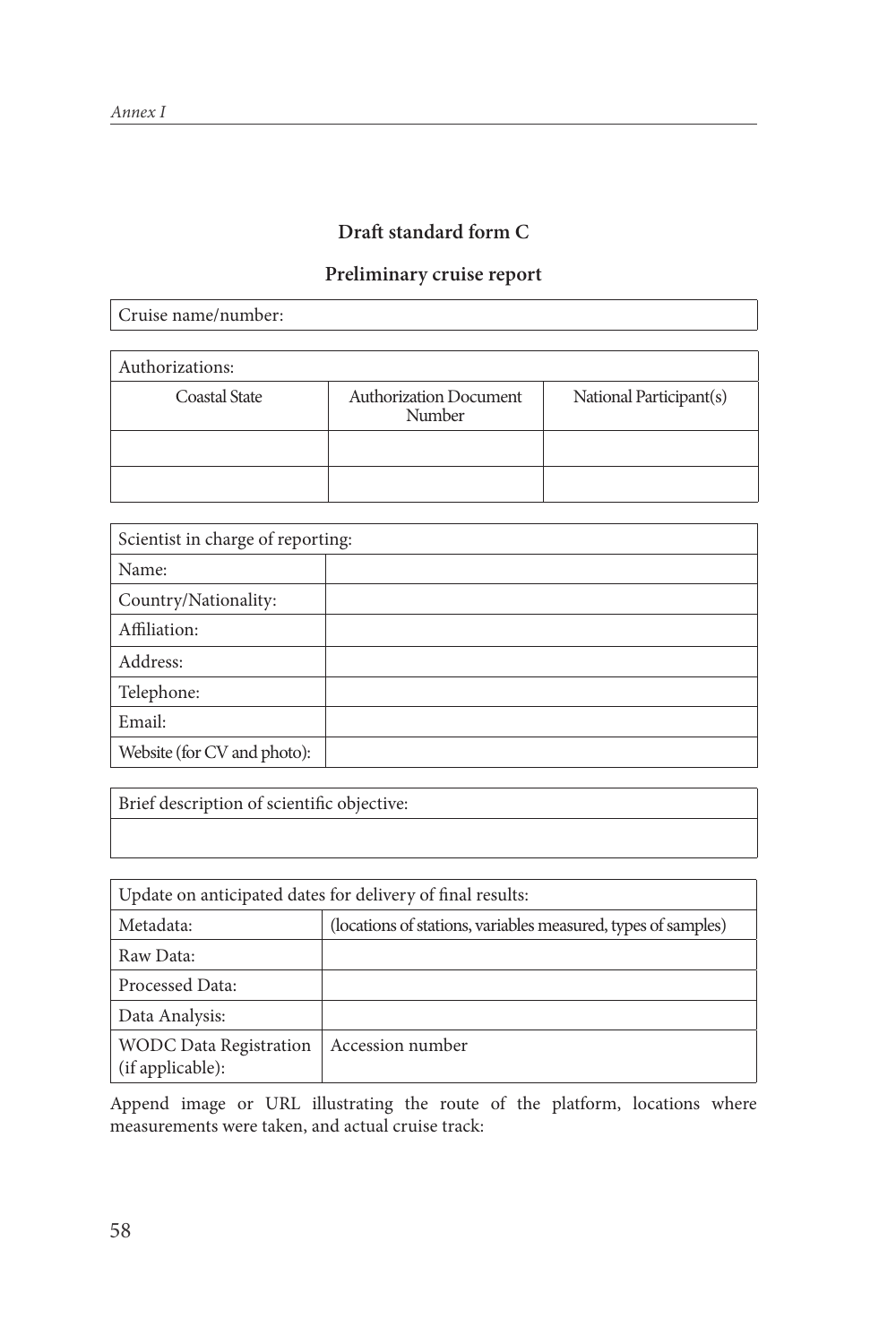## Draft standard form C

## Preliminary cruise report

| Cruise name/number: |
|---|

| Authorizations: | | |
|---|---|---|
| Coastal State | Authorization Document Number | National Participant(s) |
| | | |
| | | |

| Scientist in charge of reporting: | |
|---|---|
| Name: | |
| Country/Nationality: | |
| Affiliation: | |
| Address: | |
| Telephone: | |
| Email: | |
| Website (for CV and photo): | |

| Brief description of scientific objective: |
|---|
| |

| Update on anticipated dates for delivery of final results: | |
|---|---|
| Metadata: | (locations of stations, variables measured, types of samples) |
| Raw Data: | |
| Processed Data: | |
| Data Analysis: | |
| WODC Data Registration (if applicable): | Accession number |

Append image or URL illustrating the route of the platform, locations where measurements were taken, and actual cruise track: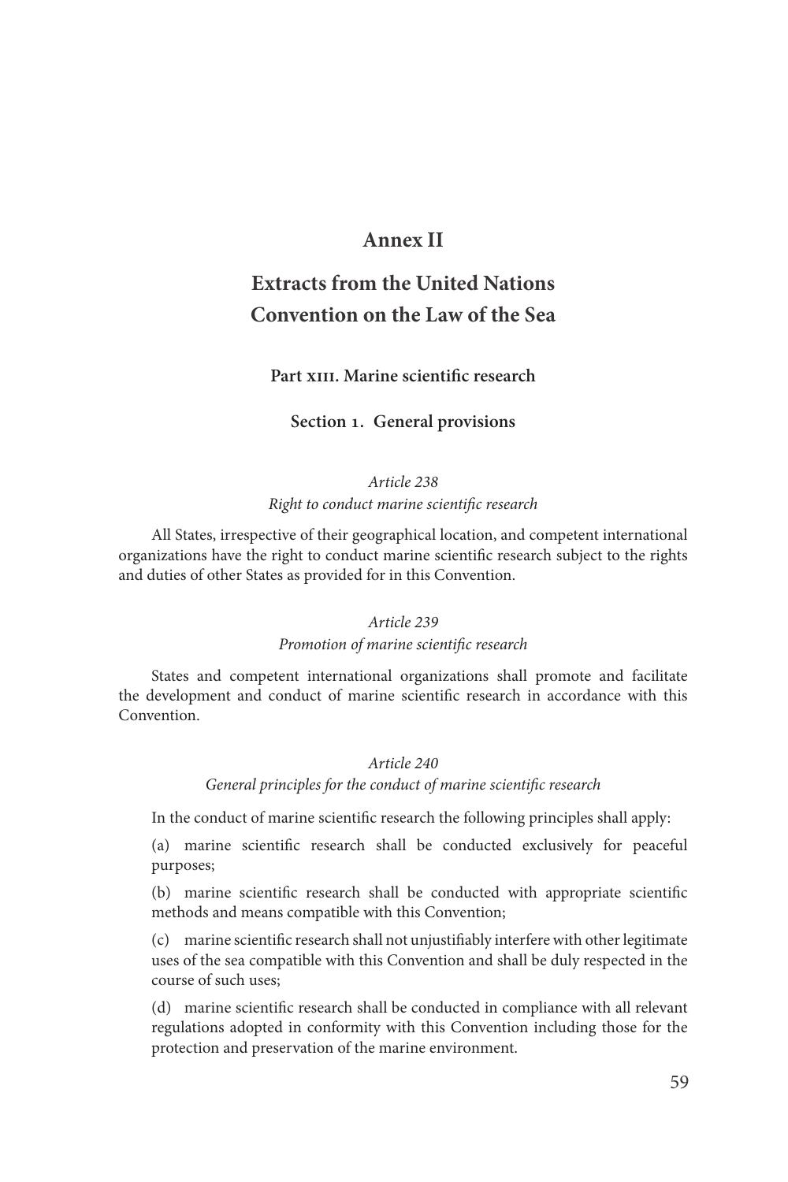# Annex II

# Extracts from the United Nations Convention on the Law of the Sea

## Part XIII. Marine scientific research

### Section 1. General provisions

*Article 238*

*Right to conduct marine scientific research*

All States, irrespective of their geographical location, and competent international organizations have the right to conduct marine scientific research subject to the rights and duties of other States as provided for in this Convention.

*Article 239*

*Promotion of marine scientific research*

States and competent international organizations shall promote and facilitate the development and conduct of marine scientific research in accordance with this Convention.

*Article 240*

*General principles for the conduct of marine scientific research*

In the conduct of marine scientific research the following principles shall apply:

(a) marine scientific research shall be conducted exclusively for peaceful purposes;

(b) marine scientific research shall be conducted with appropriate scientific methods and means compatible with this Convention;

(c) marine scientific research shall not unjustifiably interfere with other legitimate uses of the sea compatible with this Convention and shall be duly respected in the course of such uses;

(d) marine scientific research shall be conducted in compliance with all relevant regulations adopted in conformity with this Convention including those for the protection and preservation of the marine environment.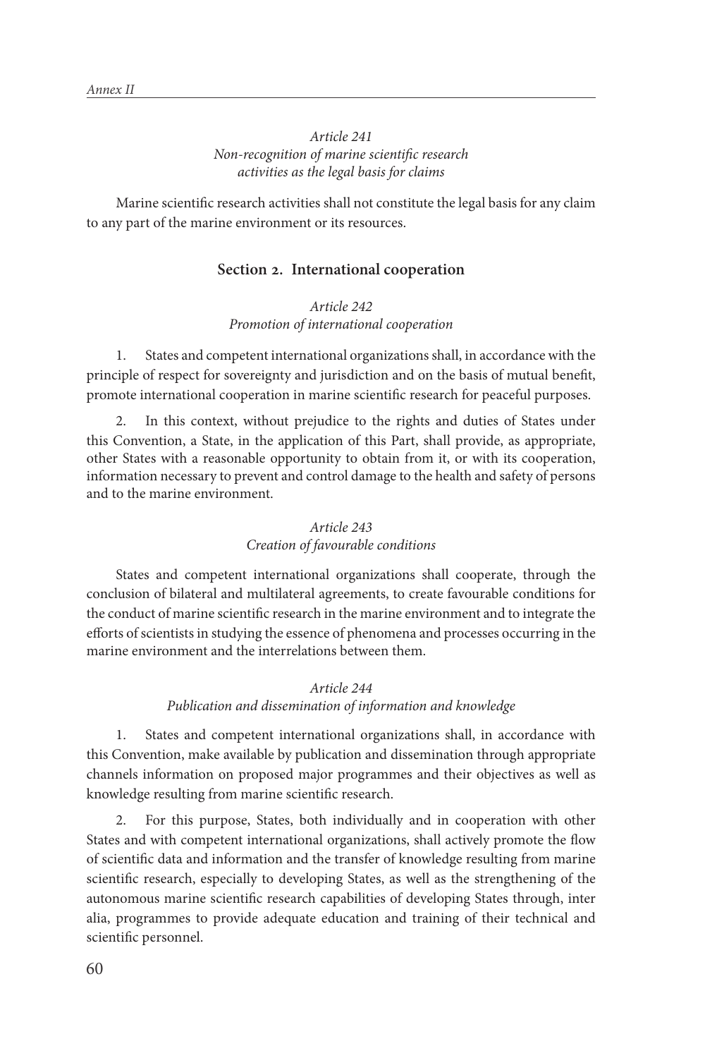*Article 241*
*Non-recognition of marine scientific research activities as the legal basis for claims*

Marine scientific research activities shall not constitute the legal basis for any claim to any part of the marine environment or its resources.

## Section 2. International cooperation

*Article 242*
*Promotion of international cooperation*

1. States and competent international organizations shall, in accordance with the principle of respect for sovereignty and jurisdiction and on the basis of mutual benefit, promote international cooperation in marine scientific research for peaceful purposes.

2. In this context, without prejudice to the rights and duties of States under this Convention, a State, in the application of this Part, shall provide, as appropriate, other States with a reasonable opportunity to obtain from it, or with its cooperation, information necessary to prevent and control damage to the health and safety of persons and to the marine environment.

*Article 243*
*Creation of favourable conditions*

States and competent international organizations shall cooperate, through the conclusion of bilateral and multilateral agreements, to create favourable conditions for the conduct of marine scientific research in the marine environment and to integrate the efforts of scientists in studying the essence of phenomena and processes occurring in the marine environment and the interrelations between them.

*Article 244*
*Publication and dissemination of information and knowledge*

1. States and competent international organizations shall, in accordance with this Convention, make available by publication and dissemination through appropriate channels information on proposed major programmes and their objectives as well as knowledge resulting from marine scientific research.

2. For this purpose, States, both individually and in cooperation with other States and with competent international organizations, shall actively promote the flow of scientific data and information and the transfer of knowledge resulting from marine scientific research, especially to developing States, as well as the strengthening of the autonomous marine scientific research capabilities of developing States through, inter alia, programmes to provide adequate education and training of their technical and scientific personnel.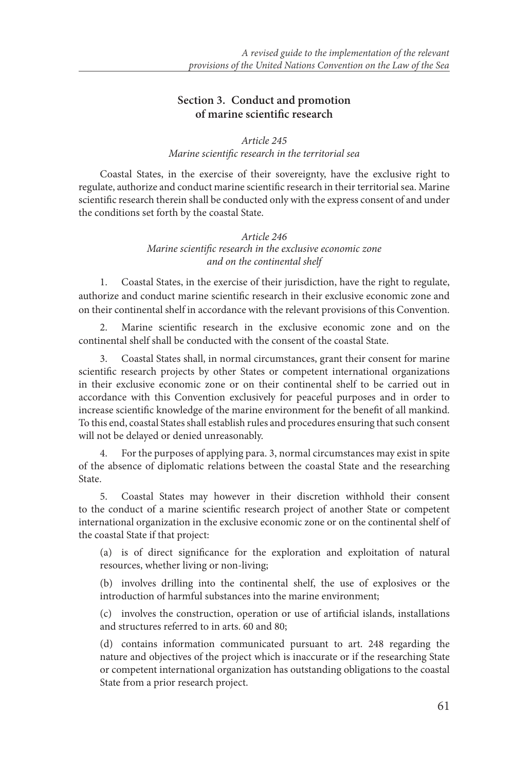## Section 3. Conduct and promotion of marine scientific research

*Article 245*
*Marine scientific research in the territorial sea*

Coastal States, in the exercise of their sovereignty, have the exclusive right to regulate, authorize and conduct marine scientific research in their territorial sea. Marine scientific research therein shall be conducted only with the express consent of and under the conditions set forth by the coastal State.

*Article 246*
*Marine scientific research in the exclusive economic zone and on the continental shelf*

1. Coastal States, in the exercise of their jurisdiction, have the right to regulate, authorize and conduct marine scientific research in their exclusive economic zone and on their continental shelf in accordance with the relevant provisions of this Convention.

2. Marine scientific research in the exclusive economic zone and on the continental shelf shall be conducted with the consent of the coastal State.

3. Coastal States shall, in normal circumstances, grant their consent for marine scientific research projects by other States or competent international organizations in their exclusive economic zone or on their continental shelf to be carried out in accordance with this Convention exclusively for peaceful purposes and in order to increase scientific knowledge of the marine environment for the benefit of all mankind. To this end, coastal States shall establish rules and procedures ensuring that such consent will not be delayed or denied unreasonably.

4. For the purposes of applying para. 3, normal circumstances may exist in spite of the absence of diplomatic relations between the coastal State and the researching State.

5. Coastal States may however in their discretion withhold their consent to the conduct of a marine scientific research project of another State or competent international organization in the exclusive economic zone or on the continental shelf of the coastal State if that project:

(a) is of direct significance for the exploration and exploitation of natural resources, whether living or non-living;

(b) involves drilling into the continental shelf, the use of explosives or the introduction of harmful substances into the marine environment;

(c) involves the construction, operation or use of artificial islands, installations and structures referred to in arts. 60 and 80;

(d) contains information communicated pursuant to art. 248 regarding the nature and objectives of the project which is inaccurate or if the researching State or competent international organization has outstanding obligations to the coastal State from a prior research project.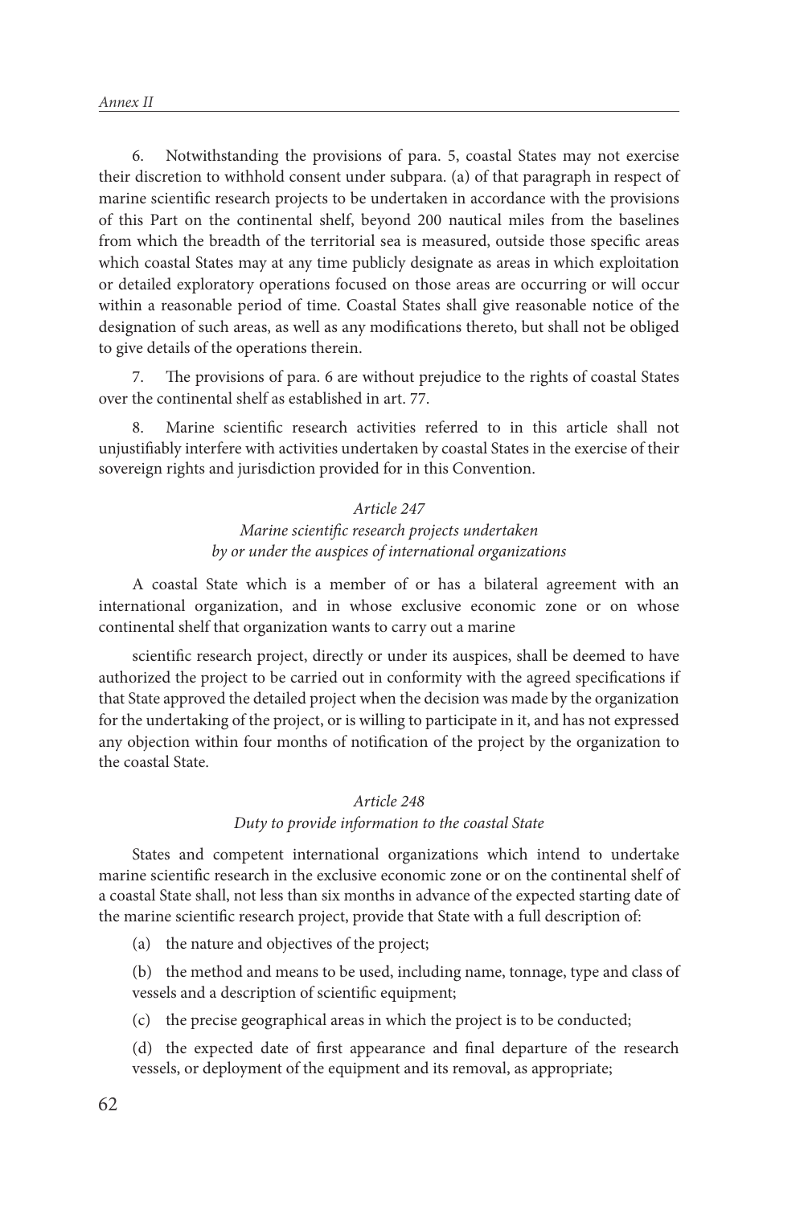6. Notwithstanding the provisions of para. 5, coastal States may not exercise their discretion to withhold consent under subpara. (a) of that paragraph in respect of marine scientific research projects to be undertaken in accordance with the provisions of this Part on the continental shelf, beyond 200 nautical miles from the baselines from which the breadth of the territorial sea is measured, outside those specific areas which coastal States may at any time publicly designate as areas in which exploitation or detailed exploratory operations focused on those areas are occurring or will occur within a reasonable period of time. Coastal States shall give reasonable notice of the designation of such areas, as well as any modifications thereto, but shall not be obliged to give details of the operations therein.

7. The provisions of para. 6 are without prejudice to the rights of coastal States over the continental shelf as established in art. 77.

8. Marine scientific research activities referred to in this article shall not unjustifiably interfere with activities undertaken by coastal States in the exercise of their sovereign rights and jurisdiction provided for in this Convention.

### *Article 247*
### *Marine scientific research projects undertaken by or under the auspices of international organizations*

A coastal State which is a member of or has a bilateral agreement with an international organization, and in whose exclusive economic zone or on whose continental shelf that organization wants to carry out a marine scientific research project, directly or under its auspices, shall be deemed to have authorized the project to be carried out in conformity with the agreed specifications if that State approved the detailed project when the decision was made by the organization for the undertaking of the project, or is willing to participate in it, and has not expressed any objection within four months of notification of the project by the organization to the coastal State.

### *Article 248*
### *Duty to provide information to the coastal State*

States and competent international organizations which intend to undertake marine scientific research in the exclusive economic zone or on the continental shelf of a coastal State shall, not less than six months in advance of the expected starting date of the marine scientific research project, provide that State with a full description of:

(a) the nature and objectives of the project;

(b) the method and means to be used, including name, tonnage, type and class of vessels and a description of scientific equipment;

(c) the precise geographical areas in which the project is to be conducted;

(d) the expected date of first appearance and final departure of the research vessels, or deployment of the equipment and its removal, as appropriate;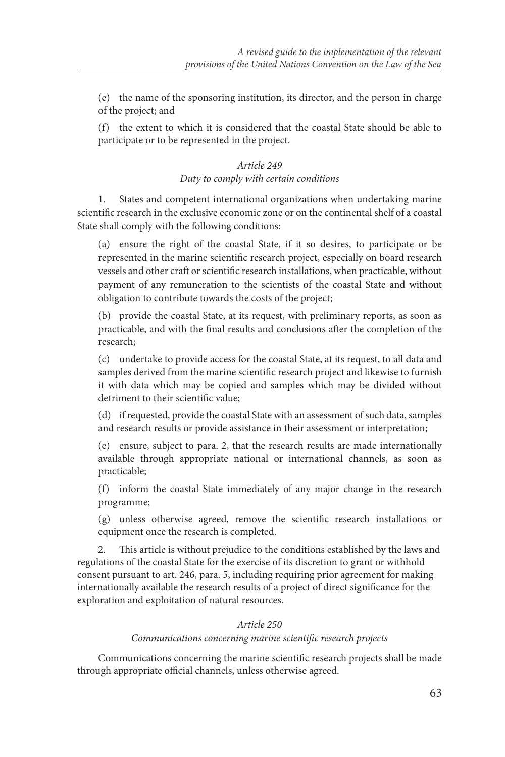(e) the name of the sponsoring institution, its director, and the person in charge of the project; and

(f) the extent to which it is considered that the coastal State should be able to participate or to be represented in the project.

*Article 249*

*Duty to comply with certain conditions*

1. States and competent international organizations when undertaking marine scientific research in the exclusive economic zone or on the continental shelf of a coastal State shall comply with the following conditions:

(a) ensure the right of the coastal State, if it so desires, to participate or be represented in the marine scientific research project, especially on board research vessels and other craft or scientific research installations, when practicable, without payment of any remuneration to the scientists of the coastal State and without obligation to contribute towards the costs of the project;

(b) provide the coastal State, at its request, with preliminary reports, as soon as practicable, and with the final results and conclusions after the completion of the research;

(c) undertake to provide access for the coastal State, at its request, to all data and samples derived from the marine scientific research project and likewise to furnish it with data which may be copied and samples which may be divided without detriment to their scientific value;

(d) if requested, provide the coastal State with an assessment of such data, samples and research results or provide assistance in their assessment or interpretation;

(e) ensure, subject to para. 2, that the research results are made internationally available through appropriate national or international channels, as soon as practicable;

(f) inform the coastal State immediately of any major change in the research programme;

(g) unless otherwise agreed, remove the scientific research installations or equipment once the research is completed.

2. This article is without prejudice to the conditions established by the laws and regulations of the coastal State for the exercise of its discretion to grant or withhold consent pursuant to art. 246, para. 5, including requiring prior agreement for making internationally available the research results of a project of direct significance for the exploration and exploitation of natural resources.

*Article 250*

*Communications concerning marine scientific research projects*

Communications concerning the marine scientific research projects shall be made through appropriate official channels, unless otherwise agreed.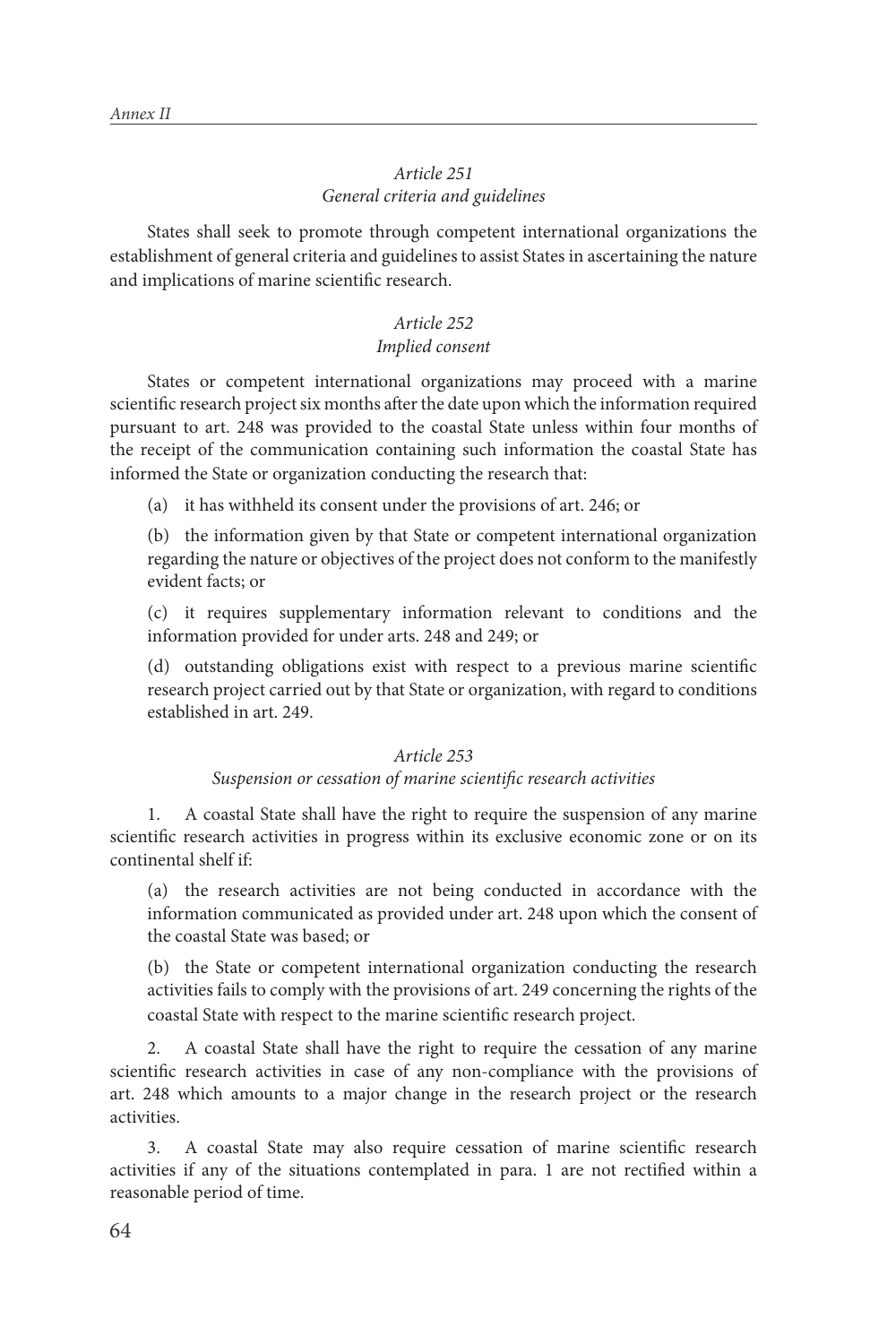### *Article 251*
### *General criteria and guidelines*

States shall seek to promote through competent international organizations the establishment of general criteria and guidelines to assist States in ascertaining the nature and implications of marine scientific research.

### *Article 252*
### *Implied consent*

States or competent international organizations may proceed with a marine scientific research project six months after the date upon which the information required pursuant to art. 248 was provided to the coastal State unless within four months of the receipt of the communication containing such information the coastal State has informed the State or organization conducting the research that:

(a) it has withheld its consent under the provisions of art. 246; or

(b) the information given by that State or competent international organization regarding the nature or objectives of the project does not conform to the manifestly evident facts; or

(c) it requires supplementary information relevant to conditions and the information provided for under arts. 248 and 249; or

(d) outstanding obligations exist with respect to a previous marine scientific research project carried out by that State or organization, with regard to conditions established in art. 249.

### *Article 253*
### *Suspension or cessation of marine scientific research activities*

1. A coastal State shall have the right to require the suspension of any marine scientific research activities in progress within its exclusive economic zone or on its continental shelf if:

(a) the research activities are not being conducted in accordance with the information communicated as provided under art. 248 upon which the consent of the coastal State was based; or

(b) the State or competent international organization conducting the research activities fails to comply with the provisions of art. 249 concerning the rights of the coastal State with respect to the marine scientific research project.

2. A coastal State shall have the right to require the cessation of any marine scientific research activities in case of any non-compliance with the provisions of art. 248 which amounts to a major change in the research project or the research activities.

3. A coastal State may also require cessation of marine scientific research activities if any of the situations contemplated in para. 1 are not rectified within a reasonable period of time.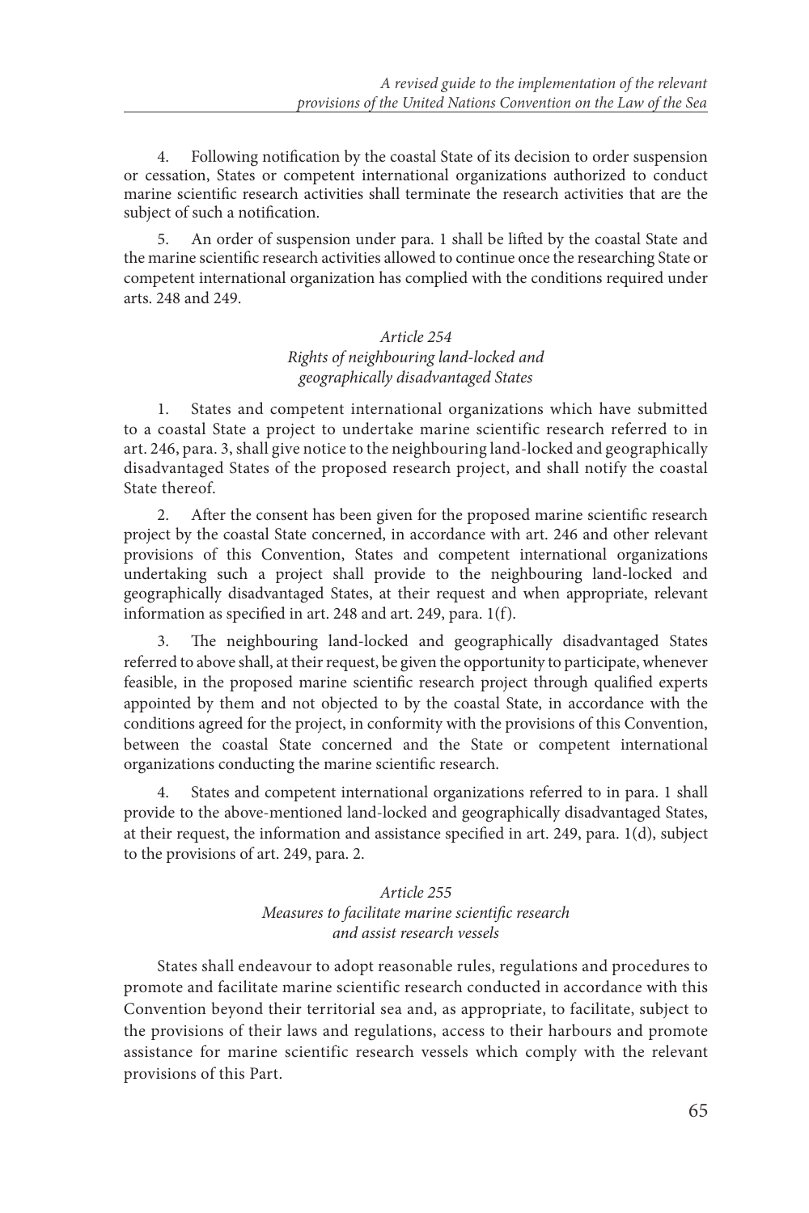4. Following notification by the coastal State of its decision to order suspension or cessation, States or competent international organizations authorized to conduct marine scientific research activities shall terminate the research activities that are the subject of such a notification.

5. An order of suspension under para. 1 shall be lifted by the coastal State and the marine scientific research activities allowed to continue once the researching State or competent international organization has complied with the conditions required under arts. 248 and 249.

*Article 254*
*Rights of neighbouring land-locked and geographically disadvantaged States*

1. States and competent international organizations which have submitted to a coastal State a project to undertake marine scientific research referred to in art. 246, para. 3, shall give notice to the neighbouring land-locked and geographically disadvantaged States of the proposed research project, and shall notify the coastal State thereof.

2. After the consent has been given for the proposed marine scientific research project by the coastal State concerned, in accordance with art. 246 and other relevant provisions of this Convention, States and competent international organizations undertaking such a project shall provide to the neighbouring land-locked and geographically disadvantaged States, at their request and when appropriate, relevant information as specified in art. 248 and art. 249, para. 1(f).

3. The neighbouring land-locked and geographically disadvantaged States referred to above shall, at their request, be given the opportunity to participate, whenever feasible, in the proposed marine scientific research project through qualified experts appointed by them and not objected to by the coastal State, in accordance with the conditions agreed for the project, in conformity with the provisions of this Convention, between the coastal State concerned and the State or competent international organizations conducting the marine scientific research.

4. States and competent international organizations referred to in para. 1 shall provide to the above-mentioned land-locked and geographically disadvantaged States, at their request, the information and assistance specified in art. 249, para. 1(d), subject to the provisions of art. 249, para. 2.

*Article 255*
*Measures to facilitate marine scientific research and assist research vessels*

States shall endeavour to adopt reasonable rules, regulations and procedures to promote and facilitate marine scientific research conducted in accordance with this Convention beyond their territorial sea and, as appropriate, to facilitate, subject to the provisions of their laws and regulations, access to their harbours and promote assistance for marine scientific research vessels which comply with the relevant provisions of this Part.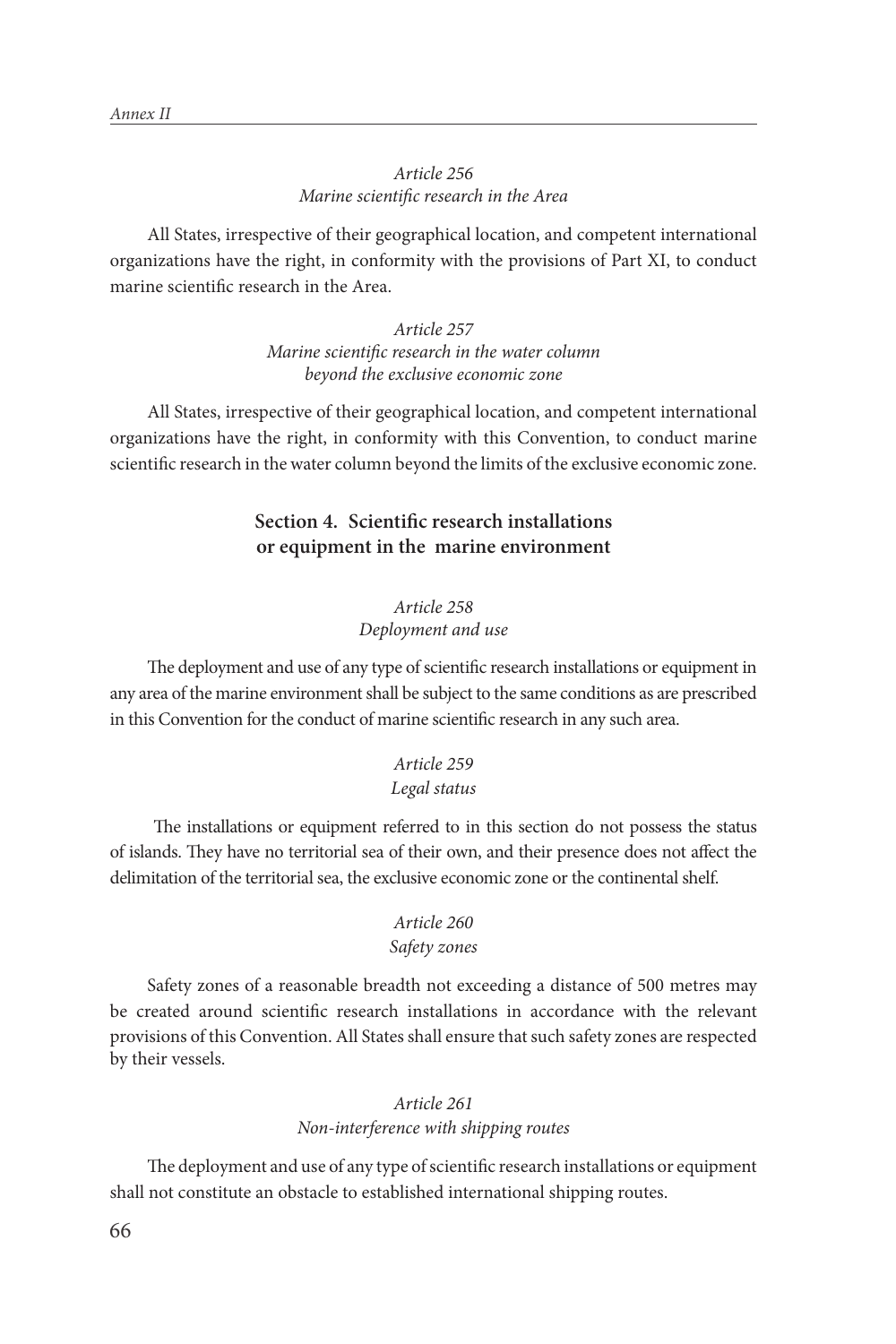*Article 256*
*Marine scientific research in the Area*

All States, irrespective of their geographical location, and competent international organizations have the right, in conformity with the provisions of Part XI, to conduct marine scientific research in the Area.

*Article 257*
*Marine scientific research in the water column beyond the exclusive economic zone*

All States, irrespective of their geographical location, and competent international organizations have the right, in conformity with this Convention, to conduct marine scientific research in the water column beyond the limits of the exclusive economic zone.

## Section 4. Scientific research installations or equipment in the marine environment

*Article 258*
*Deployment and use*

The deployment and use of any type of scientific research installations or equipment in any area of the marine environment shall be subject to the same conditions as are prescribed in this Convention for the conduct of marine scientific research in any such area.

*Article 259*
*Legal status*

The installations or equipment referred to in this section do not possess the status of islands. They have no territorial sea of their own, and their presence does not affect the delimitation of the territorial sea, the exclusive economic zone or the continental shelf.

*Article 260*
*Safety zones*

Safety zones of a reasonable breadth not exceeding a distance of 500 metres may be created around scientific research installations in accordance with the relevant provisions of this Convention. All States shall ensure that such safety zones are respected by their vessels.

*Article 261*
*Non-interference with shipping routes*

The deployment and use of any type of scientific research installations or equipment shall not constitute an obstacle to established international shipping routes.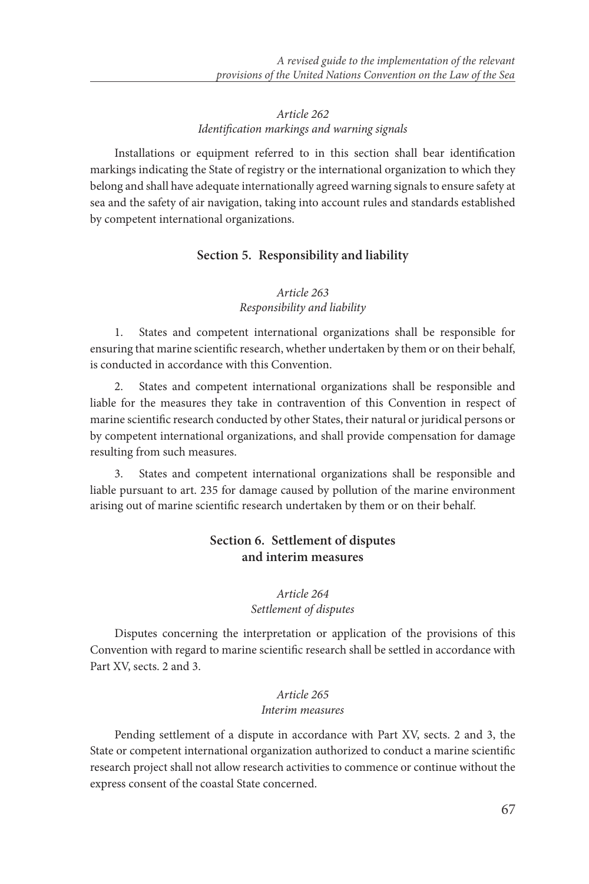*Article 262*
*Identification markings and warning signals*

Installations or equipment referred to in this section shall bear identification markings indicating the State of registry or the international organization to which they belong and shall have adequate internationally agreed warning signals to ensure safety at sea and the safety of air navigation, taking into account rules and standards established by competent international organizations.

## Section 5. Responsibility and liability

*Article 263*
*Responsibility and liability*

1. States and competent international organizations shall be responsible for ensuring that marine scientific research, whether undertaken by them or on their behalf, is conducted in accordance with this Convention.

2. States and competent international organizations shall be responsible and liable for the measures they take in contravention of this Convention in respect of marine scientific research conducted by other States, their natural or juridical persons or by competent international organizations, and shall provide compensation for damage resulting from such measures.

3. States and competent international organizations shall be responsible and liable pursuant to art. 235 for damage caused by pollution of the marine environment arising out of marine scientific research undertaken by them or on their behalf.

## Section 6. Settlement of disputes and interim measures

*Article 264*
*Settlement of disputes*

Disputes concerning the interpretation or application of the provisions of this Convention with regard to marine scientific research shall be settled in accordance with Part XV, sects. 2 and 3.

*Article 265*
*Interim measures*

Pending settlement of a dispute in accordance with Part XV, sects. 2 and 3, the State or competent international organization authorized to conduct a marine scientific research project shall not allow research activities to commence or continue without the express consent of the coastal State concerned.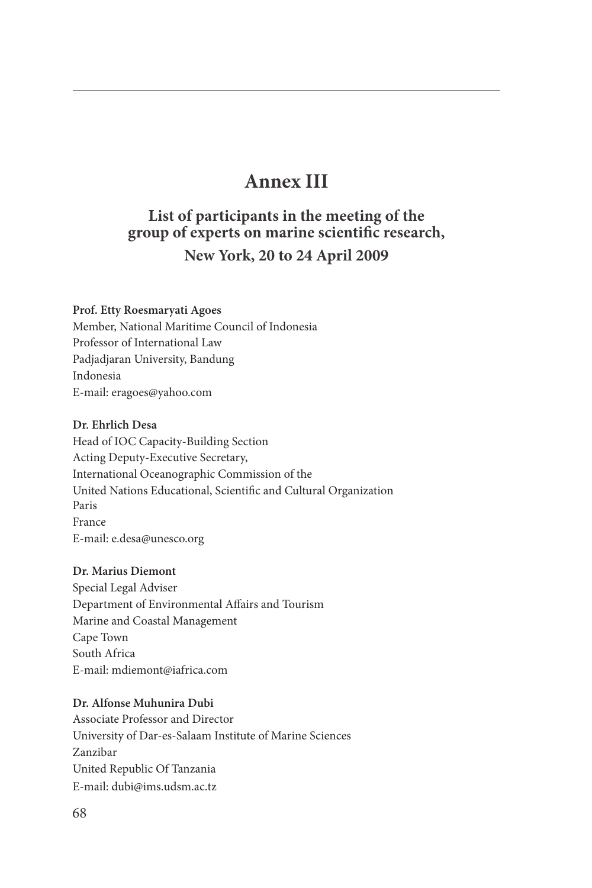# Annex III

## List of participants in the meeting of the group of experts on marine scientific research,

### New York, 20 to 24 April 2009

**Prof. Etty Roesmaryati Agoes**
Member, National Maritime Council of Indonesia
Professor of International Law
Padjadjaran University, Bandung
Indonesia
E-mail: eragoes@yahoo.com

**Dr. Ehrlich Desa**
Head of IOC Capacity-Building Section
Acting Deputy-Executive Secretary,
International Oceanographic Commission of the
United Nations Educational, Scientific and Cultural Organization
Paris
France
E-mail: e.desa@unesco.org

**Dr. Marius Diemont**
Special Legal Adviser
Department of Environmental Affairs and Tourism
Marine and Coastal Management
Cape Town
South Africa
E-mail: mdiemont@iafrica.com

**Dr. Alfonse Muhunira Dubi**
Associate Professor and Director
University of Dar-es-Salaam Institute of Marine Sciences
Zanzibar
United Republic Of Tanzania
E-mail: dubi@ims.udsm.ac.tz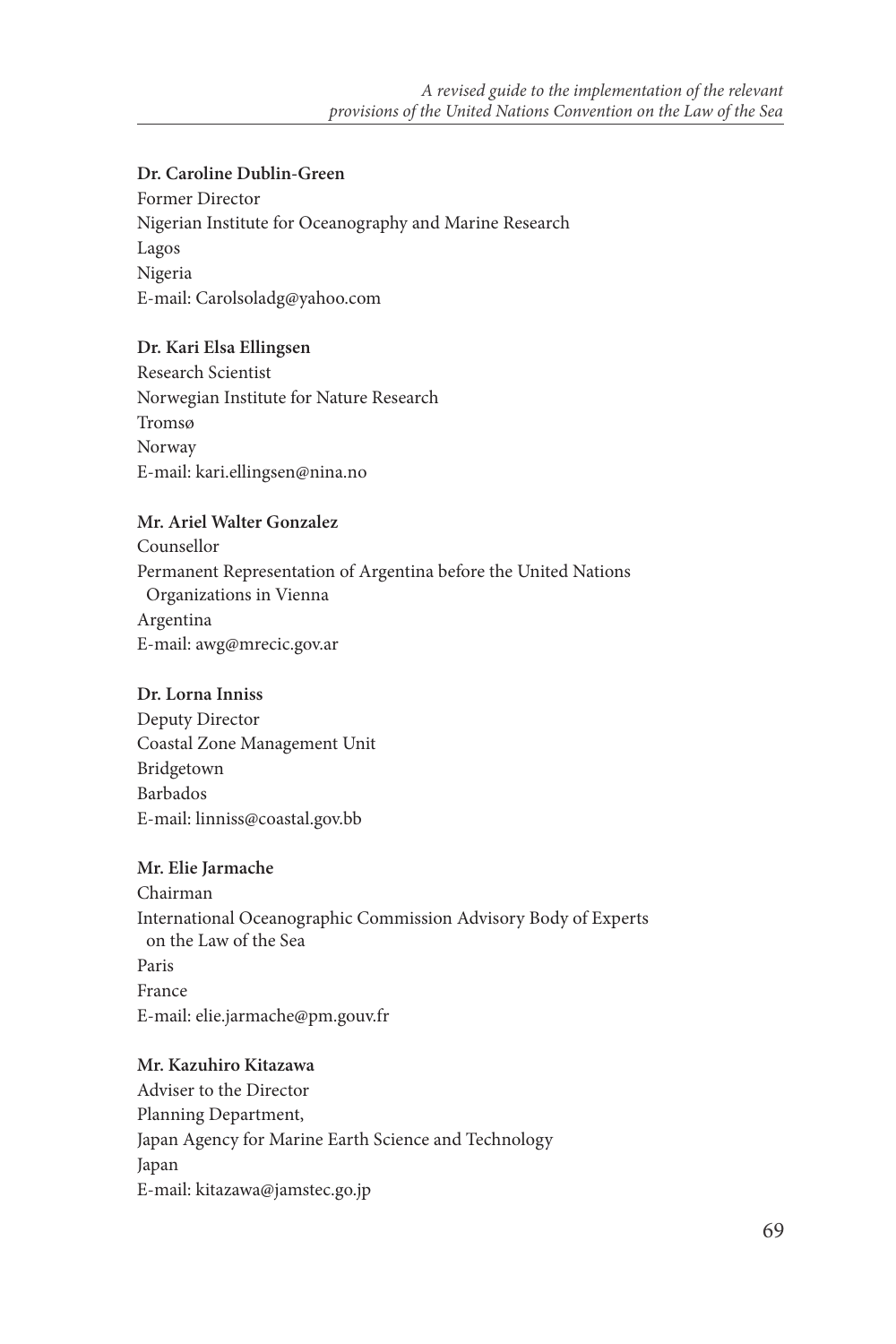**Dr. Caroline Dublin-Green**
Former Director
Nigerian Institute for Oceanography and Marine Research
Lagos
Nigeria
E-mail: Carolsoladg@yahoo.com

**Dr. Kari Elsa Ellingsen**
Research Scientist
Norwegian Institute for Nature Research
Tromsø
Norway
E-mail: kari.ellingsen@nina.no

**Mr. Ariel Walter Gonzalez**
Counsellor
Permanent Representation of Argentina before the United Nations Organizations in Vienna
Argentina
E-mail: awg@mrecic.gov.ar

**Dr. Lorna Inniss**
Deputy Director
Coastal Zone Management Unit
Bridgetown
Barbados
E-mail: linniss@coastal.gov.bb

**Mr. Elie Jarmache**
Chairman
International Oceanographic Commission Advisory Body of Experts on the Law of the Sea
Paris
France
E-mail: elie.jarmache@pm.gouv.fr

**Mr. Kazuhiro Kitazawa**
Adviser to the Director
Planning Department,
Japan Agency for Marine Earth Science and Technology
Japan
E-mail: kitazawa@jamstec.go.jp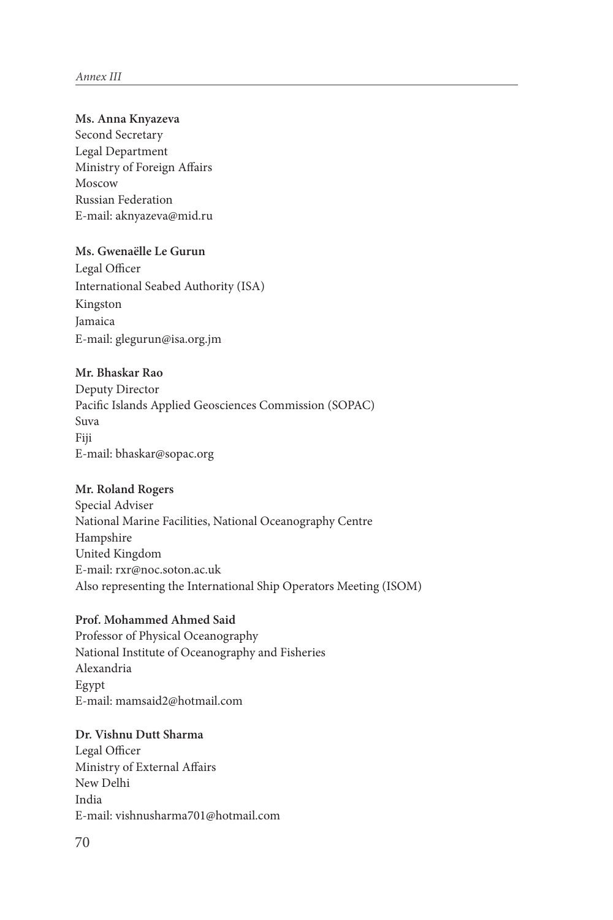**Ms. Anna Knyazeva**
Second Secretary
Legal Department
Ministry of Foreign Affairs
Moscow
Russian Federation
E-mail: aknyazeva@mid.ru

**Ms. Gwenaëlle Le Gurun**
Legal Officer
International Seabed Authority (ISA)
Kingston
Jamaica
E-mail: glegurun@isa.org.jm

**Mr. Bhaskar Rao**
Deputy Director
Pacific Islands Applied Geosciences Commission (SOPAC)
Suva
Fiji
E-mail: bhaskar@sopac.org

**Mr. Roland Rogers**
Special Adviser
National Marine Facilities, National Oceanography Centre
Hampshire
United Kingdom
E-mail: rxr@noc.soton.ac.uk
Also representing the International Ship Operators Meeting (ISOM)

**Prof. Mohammed Ahmed Said**
Professor of Physical Oceanography
National Institute of Oceanography and Fisheries
Alexandria
Egypt
E-mail: mamsaid2@hotmail.com

**Dr. Vishnu Dutt Sharma**
Legal Officer
Ministry of External Affairs
New Delhi
India
E-mail: vishnusharma701@hotmail.com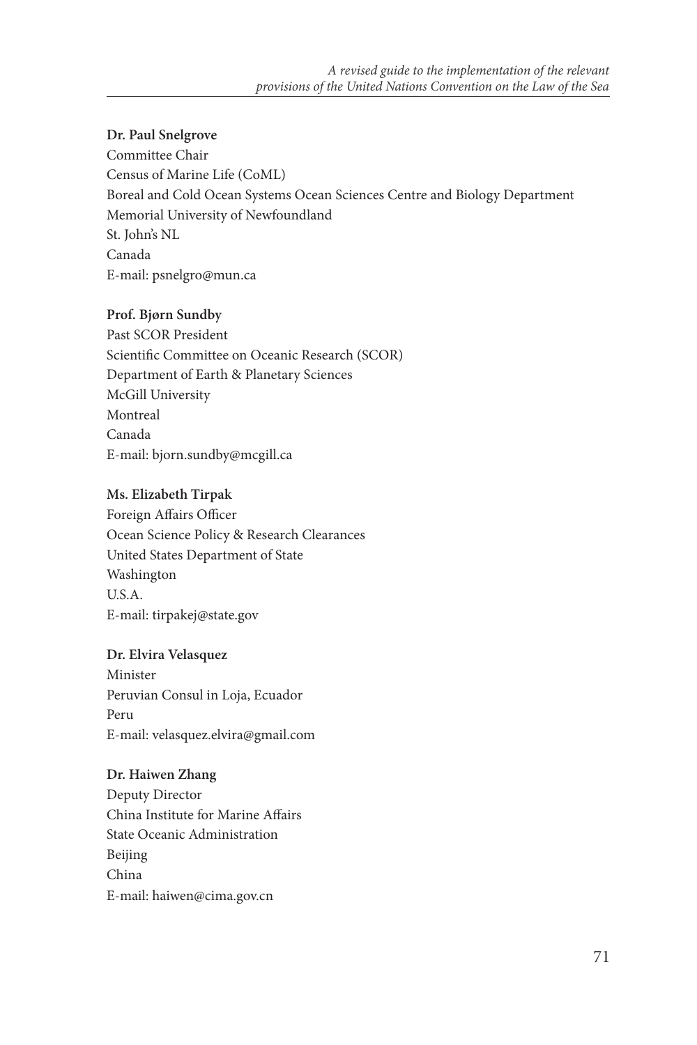**Dr. Paul Snelgrove**
Committee Chair
Census of Marine Life (CoML)
Boreal and Cold Ocean Systems Ocean Sciences Centre and Biology Department
Memorial University of Newfoundland
St. John's NL
Canada
E-mail: psnelgro@mun.ca

**Prof. Bjørn Sundby**
Past SCOR President
Scientific Committee on Oceanic Research (SCOR)
Department of Earth & Planetary Sciences
McGill University
Montreal
Canada
E-mail: bjorn.sundby@mcgill.ca

**Ms. Elizabeth Tirpak**
Foreign Affairs Officer
Ocean Science Policy & Research Clearances
United States Department of State
Washington
U.S.A.
E-mail: tirpakej@state.gov

**Dr. Elvira Velasquez**
Minister
Peruvian Consul in Loja, Ecuador
Peru
E-mail: velasquez.elvira@gmail.com

**Dr. Haiwen Zhang**
Deputy Director
China Institute for Marine Affairs
State Oceanic Administration
Beijing
China
E-mail: haiwen@cima.gov.cn